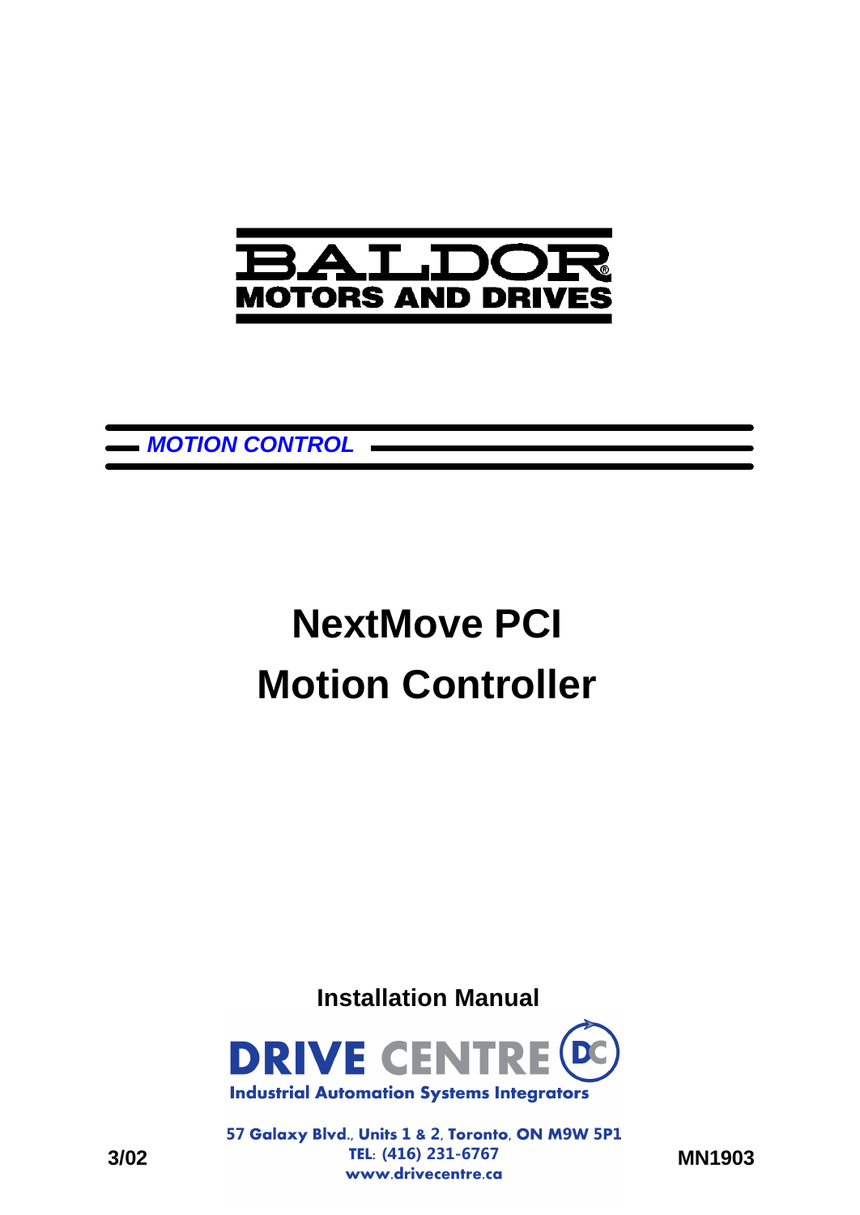BALDOR
MOTORS AND DRIVES

***MOTION CONTROL***

# NextMove PCI
# Motion Controller

**Installation Manual**

DRIVE CENTRE
Industrial Automation Systems Integrators

57 Galaxy Blvd., Units 1 & 2, Toronto, ON M9W 5P1
TEL: (416) 231-6767
www.drivecentre.ca

**3/02** **MN1903**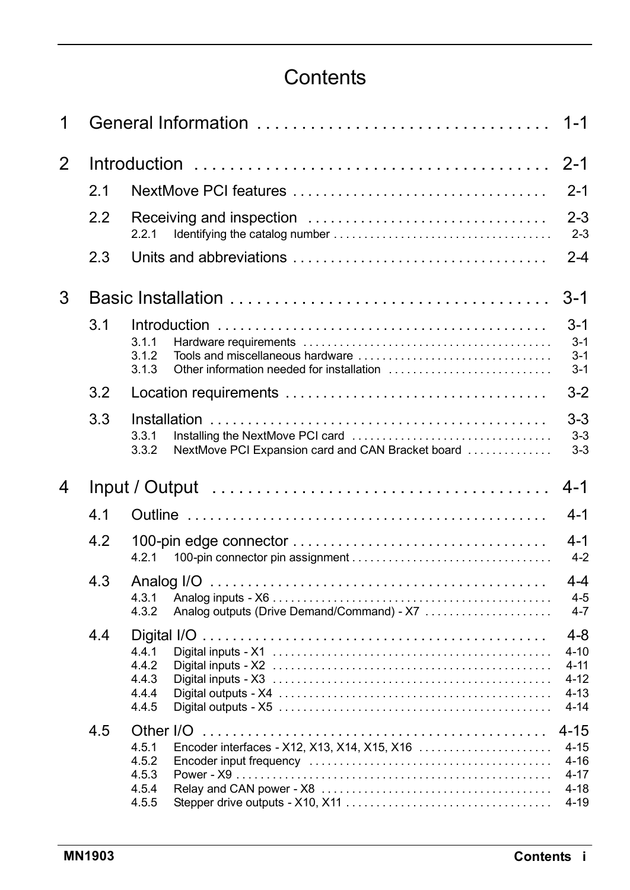# Contents

**1 General Information** . . . . . . . . . . . . . . . . . . . . . . . . . . . . . . . . **1-1**

**2 Introduction** . . . . . . . . . . . . . . . . . . . . . . . . . . . . . . . . . . . . . . . . **2-1**

- 2.1 NextMove PCI features . . . . . . . . . . . . . . . . . . . . . . . . . . . . . . . . 2-1
- 2.2 Receiving and inspection . . . . . . . . . . . . . . . . . . . . . . . . . . . . . . . 2-3
  - 2.2.1 Identifying the catalog number . . . . . . . . . . . . . . . . . . . . . . . . . . . 2-3
- 2.3 Units and abbreviations . . . . . . . . . . . . . . . . . . . . . . . . . . . . . . . . 2-4

**3 Basic Installation** . . . . . . . . . . . . . . . . . . . . . . . . . . . . . . . . . . . . **3-1**

- 3.1 Introduction . . . . . . . . . . . . . . . . . . . . . . . . . . . . . . . . . . . . . . . . 3-1
  - 3.1.1 Hardware requirements . . . . . . . . . . . . . . . . . . . . . . . . . . . . . . . 3-1
  - 3.1.2 Tools and miscellaneous hardware . . . . . . . . . . . . . . . . . . . . . . . 3-1
  - 3.1.3 Other information needed for installation . . . . . . . . . . . . . . . . . . 3-1
- 3.2 Location requirements . . . . . . . . . . . . . . . . . . . . . . . . . . . . . . . . . 3-2
- 3.3 Installation . . . . . . . . . . . . . . . . . . . . . . . . . . . . . . . . . . . . . . . . . 3-3
  - 3.3.1 Installing the NextMove PCI card . . . . . . . . . . . . . . . . . . . . . . . . 3-3
  - 3.3.2 NextMove PCI Expansion card and CAN Bracket board . . . . . . . . . . 3-3

**4 Input / Output** . . . . . . . . . . . . . . . . . . . . . . . . . . . . . . . . . . . . . . . **4-1**

- 4.1 Outline . . . . . . . . . . . . . . . . . . . . . . . . . . . . . . . . . . . . . . . . . . . . 4-1
- 4.2 100-pin edge connector . . . . . . . . . . . . . . . . . . . . . . . . . . . . . . . . . 4-1
  - 4.2.1 100-pin connector pin assignment . . . . . . . . . . . . . . . . . . . . . . . . 4-2
- 4.3 Analog I/O . . . . . . . . . . . . . . . . . . . . . . . . . . . . . . . . . . . . . . . . . 4-4
  - 4.3.1 Analog inputs - X6 . . . . . . . . . . . . . . . . . . . . . . . . . . . . . . . . . . 4-5
  - 4.3.2 Analog outputs (Drive Demand/Command) - X7 . . . . . . . . . . . . . . . 4-7
- 4.4 Digital I/O . . . . . . . . . . . . . . . . . . . . . . . . . . . . . . . . . . . . . . . . . 4-8
  - 4.4.1 Digital inputs - X1 . . . . . . . . . . . . . . . . . . . . . . . . . . . . . . . . . . 4-10
  - 4.4.2 Digital inputs - X2 . . . . . . . . . . . . . . . . . . . . . . . . . . . . . . . . . . 4-11
  - 4.4.3 Digital inputs - X3 . . . . . . . . . . . . . . . . . . . . . . . . . . . . . . . . . . 4-12
  - 4.4.4 Digital outputs - X4 . . . . . . . . . . . . . . . . . . . . . . . . . . . . . . . . . 4-13
  - 4.4.5 Digital outputs - X5 . . . . . . . . . . . . . . . . . . . . . . . . . . . . . . . . . 4-14
- 4.5 Other I/O . . . . . . . . . . . . . . . . . . . . . . . . . . . . . . . . . . . . . . . . . . 4-15
  - 4.5.1 Encoder interfaces - X12, X13, X14, X15, X16 . . . . . . . . . . . . . . . . 4-15
  - 4.5.2 Encoder input frequency . . . . . . . . . . . . . . . . . . . . . . . . . . . . . . 4-16
  - 4.5.3 Power - X9 . . . . . . . . . . . . . . . . . . . . . . . . . . . . . . . . . . . . . . . 4-17
  - 4.5.4 Relay and CAN power - X8 . . . . . . . . . . . . . . . . . . . . . . . . . . . . 4-18
  - 4.5.5 Stepper drive outputs - X10, X11 . . . . . . . . . . . . . . . . . . . . . . . . . 4-19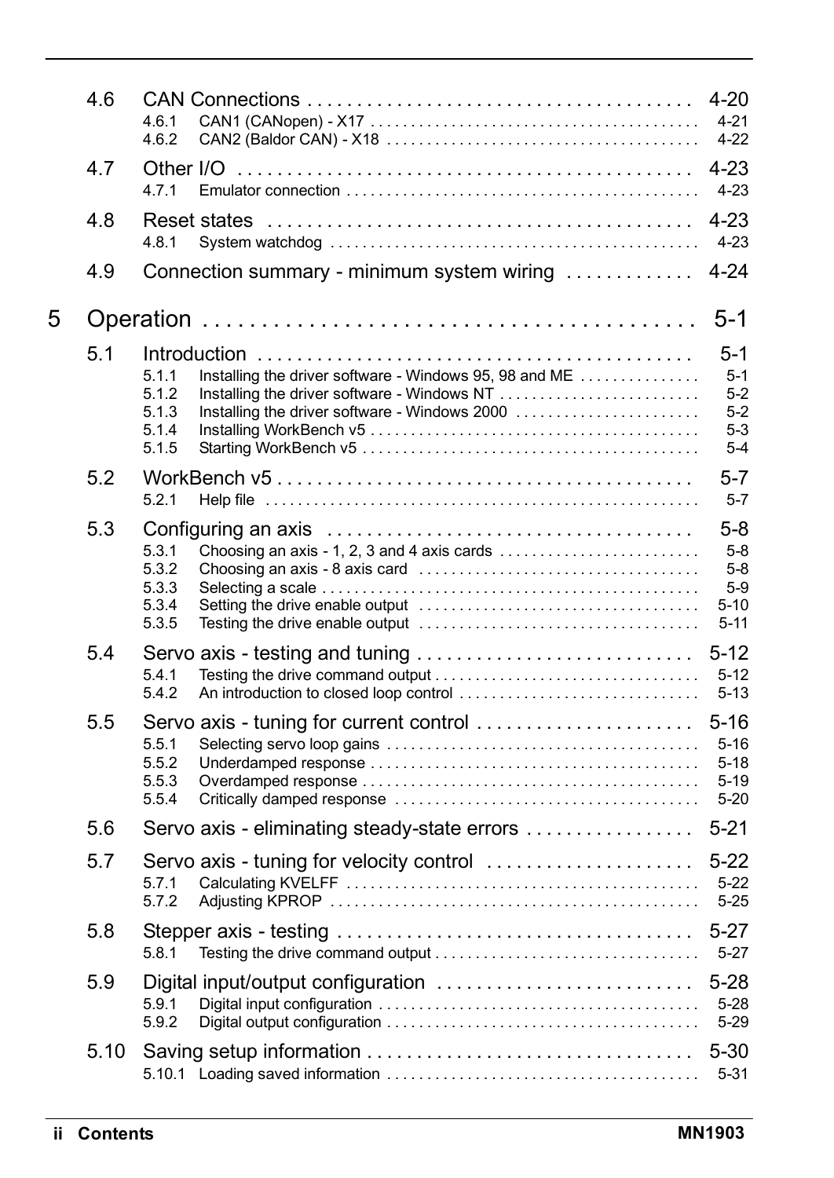4.6 CAN Connections . . . . . . . . . . . . . . . . . . . . . . . . . . . . . . . . . . . . . . . 4-20
- 4.6.1 CAN1 (CANopen) - X17 . . . . . . . . . . . . . . . . . . . . . . . . . . . . . . . . . . . . . . . 4-21
- 4.6.2 CAN2 (Baldor CAN) - X18 . . . . . . . . . . . . . . . . . . . . . . . . . . . . . . . . . . . . . 4-22

4.7 Other I/O . . . . . . . . . . . . . . . . . . . . . . . . . . . . . . . . . . . . . . . . . . . . . . 4-23
- 4.7.1 Emulator connection . . . . . . . . . . . . . . . . . . . . . . . . . . . . . . . . . . . . . . . . . . 4-23

4.8 Reset states . . . . . . . . . . . . . . . . . . . . . . . . . . . . . . . . . . . . . . . . . . . 4-23
- 4.8.1 System watchdog . . . . . . . . . . . . . . . . . . . . . . . . . . . . . . . . . . . . . . . . . . . . 4-23

4.9 Connection summary - minimum system wiring . . . . . . . . . . . . . 4-24

5 Operation . . . . . . . . . . . . . . . . . . . . . . . . . . . . . . . . . . . . . . . . . 5-1

5.1 Introduction . . . . . . . . . . . . . . . . . . . . . . . . . . . . . . . . . . . . . . . . . . . 5-1
- 5.1.1 Installing the driver software - Windows 95, 98 and ME . . . . . . . . . . . . . . 5-1
- 5.1.2 Installing the driver software - Windows NT . . . . . . . . . . . . . . . . . . . . . . . . . 5-2
- 5.1.3 Installing the driver software - Windows 2000 . . . . . . . . . . . . . . . . . . . . . . . 5-2
- 5.1.4 Installing WorkBench v5 . . . . . . . . . . . . . . . . . . . . . . . . . . . . . . . . . . . . . . . . . 5-3
- 5.1.5 Starting WorkBench v5 . . . . . . . . . . . . . . . . . . . . . . . . . . . . . . . . . . . . . . . . . . 5-4

5.2 WorkBench v5 . . . . . . . . . . . . . . . . . . . . . . . . . . . . . . . . . . . . . . . . . . 5-7
- 5.2.1 Help file . . . . . . . . . . . . . . . . . . . . . . . . . . . . . . . . . . . . . . . . . . . . . . . . . . . . . 5-7

5.3 Configuring an axis . . . . . . . . . . . . . . . . . . . . . . . . . . . . . . . . . . . . 5-8
- 5.3.1 Choosing an axis - 1, 2, 3 and 4 axis cards . . . . . . . . . . . . . . . . . . . . . . . . . 5-8
- 5.3.2 Choosing an axis - 8 axis card . . . . . . . . . . . . . . . . . . . . . . . . . . . . . . . . . . . 5-8
- 5.3.3 Selecting a scale . . . . . . . . . . . . . . . . . . . . . . . . . . . . . . . . . . . . . . . . . . . . . . 5-9
- 5.3.4 Setting the drive enable output . . . . . . . . . . . . . . . . . . . . . . . . . . . . . . . . . . . 5-10
- 5.3.5 Testing the drive enable output . . . . . . . . . . . . . . . . . . . . . . . . . . . . . . . . . . . 5-11

5.4 Servo axis - testing and tuning . . . . . . . . . . . . . . . . . . . . . . . . . . . . 5-12
- 5.4.1 Testing the drive command output . . . . . . . . . . . . . . . . . . . . . . . . . . . . . . . . . 5-12
- 5.4.2 An introduction to closed loop control . . . . . . . . . . . . . . . . . . . . . . . . . . . . . 5-13

5.5 Servo axis - tuning for current control . . . . . . . . . . . . . . . . . . . . . . 5-16
- 5.5.1 Selecting servo loop gains . . . . . . . . . . . . . . . . . . . . . . . . . . . . . . . . . . . . . . . 5-16
- 5.5.2 Underdamped response . . . . . . . . . . . . . . . . . . . . . . . . . . . . . . . . . . . . . . . . . 5-18
- 5.5.3 Overdamped response . . . . . . . . . . . . . . . . . . . . . . . . . . . . . . . . . . . . . . . . . . 5-19
- 5.5.4 Critically damped response . . . . . . . . . . . . . . . . . . . . . . . . . . . . . . . . . . . . . . 5-20

5.6 Servo axis - eliminating steady-state errors . . . . . . . . . . . . . . . . . 5-21

5.7 Servo axis - tuning for velocity control . . . . . . . . . . . . . . . . . . . . . 5-22
- 5.7.1 Calculating KVELFF . . . . . . . . . . . . . . . . . . . . . . . . . . . . . . . . . . . . . . . . . . . . 5-22
- 5.7.2 Adjusting KPROP . . . . . . . . . . . . . . . . . . . . . . . . . . . . . . . . . . . . . . . . . . . . . . 5-25

5.8 Stepper axis - testing . . . . . . . . . . . . . . . . . . . . . . . . . . . . . . . . . . . . 5-27
- 5.8.1 Testing the drive command output . . . . . . . . . . . . . . . . . . . . . . . . . . . . . . . . . 5-27

5.9 Digital input/output configuration . . . . . . . . . . . . . . . . . . . . . . . . . . 5-28
- 5.9.1 Digital input configuration . . . . . . . . . . . . . . . . . . . . . . . . . . . . . . . . . . . . . . . 5-28
- 5.9.2 Digital output configuration . . . . . . . . . . . . . . . . . . . . . . . . . . . . . . . . . . . . . . 5-29

5.10 Saving setup information . . . . . . . . . . . . . . . . . . . . . . . . . . . . . . . . . 5-30
- 5.10.1 Loading saved information . . . . . . . . . . . . . . . . . . . . . . . . . . . . . . . . . . . . . . 5-31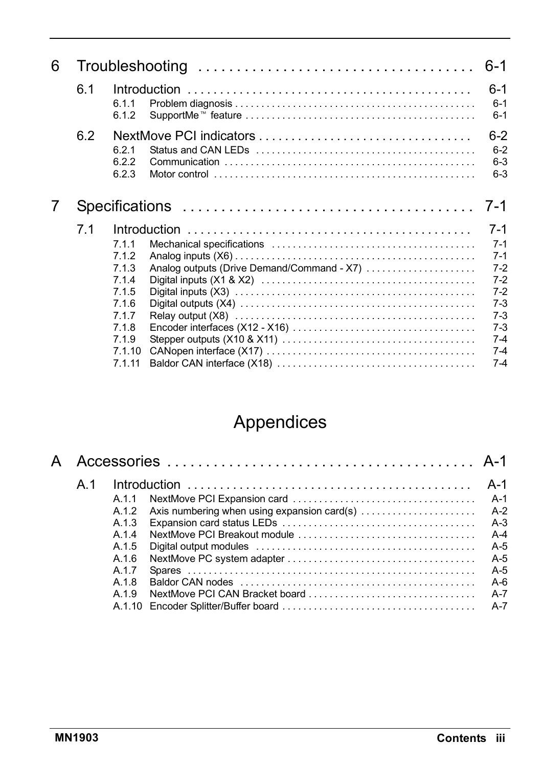| | | |
|---|---|---|
| **6** | **Troubleshooting** | **6-1** |
| 6.1 | Introduction | 6-1 |
| 6.1.1 | Problem diagnosis | 6-1 |
| 6.1.2 | SupportMe™ feature | 6-1 |
| 6.2 | NextMove PCI indicators | 6-2 |
| 6.2.1 | Status and CAN LEDs | 6-2 |
| 6.2.2 | Communication | 6-3 |
| 6.2.3 | Motor control | 6-3 |
| **7** | **Specifications** | **7-1** |
| 7.1 | Introduction | 7-1 |
| 7.1.1 | Mechanical specifications | 7-1 |
| 7.1.2 | Analog inputs (X6) | 7-1 |
| 7.1.3 | Analog outputs (Drive Demand/Command - X7) | 7-2 |
| 7.1.4 | Digital inputs (X1 & X2) | 7-2 |
| 7.1.5 | Digital inputs (X3) | 7-2 |
| 7.1.6 | Digital outputs (X4) | 7-3 |
| 7.1.7 | Relay output (X8) | 7-3 |
| 7.1.8 | Encoder interfaces (X12 - X16) | 7-3 |
| 7.1.9 | Stepper outputs (X10 & X11) | 7-4 |
| 7.1.10 | CANopen interface (X17) | 7-4 |
| 7.1.11 | Baldor CAN interface (X18) | 7-4 |

# Appendices

| | | |
|---|---|---|
| **A** | **Accessories** | **A-1** |
| A.1 | Introduction | A-1 |
| A.1.1 | NextMove PCI Expansion card | A-1 |
| A.1.2 | Axis numbering when using expansion card(s) | A-2 |
| A.1.3 | Expansion card status LEDs | A-3 |
| A.1.4 | NextMove PCI Breakout module | A-4 |
| A.1.5 | Digital output modules | A-5 |
| A.1.6 | NextMove PC system adapter | A-5 |
| A.1.7 | Spares | A-5 |
| A.1.8 | Baldor CAN nodes | A-6 |
| A.1.9 | NextMove PCI CAN Bracket board | A-7 |
| A.1.10 | Encoder Splitter/Buffer board | A-7 |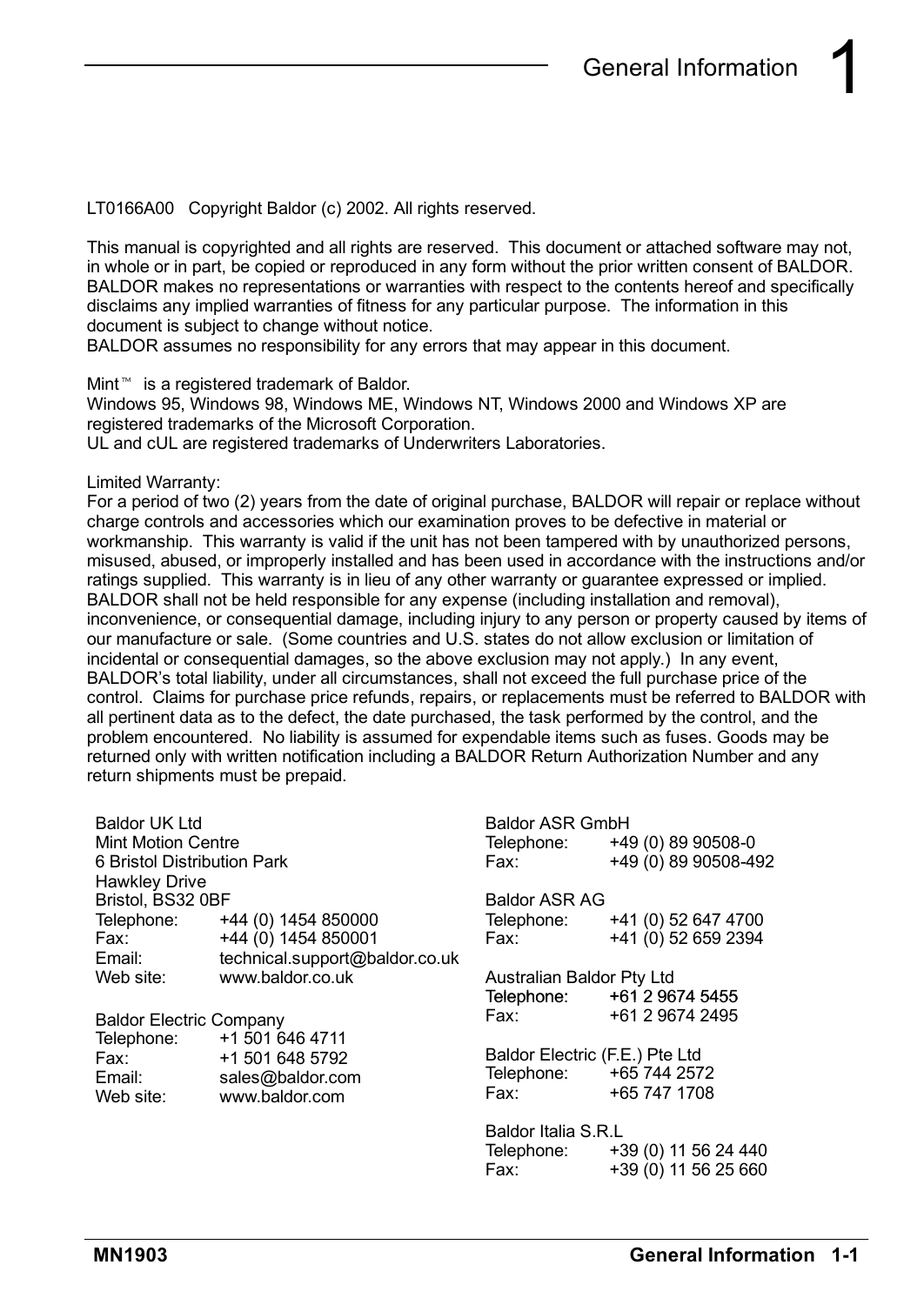# 1 General Information

LT0166A00 Copyright Baldor (c) 2002. All rights reserved.

This manual is copyrighted and all rights are reserved. This document or attached software may not, in whole or in part, be copied or reproduced in any form without the prior written consent of BALDOR. BALDOR makes no representations or warranties with respect to the contents hereof and specifically disclaims any implied warranties of fitness for any particular purpose. The information in this document is subject to change without notice.
BALDOR assumes no responsibility for any errors that may appear in this document.

Mint™ is a registered trademark of Baldor.
Windows 95, Windows 98, Windows ME, Windows NT, Windows 2000 and Windows XP are registered trademarks of the Microsoft Corporation.
UL and cUL are registered trademarks of Underwriters Laboratories.

Limited Warranty:
For a period of two (2) years from the date of original purchase, BALDOR will repair or replace without charge controls and accessories which our examination proves to be defective in material or workmanship. This warranty is valid if the unit has not been tampered with by unauthorized persons, misused, abused, or improperly installed and has been used in accordance with the instructions and/or ratings supplied. This warranty is in lieu of any other warranty or guarantee expressed or implied. BALDOR shall not be held responsible for any expense (including installation and removal), inconvenience, or consequential damage, including injury to any person or property caused by items of our manufacture or sale. (Some countries and U.S. states do not allow exclusion or limitation of incidental or consequential damages, so the above exclusion may not apply.) In any event, BALDOR's total liability, under all circumstances, shall not exceed the full purchase price of the control. Claims for purchase price refunds, repairs, or replacements must be referred to BALDOR with all pertinent data as to the defect, the date purchased, the task performed by the control, and the problem encountered. No liability is assumed for expendable items such as fuses. Goods may be returned only with written notification including a BALDOR Return Authorization Number and any return shipments must be prepaid.

Baldor UK Ltd
Mint Motion Centre
6 Bristol Distribution Park
Hawkley Drive
Bristol, BS32 0BF
Telephone: +44 (0) 1454 850000
Fax: +44 (0) 1454 850001
Email: technical.support@baldor.co.uk
Web site: www.baldor.co.uk

Baldor Electric Company
Telephone: +1 501 646 4711
Fax: +1 501 648 5792
Email: sales@baldor.com
Web site: www.baldor.com

Baldor ASR GmbH
Telephone: +49 (0) 89 90508-0
Fax: +49 (0) 89 90508-492

Baldor ASR AG
Telephone: +41 (0) 52 647 4700
Fax: +41 (0) 52 659 2394

Australian Baldor Pty Ltd
Telephone: +61 2 9674 5455
Fax: +61 2 9674 2495

Baldor Electric (F.E.) Pte Ltd
Telephone: +65 744 2572
Fax: +65 747 1708

Baldor Italia S.R.L
Telephone: +39 (0) 11 56 24 440
Fax: +39 (0) 11 56 25 660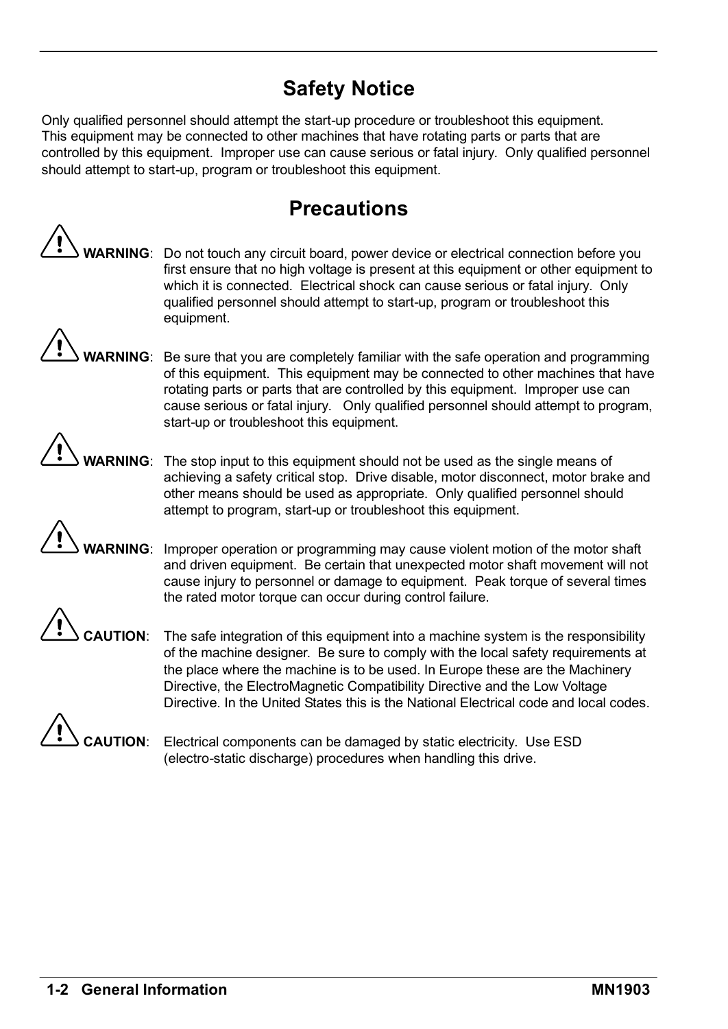## Safety Notice

Only qualified personnel should attempt the start-up procedure or troubleshoot this equipment. This equipment may be connected to other machines that have rotating parts or parts that are controlled by this equipment. Improper use can cause serious or fatal injury. Only qualified personnel should attempt to start-up, program or troubleshoot this equipment.

## Precautions

**WARNING**: Do not touch any circuit board, power device or electrical connection before you first ensure that no high voltage is present at this equipment or other equipment to which it is connected. Electrical shock can cause serious or fatal injury. Only qualified personnel should attempt to start-up, program or troubleshoot this equipment.

**WARNING**: Be sure that you are completely familiar with the safe operation and programming of this equipment. This equipment may be connected to other machines that have rotating parts or parts that are controlled by this equipment. Improper use can cause serious or fatal injury. Only qualified personnel should attempt to program, start-up or troubleshoot this equipment.

**WARNING**: The stop input to this equipment should not be used as the single means of achieving a safety critical stop. Drive disable, motor disconnect, motor brake and other means should be used as appropriate. Only qualified personnel should attempt to program, start-up or troubleshoot this equipment.

**WARNING**: Improper operation or programming may cause violent motion of the motor shaft and driven equipment. Be certain that unexpected motor shaft movement will not cause injury to personnel or damage to equipment. Peak torque of several times the rated motor torque can occur during control failure.

**CAUTION**: The safe integration of this equipment into a machine system is the responsibility of the machine designer. Be sure to comply with the local safety requirements at the place where the machine is to be used. In Europe these are the Machinery Directive, the ElectroMagnetic Compatibility Directive and the Low Voltage Directive. In the United States this is the National Electrical code and local codes.

**CAUTION**: Electrical components can be damaged by static electricity. Use ESD (electro-static discharge) procedures when handling this drive.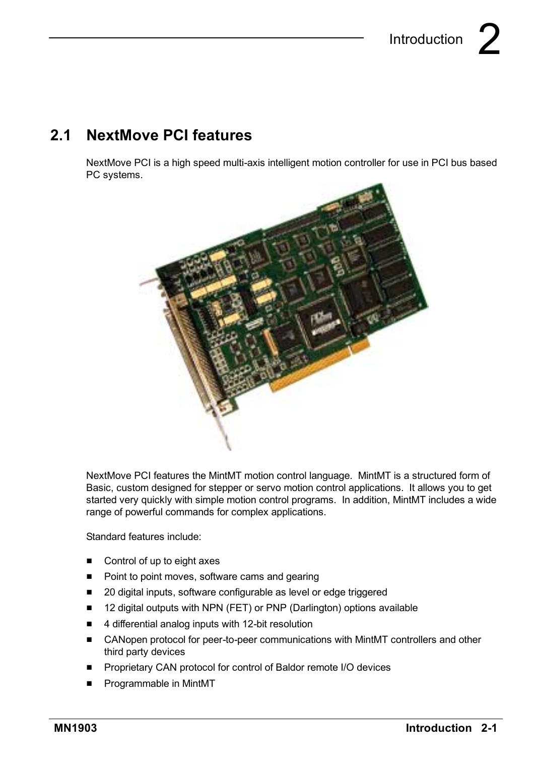# 2 Introduction

## 2.1 NextMove PCI features

NextMove PCI is a high speed multi-axis intelligent motion controller for use in PCI bus based PC systems.

NextMove PCI features the MintMT motion control language. MintMT is a structured form of Basic, custom designed for stepper or servo motion control applications. It allows you to get started very quickly with simple motion control programs. In addition, MintMT includes a wide range of powerful commands for complex applications.

Standard features include:

- Control of up to eight axes
- Point to point moves, software cams and gearing
- 20 digital inputs, software configurable as level or edge triggered
- 12 digital outputs with NPN (FET) or PNP (Darlington) options available
- 4 differential analog inputs with 12-bit resolution
- CANopen protocol for peer-to-peer communications with MintMT controllers and other third party devices
- Proprietary CAN protocol for control of Baldor remote I/O devices
- Programmable in MintMT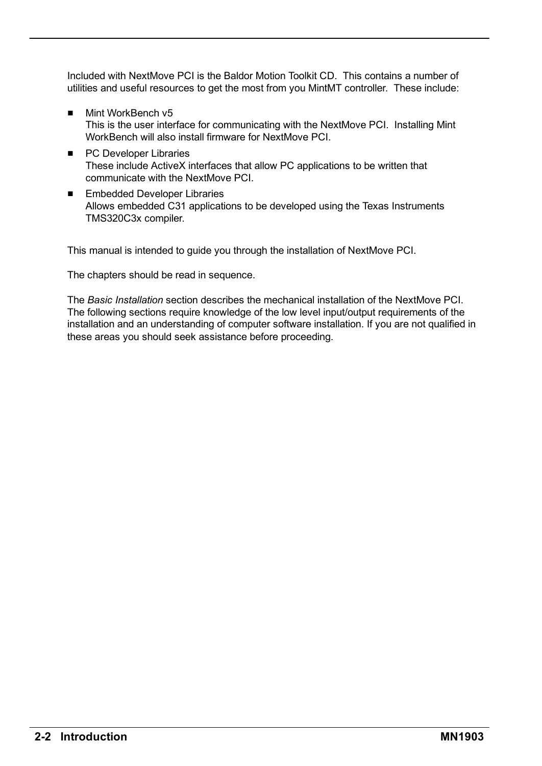Included with NextMove PCI is the Baldor Motion Toolkit CD. This contains a number of utilities and useful resources to get the most from you MintMT controller. These include:

- Mint WorkBench v5
  This is the user interface for communicating with the NextMove PCI. Installing Mint WorkBench will also install firmware for NextMove PCI.
- PC Developer Libraries
  These include ActiveX interfaces that allow PC applications to be written that communicate with the NextMove PCI.
- Embedded Developer Libraries
  Allows embedded C31 applications to be developed using the Texas Instruments TMS320C3x compiler.

This manual is intended to guide you through the installation of NextMove PCI.

The chapters should be read in sequence.

The *Basic Installation* section describes the mechanical installation of the NextMove PCI. The following sections require knowledge of the low level input/output requirements of the installation and an understanding of computer software installation. If you are not qualified in these areas you should seek assistance before proceeding.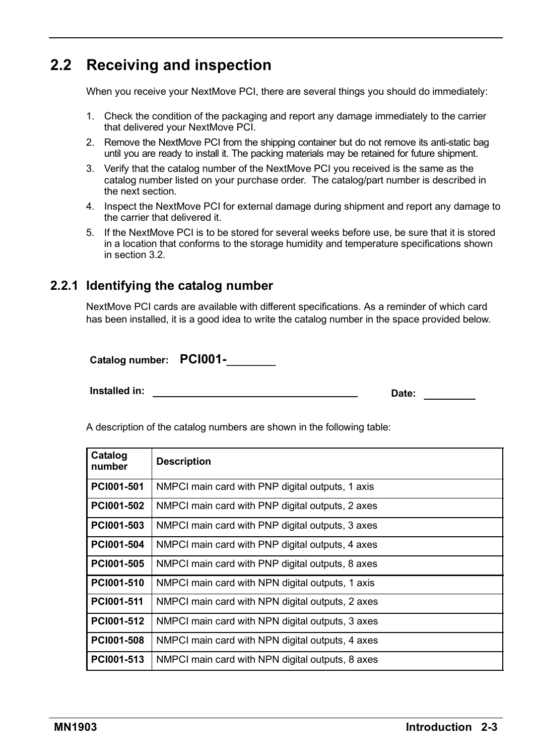## 2.2 Receiving and inspection

When you receive your NextMove PCI, there are several things you should do immediately:

1. Check the condition of the packaging and report any damage immediately to the carrier that delivered your NextMove PCI.
2. Remove the NextMove PCI from the shipping container but do not remove its anti-static bag until you are ready to install it. The packing materials may be retained for future shipment.
3. Verify that the catalog number of the NextMove PCI you received is the same as the catalog number listed on your purchase order. The catalog/part number is described in the next section.
4. Inspect the NextMove PCI for external damage during shipment and report any damage to the carrier that delivered it.
5. If the NextMove PCI is to be stored for several weeks before use, be sure that it is stored in a location that conforms to the storage humidity and temperature specifications shown in section 3.2.

### 2.2.1 Identifying the catalog number

NextMove PCI cards are available with different specifications. As a reminder of which card has been installed, it is a good idea to write the catalog number in the space provided below.

**Catalog number:** **PCI001-**________

**Installed in:** ____________________________________ **Date:** _________

A description of the catalog numbers are shown in the following table:

| Catalog number | Description |
|---|---|
| **PCI001-501** | NMPCI main card with PNP digital outputs, 1 axis |
| **PCI001-502** | NMPCI main card with PNP digital outputs, 2 axes |
| **PCI001-503** | NMPCI main card with PNP digital outputs, 3 axes |
| **PCI001-504** | NMPCI main card with PNP digital outputs, 4 axes |
| **PCI001-505** | NMPCI main card with PNP digital outputs, 8 axes |
| **PCI001-510** | NMPCI main card with NPN digital outputs, 1 axis |
| **PCI001-511** | NMPCI main card with NPN digital outputs, 2 axes |
| **PCI001-512** | NMPCI main card with NPN digital outputs, 3 axes |
| **PCI001-508** | NMPCI main card with NPN digital outputs, 4 axes |
| **PCI001-513** | NMPCI main card with NPN digital outputs, 8 axes |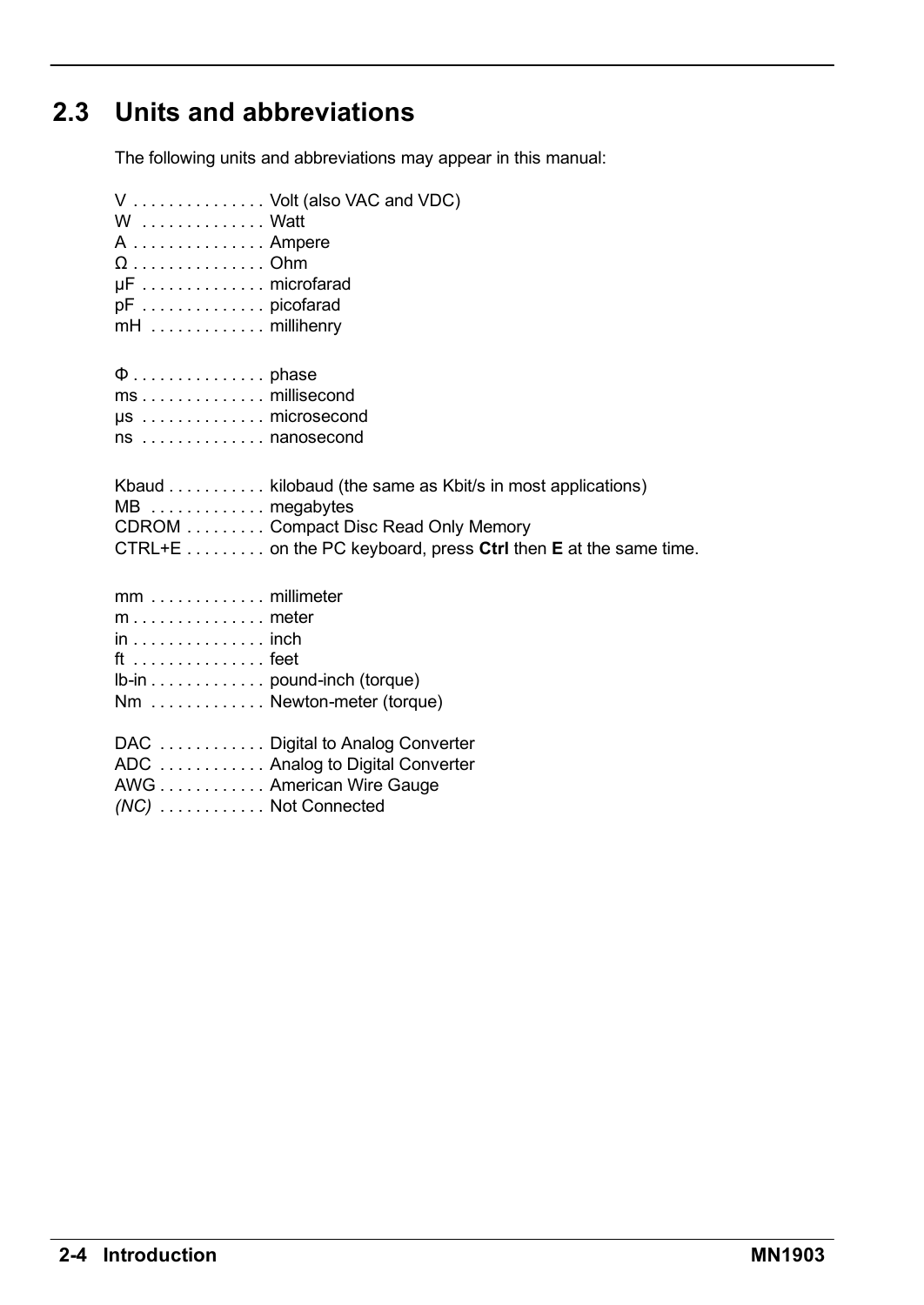## 2.3 Units and abbreviations

The following units and abbreviations may appear in this manual:

V . . . . . . . . . . . . . . . Volt (also VAC and VDC)
W . . . . . . . . . . . . . . Watt
A . . . . . . . . . . . . . . . Ampere
Ω . . . . . . . . . . . . . . . Ohm
μF . . . . . . . . . . . . . . microfarad
pF . . . . . . . . . . . . . . picofarad
mH . . . . . . . . . . . . . millihenry

Φ . . . . . . . . . . . . . . . phase
ms . . . . . . . . . . . . . . millisecond
μs . . . . . . . . . . . . . . microsecond
ns . . . . . . . . . . . . . . nanosecond

Kbaud . . . . . . . . . . . kilobaud (the same as Kbit/s in most applications)
MB . . . . . . . . . . . . . megabytes
CDROM . . . . . . . . . Compact Disc Read Only Memory
CTRL+E . . . . . . . . . on the PC keyboard, press **Ctrl** then **E** at the same time.

mm . . . . . . . . . . . . . millimeter
m . . . . . . . . . . . . . . . meter
in . . . . . . . . . . . . . . . inch
ft . . . . . . . . . . . . . . . feet
lb-in . . . . . . . . . . . . . pound-inch (torque)
Nm . . . . . . . . . . . . . Newton-meter (torque)

DAC . . . . . . . . . . . . Digital to Analog Converter
ADC . . . . . . . . . . . . Analog to Digital Converter
AWG . . . . . . . . . . . . American Wire Gauge
*(NC)* . . . . . . . . . . . . Not Connected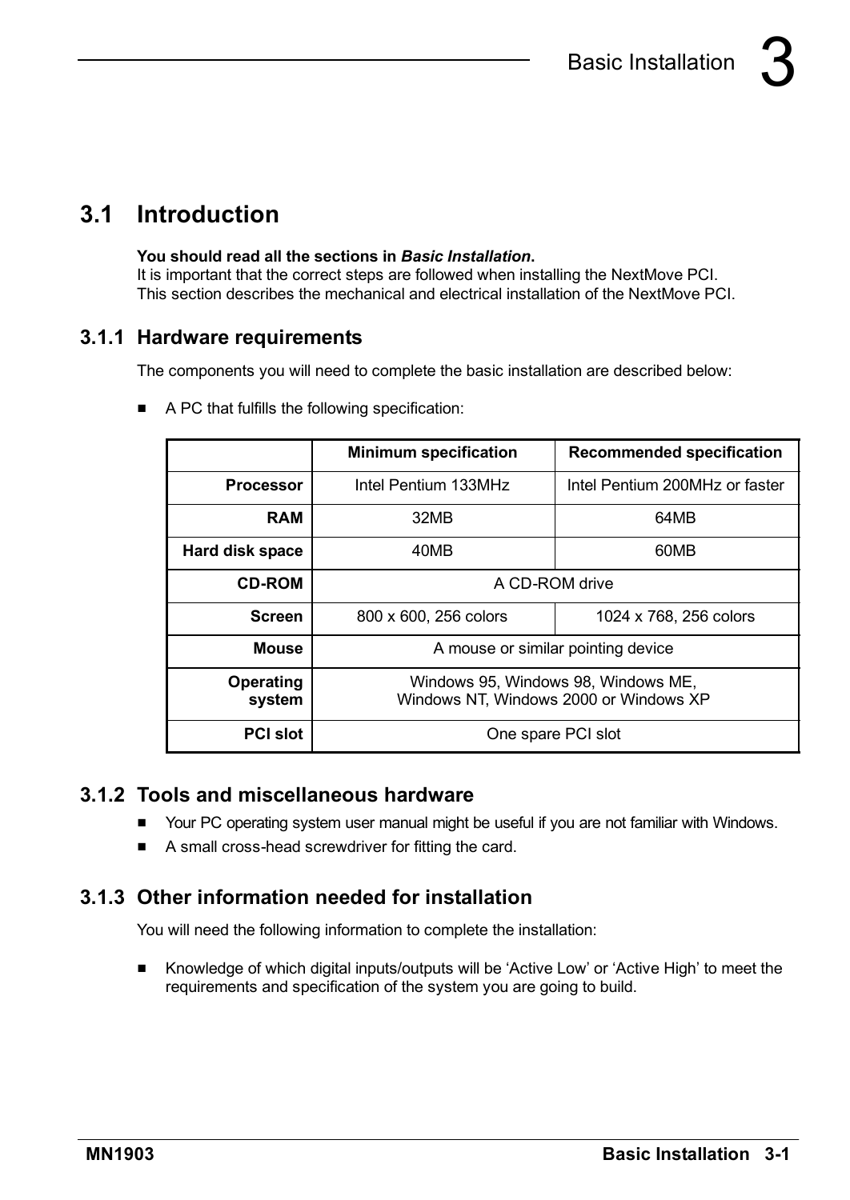## 3.1 Introduction

**You should read all the sections in *Basic Installation*.**
It is important that the correct steps are followed when installing the NextMove PCI.
This section describes the mechanical and electrical installation of the NextMove PCI.

### 3.1.1 Hardware requirements

The components you will need to complete the basic installation are described below:

- A PC that fulfills the following specification:

| | Minimum specification | Recommended specification |
|---|---|---|
| **Processor** | Intel Pentium 133MHz | Intel Pentium 200MHz or faster |
| **RAM** | 32MB | 64MB |
| **Hard disk space** | 40MB | 60MB |
| **CD-ROM** | A CD-ROM drive | |
| **Screen** | 800 x 600, 256 colors | 1024 x 768, 256 colors |
| **Mouse** | A mouse or similar pointing device | |
| **Operating system** | Windows 95, Windows 98, Windows ME, Windows NT, Windows 2000 or Windows XP | |
| **PCI slot** | One spare PCI slot | |

### 3.1.2 Tools and miscellaneous hardware

- Your PC operating system user manual might be useful if you are not familiar with Windows.
- A small cross-head screwdriver for fitting the card.

### 3.1.3 Other information needed for installation

You will need the following information to complete the installation:

- Knowledge of which digital inputs/outputs will be 'Active Low' or 'Active High' to meet the requirements and specification of the system you are going to build.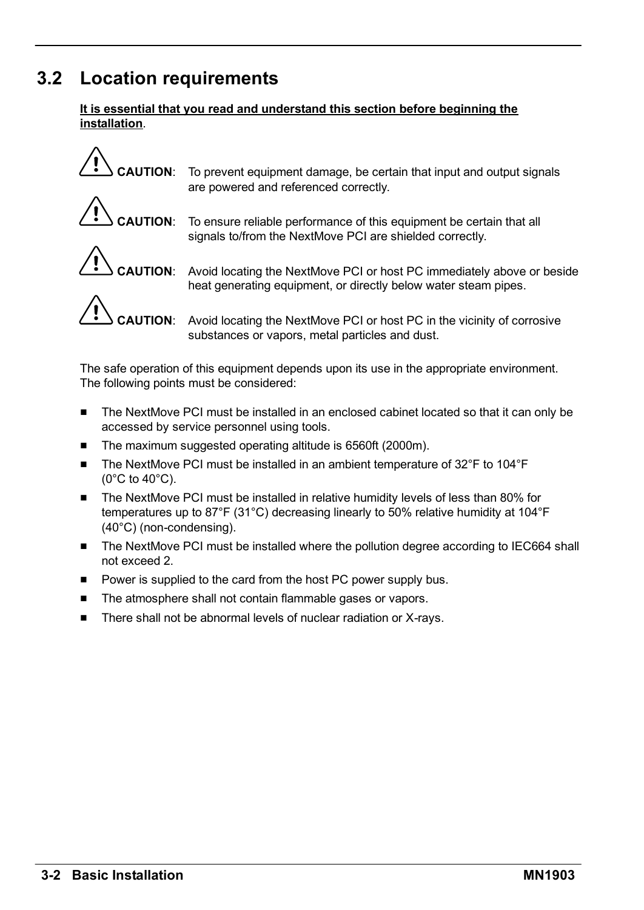## 3.2 Location requirements

**It is essential that you read and understand this section before beginning the installation**.

**CAUTION**: To prevent equipment damage, be certain that input and output signals are powered and referenced correctly.

**CAUTION**: To ensure reliable performance of this equipment be certain that all signals to/from the NextMove PCI are shielded correctly.

**CAUTION**: Avoid locating the NextMove PCI or host PC immediately above or beside heat generating equipment, or directly below water steam pipes.

**CAUTION**: Avoid locating the NextMove PCI or host PC in the vicinity of corrosive substances or vapors, metal particles and dust.

The safe operation of this equipment depends upon its use in the appropriate environment. The following points must be considered:

- The NextMove PCI must be installed in an enclosed cabinet located so that it can only be accessed by service personnel using tools.
- The maximum suggested operating altitude is 6560ft (2000m).
- The NextMove PCI must be installed in an ambient temperature of 32°F to 104°F (0°C to 40°C).
- The NextMove PCI must be installed in relative humidity levels of less than 80% for temperatures up to 87°F (31°C) decreasing linearly to 50% relative humidity at 104°F (40°C) (non-condensing).
- The NextMove PCI must be installed where the pollution degree according to IEC664 shall not exceed 2.
- Power is supplied to the card from the host PC power supply bus.
- The atmosphere shall not contain flammable gases or vapors.
- There shall not be abnormal levels of nuclear radiation or X-rays.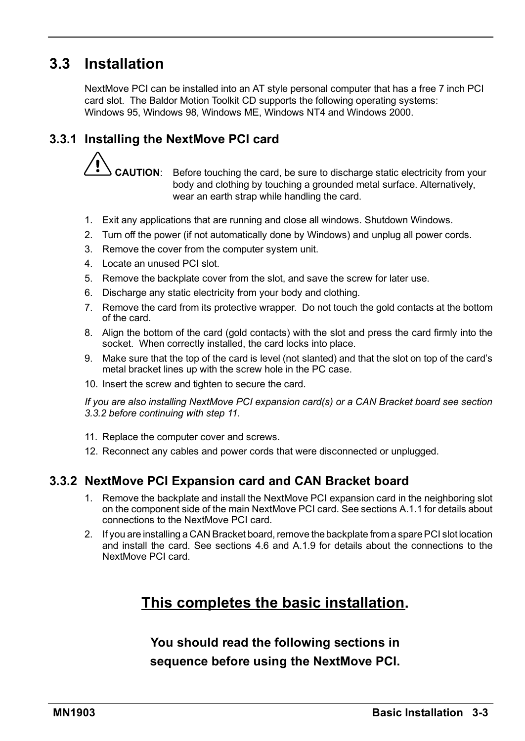## 3.3 Installation

NextMove PCI can be installed into an AT style personal computer that has a free 7 inch PCI card slot. The Baldor Motion Toolkit CD supports the following operating systems: Windows 95, Windows 98, Windows ME, Windows NT4 and Windows 2000.

### 3.3.1 Installing the NextMove PCI card

**CAUTION**: Before touching the card, be sure to discharge static electricity from your body and clothing by touching a grounded metal surface. Alternatively, wear an earth strap while handling the card.

1. Exit any applications that are running and close all windows. Shutdown Windows.
2. Turn off the power (if not automatically done by Windows) and unplug all power cords.
3. Remove the cover from the computer system unit.
4. Locate an unused PCI slot.
5. Remove the backplate cover from the slot, and save the screw for later use.
6. Discharge any static electricity from your body and clothing.
7. Remove the card from its protective wrapper. Do not touch the gold contacts at the bottom of the card.
8. Align the bottom of the card (gold contacts) with the slot and press the card firmly into the socket. When correctly installed, the card locks into place.
9. Make sure that the top of the card is level (not slanted) and that the slot on top of the card's metal bracket lines up with the screw hole in the PC case.
10. Insert the screw and tighten to secure the card.

*If you are also installing NextMove PCI expansion card(s) or a CAN Bracket board see section 3.3.2 before continuing with step 11.*

11. Replace the computer cover and screws.
12. Reconnect any cables and power cords that were disconnected or unplugged.

### 3.3.2 NextMove PCI Expansion card and CAN Bracket board

1. Remove the backplate and install the NextMove PCI expansion card in the neighboring slot on the component side of the main NextMove PCI card. See sections A.1.1 for details about connections to the NextMove PCI card.
2. If you are installing a CAN Bracket board, remove the backplate from a spare PCI slot location and install the card. See sections 4.6 and A.1.9 for details about the connections to the NextMove PCI card.

**<u>This completes the basic installation</u>.**

**You should read the following sections in sequence before using the NextMove PCI.**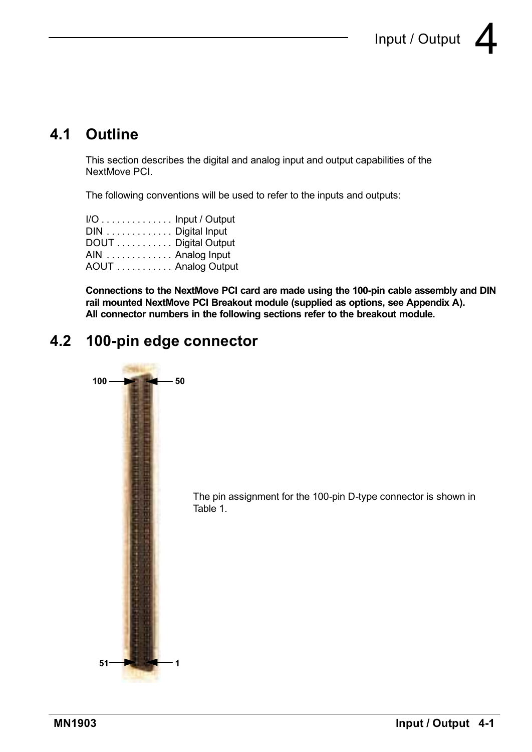# 4 Input / Output

## 4.1 Outline

This section describes the digital and analog input and output capabilities of the NextMove PCI.

The following conventions will be used to refer to the inputs and outputs:

I/O . . . . . . . . . . . . . Input / Output
DIN . . . . . . . . . . . . Digital Input
DOUT . . . . . . . . . . . Digital Output
AIN . . . . . . . . . . . . Analog Input
AOUT . . . . . . . . . . . Analog Output

**Connections to the NextMove PCI card are made using the 100-pin cable assembly and DIN rail mounted NextMove PCI Breakout module (supplied as options, see Appendix A). All connector numbers in the following sections refer to the breakout module.**

## 4.2 100-pin edge connector

100 50

51 1

The pin assignment for the 100-pin D-type connector is shown in Table 1.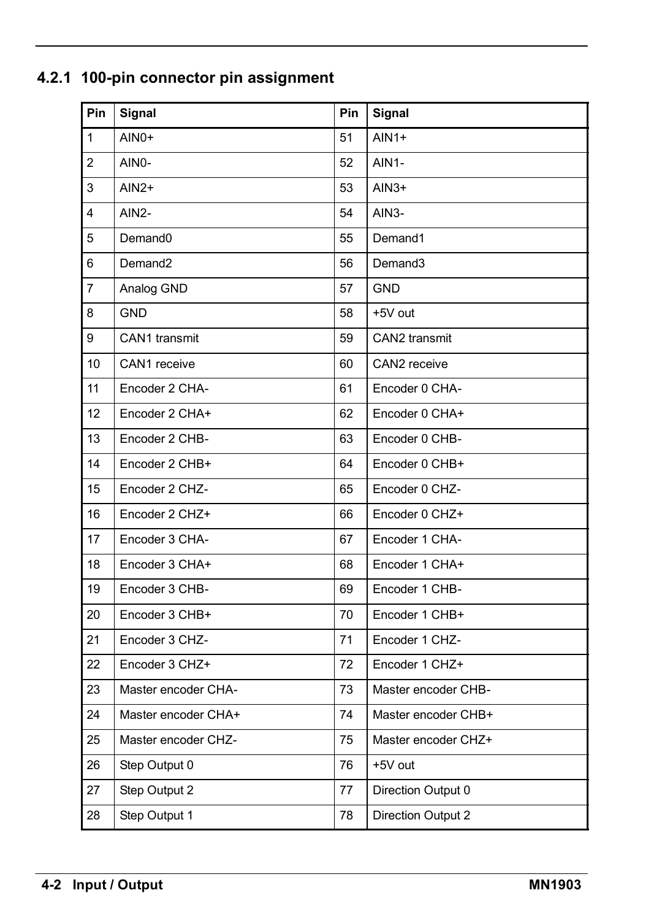### 4.2.1 100-pin connector pin assignment

| Pin | Signal | Pin | Signal |
|---|---|---|---|
| 1 | AIN0+ | 51 | AIN1+ |
| 2 | AIN0- | 52 | AIN1- |
| 3 | AIN2+ | 53 | AIN3+ |
| 4 | AIN2- | 54 | AIN3- |
| 5 | Demand0 | 55 | Demand1 |
| 6 | Demand2 | 56 | Demand3 |
| 7 | Analog GND | 57 | GND |
| 8 | GND | 58 | +5V out |
| 9 | CAN1 transmit | 59 | CAN2 transmit |
| 10 | CAN1 receive | 60 | CAN2 receive |
| 11 | Encoder 2 CHA- | 61 | Encoder 0 CHA- |
| 12 | Encoder 2 CHA+ | 62 | Encoder 0 CHA+ |
| 13 | Encoder 2 CHB- | 63 | Encoder 0 CHB- |
| 14 | Encoder 2 CHB+ | 64 | Encoder 0 CHB+ |
| 15 | Encoder 2 CHZ- | 65 | Encoder 0 CHZ- |
| 16 | Encoder 2 CHZ+ | 66 | Encoder 0 CHZ+ |
| 17 | Encoder 3 CHA- | 67 | Encoder 1 CHA- |
| 18 | Encoder 3 CHA+ | 68 | Encoder 1 CHA+ |
| 19 | Encoder 3 CHB- | 69 | Encoder 1 CHB- |
| 20 | Encoder 3 CHB+ | 70 | Encoder 1 CHB+ |
| 21 | Encoder 3 CHZ- | 71 | Encoder 1 CHZ- |
| 22 | Encoder 3 CHZ+ | 72 | Encoder 1 CHZ+ |
| 23 | Master encoder CHA- | 73 | Master encoder CHB- |
| 24 | Master encoder CHA+ | 74 | Master encoder CHB+ |
| 25 | Master encoder CHZ- | 75 | Master encoder CHZ+ |
| 26 | Step Output 0 | 76 | +5V out |
| 27 | Step Output 2 | 77 | Direction Output 0 |
| 28 | Step Output 1 | 78 | Direction Output 2 |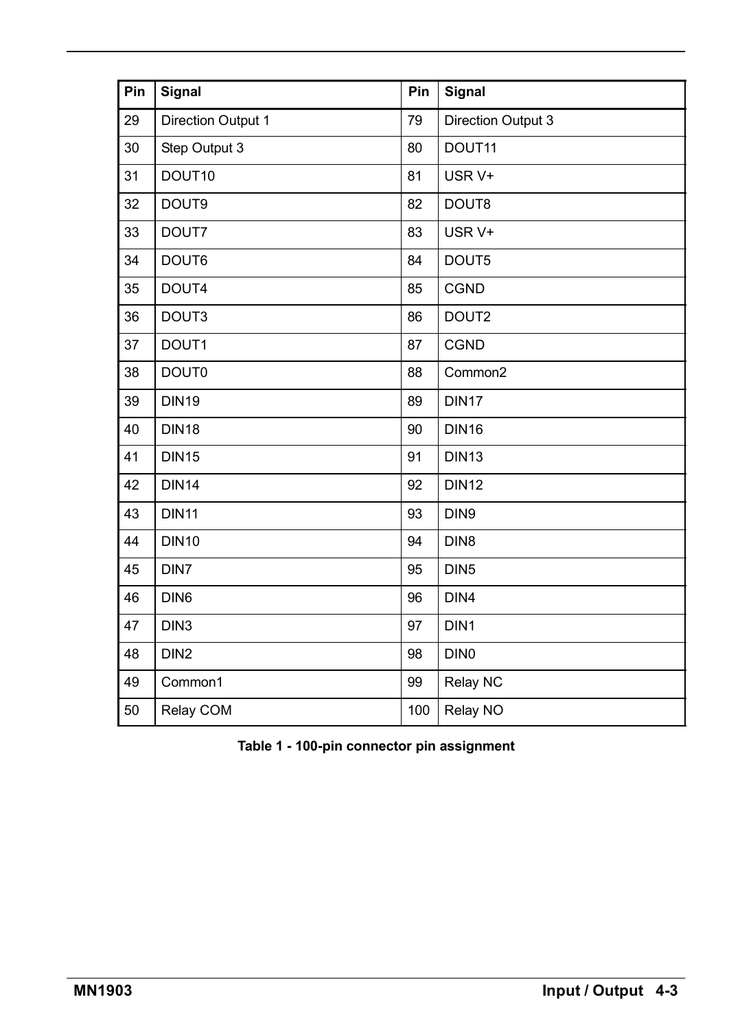| Pin | Signal | Pin | Signal |
|---|---|---|---|
| 29 | Direction Output 1 | 79 | Direction Output 3 |
| 30 | Step Output 3 | 80 | DOUT11 |
| 31 | DOUT10 | 81 | USR V+ |
| 32 | DOUT9 | 82 | DOUT8 |
| 33 | DOUT7 | 83 | USR V+ |
| 34 | DOUT6 | 84 | DOUT5 |
| 35 | DOUT4 | 85 | CGND |
| 36 | DOUT3 | 86 | DOUT2 |
| 37 | DOUT1 | 87 | CGND |
| 38 | DOUT0 | 88 | Common2 |
| 39 | DIN19 | 89 | DIN17 |
| 40 | DIN18 | 90 | DIN16 |
| 41 | DIN15 | 91 | DIN13 |
| 42 | DIN14 | 92 | DIN12 |
| 43 | DIN11 | 93 | DIN9 |
| 44 | DIN10 | 94 | DIN8 |
| 45 | DIN7 | 95 | DIN5 |
| 46 | DIN6 | 96 | DIN4 |
| 47 | DIN3 | 97 | DIN1 |
| 48 | DIN2 | 98 | DIN0 |
| 49 | Common1 | 99 | Relay NC |
| 50 | Relay COM | 100 | Relay NO |

**Table 1 - 100-pin connector pin assignment**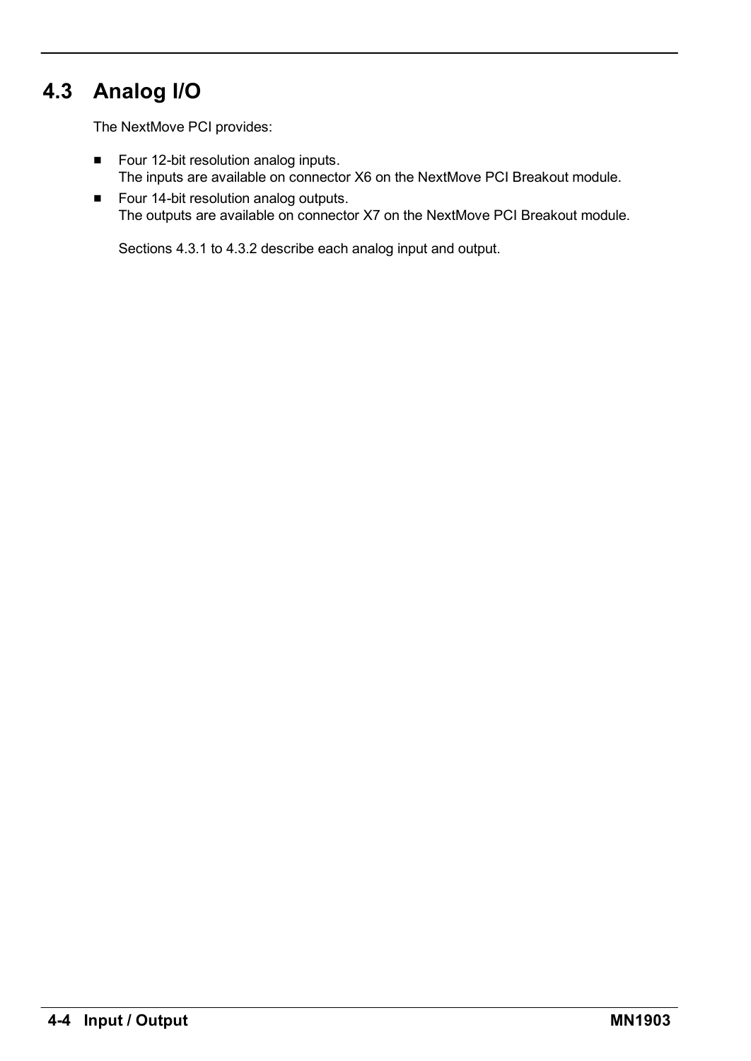## 4.3 Analog I/O

The NextMove PCI provides:

- Four 12-bit resolution analog inputs.
  The inputs are available on connector X6 on the NextMove PCI Breakout module.
- Four 14-bit resolution analog outputs.
  The outputs are available on connector X7 on the NextMove PCI Breakout module.

  Sections 4.3.1 to 4.3.2 describe each analog input and output.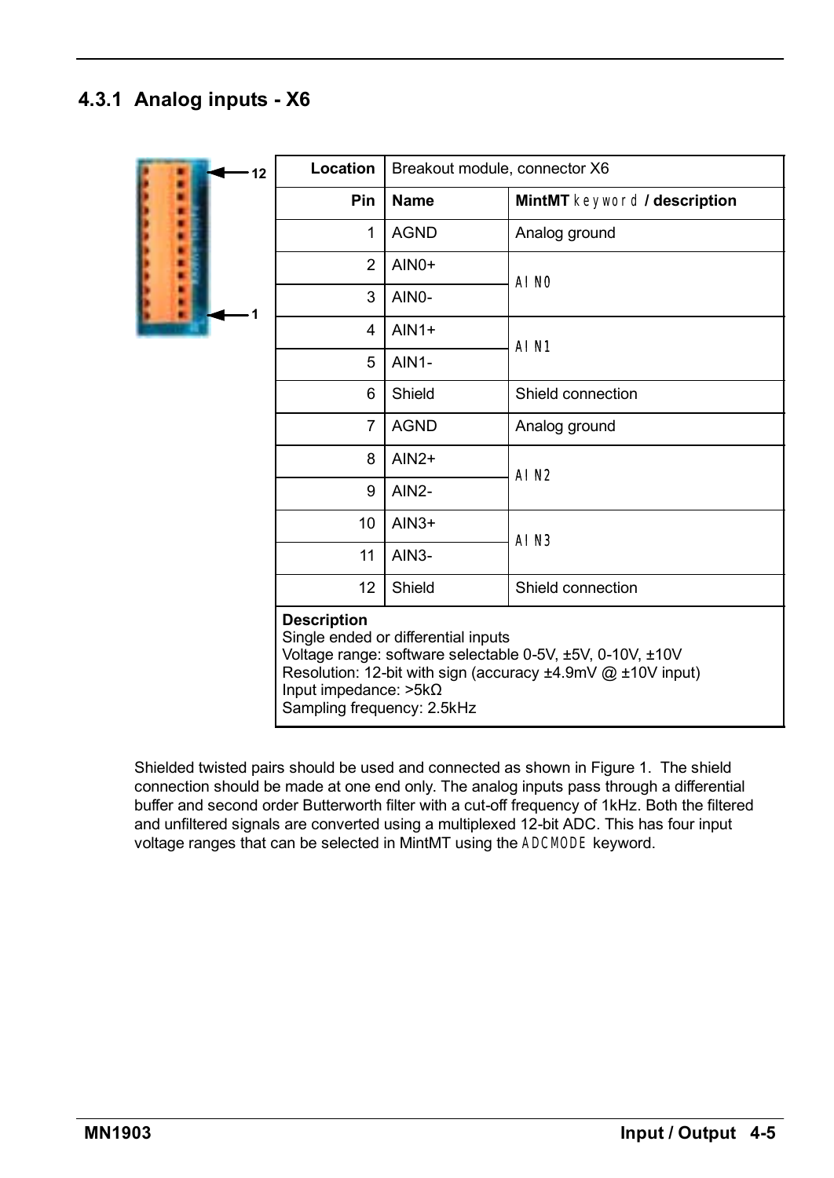### 4.3.1 Analog inputs - X6

| Location | Breakout module, connector X6 | |
|---|---|---|
| **Pin** | **Name** | **MintMT keyword / description** |
| 1 | AGND | Analog ground |
| 2 | AIN0+ | AIN0 |
| 3 | AIN0- | |
| 4 | AIN1+ | AIN1 |
| 5 | AIN1- | |
| 6 | Shield | Shield connection |
| 7 | AGND | Analog ground |
| 8 | AIN2+ | AIN2 |
| 9 | AIN2- | |
| 10 | AIN3+ | AIN3 |
| 11 | AIN3- | |
| 12 | Shield | Shield connection |

**Description**
Single ended or differential inputs
Voltage range: software selectable 0-5V, ±5V, 0-10V, ±10V
Resolution: 12-bit with sign (accuracy ±4.9mV @ ±10V input)
Input impedance: >5kΩ
Sampling frequency: 2.5kHz

Shielded twisted pairs should be used and connected as shown in Figure 1. The shield connection should be made at one end only. The analog inputs pass through a differential buffer and second order Butterworth filter with a cut-off frequency of 1kHz. Both the filtered and unfiltered signals are converted using a multiplexed 12-bit ADC. This has four input voltage ranges that can be selected in MintMT using the ADCMODE keyword.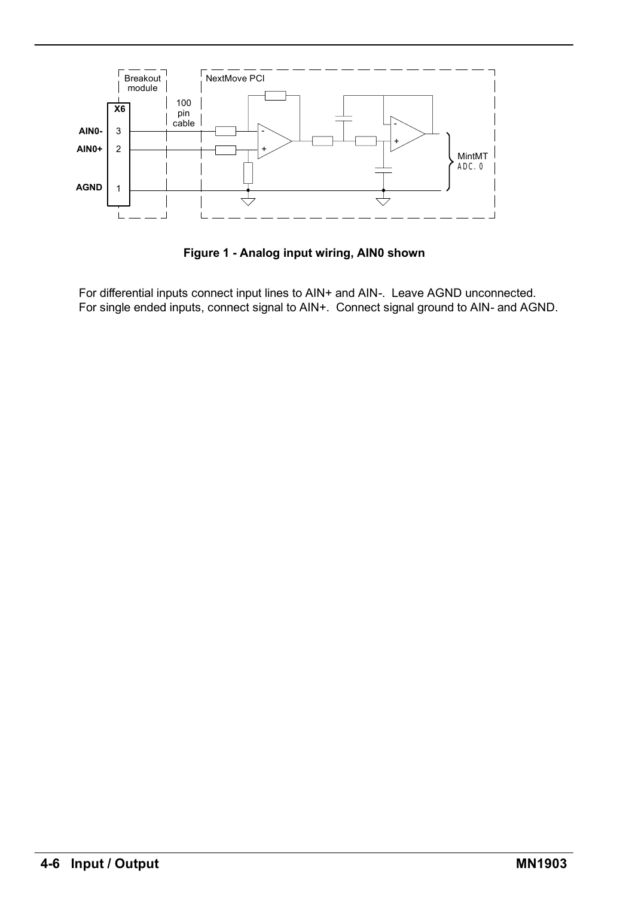**Figure 1 - Analog input wiring, AIN0 shown**

For differential inputs connect input lines to AIN+ and AIN-. Leave AGND unconnected.
For single ended inputs, connect signal to AIN+. Connect signal ground to AIN- and AGND.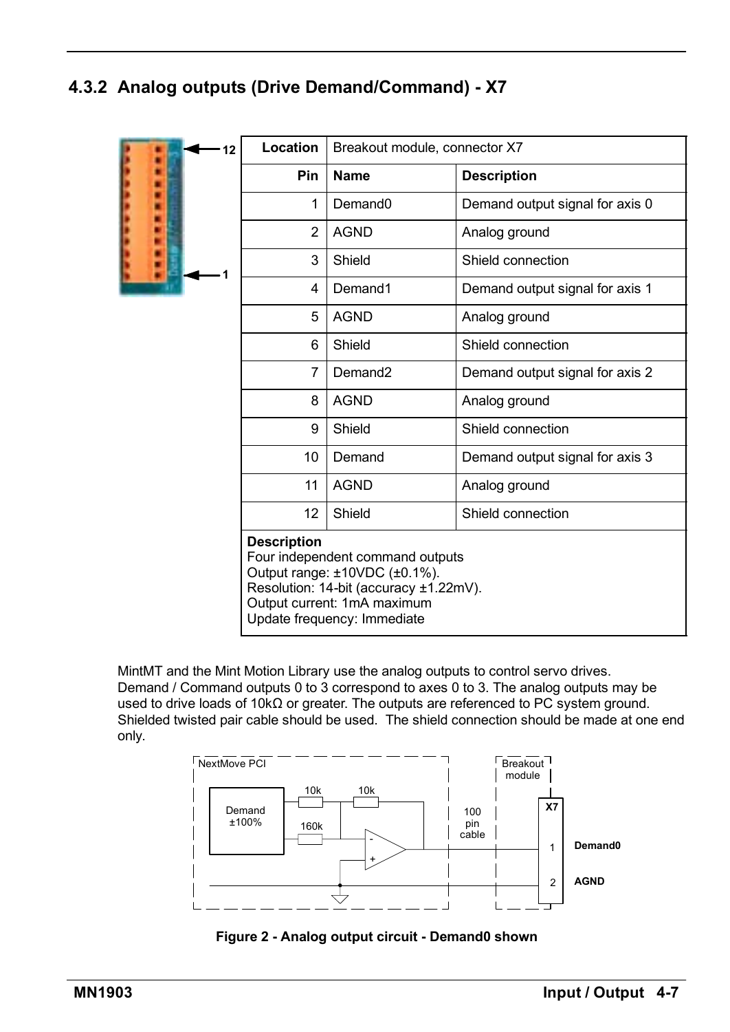## 4.3.2 Analog outputs (Drive Demand/Command) - X7

| Location | Breakout module, connector X7 | |
|---|---|---|
| **Pin** | **Name** | **Description** |
| 1 | Demand0 | Demand output signal for axis 0 |
| 2 | AGND | Analog ground |
| 3 | Shield | Shield connection |
| 4 | Demand1 | Demand output signal for axis 1 |
| 5 | AGND | Analog ground |
| 6 | Shield | Shield connection |
| 7 | Demand2 | Demand output signal for axis 2 |
| 8 | AGND | Analog ground |
| 9 | Shield | Shield connection |
| 10 | Demand | Demand output signal for axis 3 |
| 11 | AGND | Analog ground |
| 12 | Shield | Shield connection |

**Description**
Four independent command outputs
Output range: ±10VDC (±0.1%).
Resolution: 14-bit (accuracy ±1.22mV).
Output current: 1mA maximum
Update frequency: Immediate

MintMT and the Mint Motion Library use the analog outputs to control servo drives. Demand / Command outputs 0 to 3 correspond to axes 0 to 3. The analog outputs may be used to drive loads of 10kΩ or greater. The outputs are referenced to PC system ground. Shielded twisted pair cable should be used. The shield connection should be made at one end only.

**Figure 2 - Analog output circuit - Demand0 shown**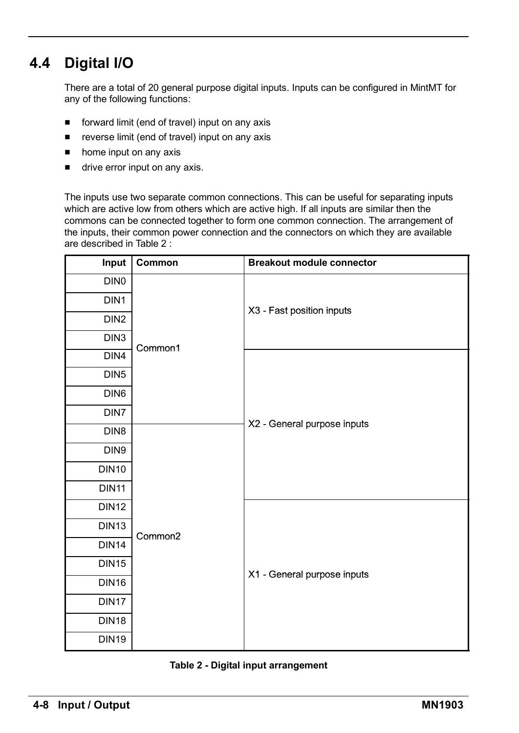## 4.4 Digital I/O

There are a total of 20 general purpose digital inputs. Inputs can be configured in MintMT for any of the following functions:

- forward limit (end of travel) input on any axis
- reverse limit (end of travel) input on any axis
- home input on any axis
- drive error input on any axis.

The inputs use two separate common connections. This can be useful for separating inputs which are active low from others which are active high. If all inputs are similar then the commons can be connected together to form one common connection. The arrangement of the inputs, their common power connection and the connectors on which they are available are described in Table 2 :

| Input | Common | Breakout module connector |
|---|---|---|
| DIN0 | Common1 | X3 - Fast position inputs |
| DIN1 | | |
| DIN2 | | |
| DIN3 | | |
| DIN4 | | X2 - General purpose inputs |
| DIN5 | | |
| DIN6 | | |
| DIN7 | | |
| DIN8 | Common2 | |
| DIN9 | | |
| DIN10 | | |
| DIN11 | | |
| DIN12 | | X1 - General purpose inputs |
| DIN13 | | |
| DIN14 | | |
| DIN15 | | |
| DIN16 | | |
| DIN17 | | |
| DIN18 | | |
| DIN19 | | |

**Table 2 - Digital input arrangement**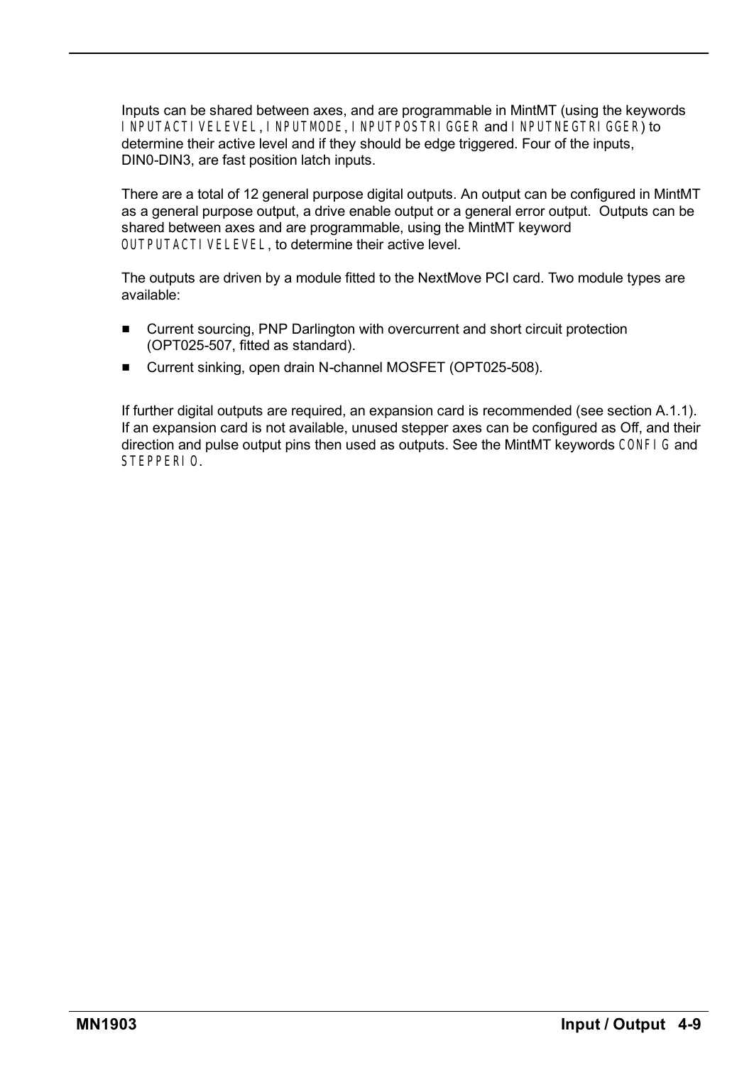Inputs can be shared between axes, and are programmable in MintMT (using the keywords INPUTACTIVELEVEL, INPUTMODE, INPUTPOSTRIGGER and INPUTNEGTRIGGER) to determine their active level and if they should be edge triggered. Four of the inputs, DIN0-DIN3, are fast position latch inputs.

There are a total of 12 general purpose digital outputs. An output can be configured in MintMT as a general purpose output, a drive enable output or a general error output. Outputs can be shared between axes and are programmable, using the MintMT keyword OUTPUTACTIVELEVEL, to determine their active level.

The outputs are driven by a module fitted to the NextMove PCI card. Two module types are available:

- Current sourcing, PNP Darlington with overcurrent and short circuit protection (OPT025-507, fitted as standard).
- Current sinking, open drain N-channel MOSFET (OPT025-508).

If further digital outputs are required, an expansion card is recommended (see section A.1.1). If an expansion card is not available, unused stepper axes can be configured as Off, and their direction and pulse output pins then used as outputs. See the MintMT keywords CONFIG and STEPPERIO.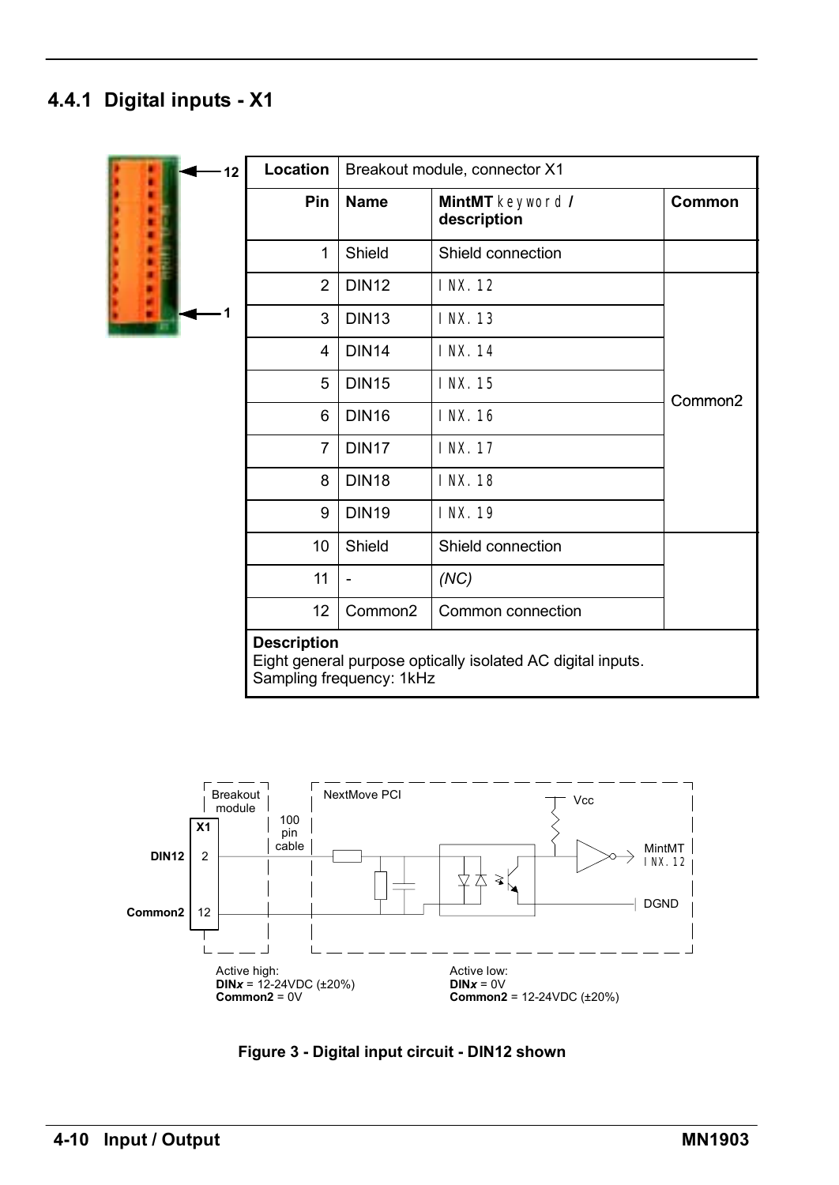## 4.4.1 Digital inputs - X1

| Location | Breakout module, connector X1 | | |
|---|---|---|---|
| **Pin** | **Name** | **MintMT** `keyword` **/ description** | **Common** |
| 1 | Shield | Shield connection | |
| 2 | DIN12 | `INX.12` | Common2 |
| 3 | DIN13 | `INX.13` | Common2 |
| 4 | DIN14 | `INX.14` | Common2 |
| 5 | DIN15 | `INX.15` | Common2 |
| 6 | DIN16 | `INX.16` | Common2 |
| 7 | DIN17 | `INX.17` | Common2 |
| 8 | DIN18 | `INX.18` | Common2 |
| 9 | DIN19 | `INX.19` | Common2 |
| 10 | Shield | Shield connection | |
| 11 | - | *(NC)* | |
| 12 | Common2 | Common connection | |

**Description**
Eight general purpose optically isolated AC digital inputs.
Sampling frequency: 1kHz

Active high:
**DIN*x*** = 12-24VDC (±20%)
**Common2** = 0V

Active low:
**DIN*x*** = 0V
**Common2** = 12-24VDC (±20%)

**Figure 3 - Digital input circuit - DIN12 shown**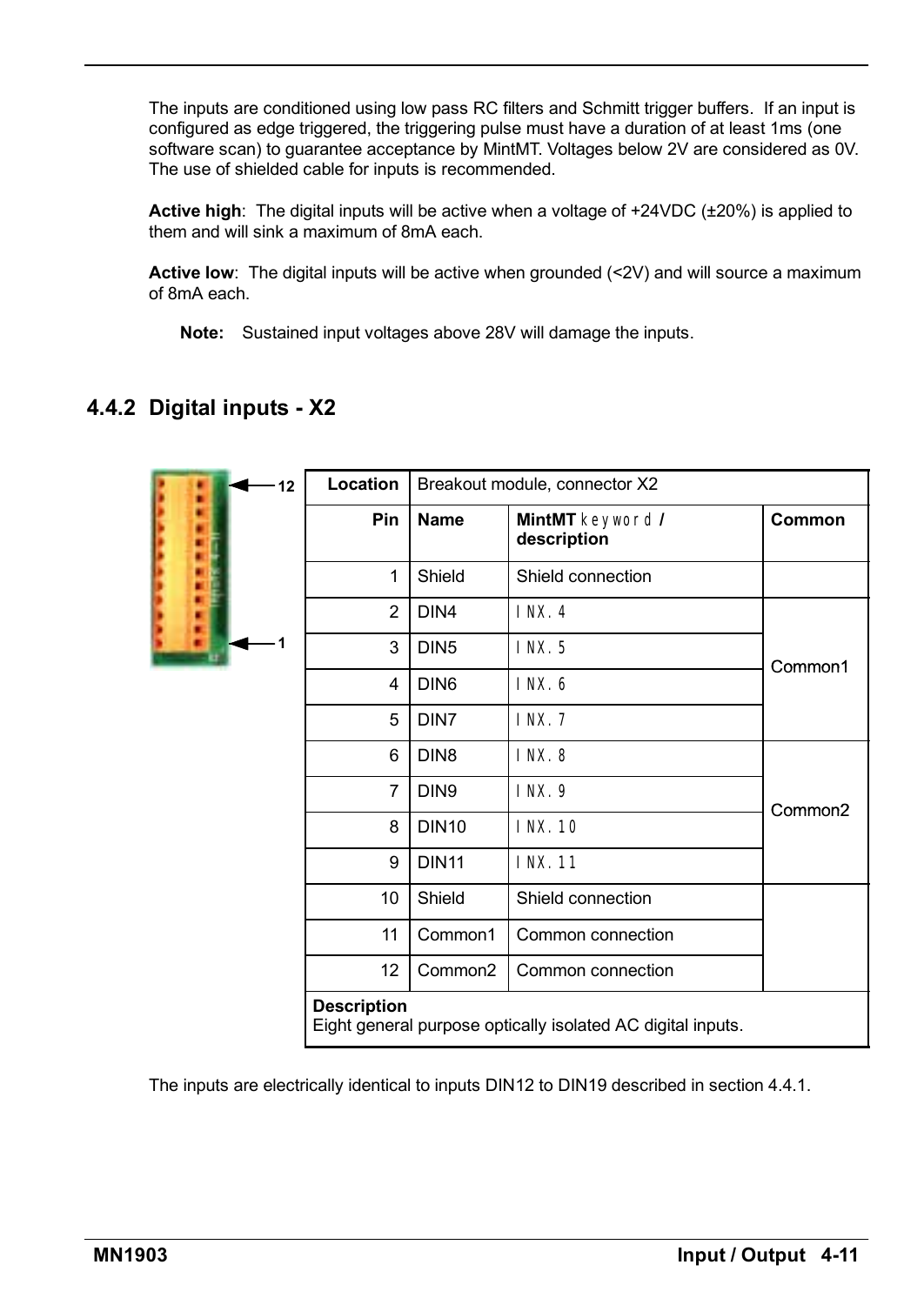The inputs are conditioned using low pass RC filters and Schmitt trigger buffers. If an input is configured as edge triggered, the triggering pulse must have a duration of at least 1ms (one software scan) to guarantee acceptance by MintMT. Voltages below 2V are considered as 0V. The use of shielded cable for inputs is recommended.

**Active high**: The digital inputs will be active when a voltage of +24VDC (±20%) is applied to them and will sink a maximum of 8mA each.

**Active low**: The digital inputs will be active when grounded (<2V) and will source a maximum of 8mA each.

**Note:** Sustained input voltages above 28V will damage the inputs.

## 4.4.2 Digital inputs - X2

| Location | Breakout module, connector X2 | | |
|---|---|---|---|
| **Pin** | **Name** | **MintMT** `keyword` **/ description** | **Common** |
| 1 | Shield | Shield connection | |
| 2 | DIN4 | `INX.4` | Common1 |
| 3 | DIN5 | `INX.5` | Common1 |
| 4 | DIN6 | `INX.6` | Common1 |
| 5 | DIN7 | `INX.7` | Common1 |
| 6 | DIN8 | `INX.8` | Common2 |
| 7 | DIN9 | `INX.9` | Common2 |
| 8 | DIN10 | `INX.10` | Common2 |
| 9 | DIN11 | `INX.11` | Common2 |
| 10 | Shield | Shield connection | |
| 11 | Common1 | Common connection | |
| 12 | Common2 | Common connection | |
| **Description**<br>Eight general purpose optically isolated AC digital inputs. | | | |

The inputs are electrically identical to inputs DIN12 to DIN19 described in section 4.4.1.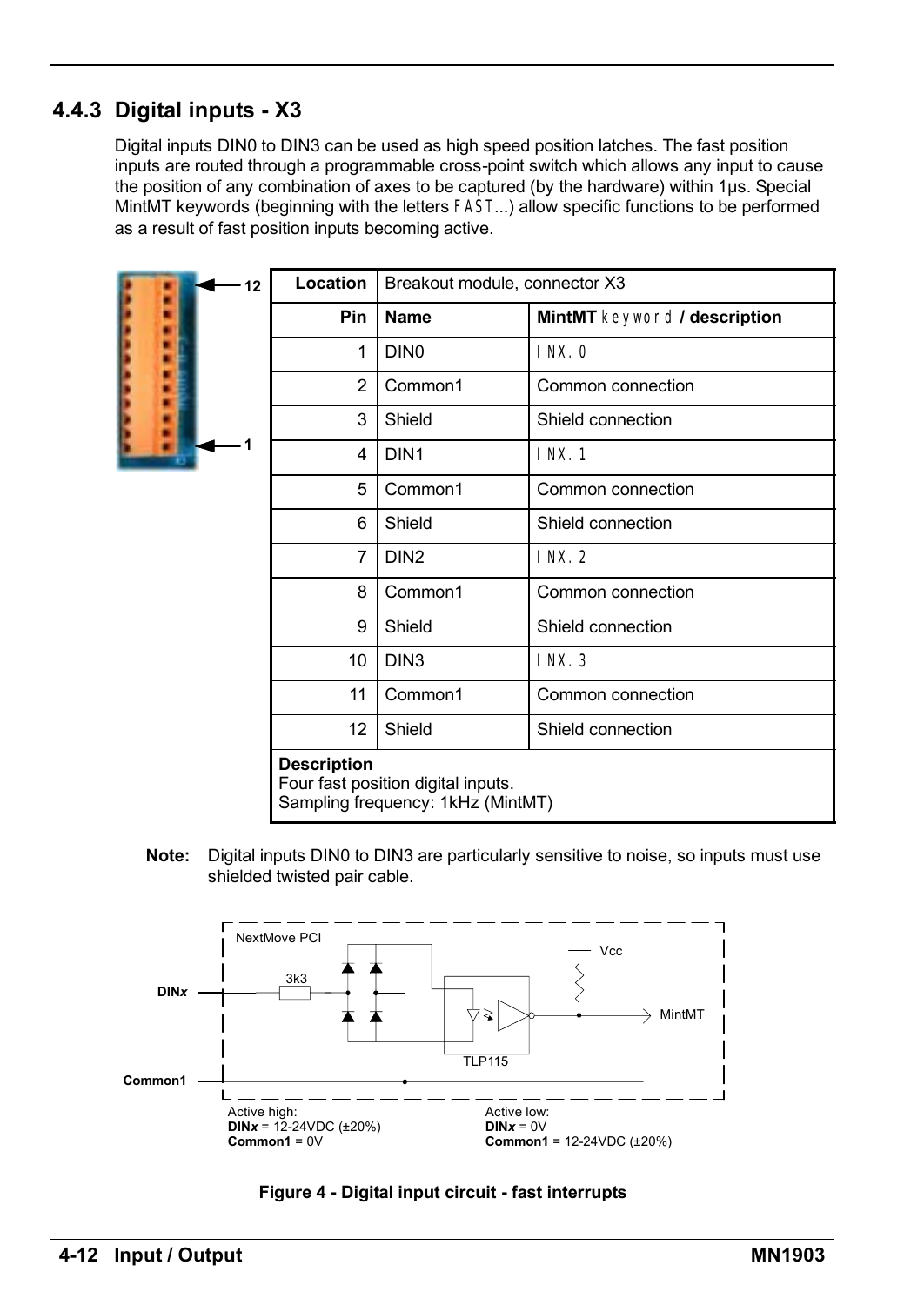### 4.4.3 Digital inputs - X3

Digital inputs DIN0 to DIN3 can be used as high speed position latches. The fast position inputs are routed through a programmable cross-point switch which allows any input to cause the position of any combination of axes to be captured (by the hardware) within 1μs. Special MintMT keywords (beginning with the letters FAST...) allow specific functions to be performed as a result of fast position inputs becoming active.

| Location | Breakout module, connector X3 | |
|---|---|---|
| **Pin** | **Name** | **MintMT keyword / description** |
| 1 | DIN0 | INX.0 |
| 2 | Common1 | Common connection |
| 3 | Shield | Shield connection |
| 4 | DIN1 | INX.1 |
| 5 | Common1 | Common connection |
| 6 | Shield | Shield connection |
| 7 | DIN2 | INX.2 |
| 8 | Common1 | Common connection |
| 9 | Shield | Shield connection |
| 10 | DIN3 | INX.3 |
| 11 | Common1 | Common connection |
| 12 | Shield | Shield connection |

**Description**
Four fast position digital inputs.
Sampling frequency: 1kHz (MintMT)

**Note:** Digital inputs DIN0 to DIN3 are particularly sensitive to noise, so inputs must use shielded twisted pair cable.

NextMove PCI

DIN*x* — 3k3 — TLP115 — Vcc — MintMT

Common1

Active high:
**DIN*x*** = 12-24VDC (±20%)
**Common1** = 0V

Active low:
**DIN*x*** = 0V
**Common1** = 12-24VDC (±20%)

**Figure 4 - Digital input circuit - fast interrupts**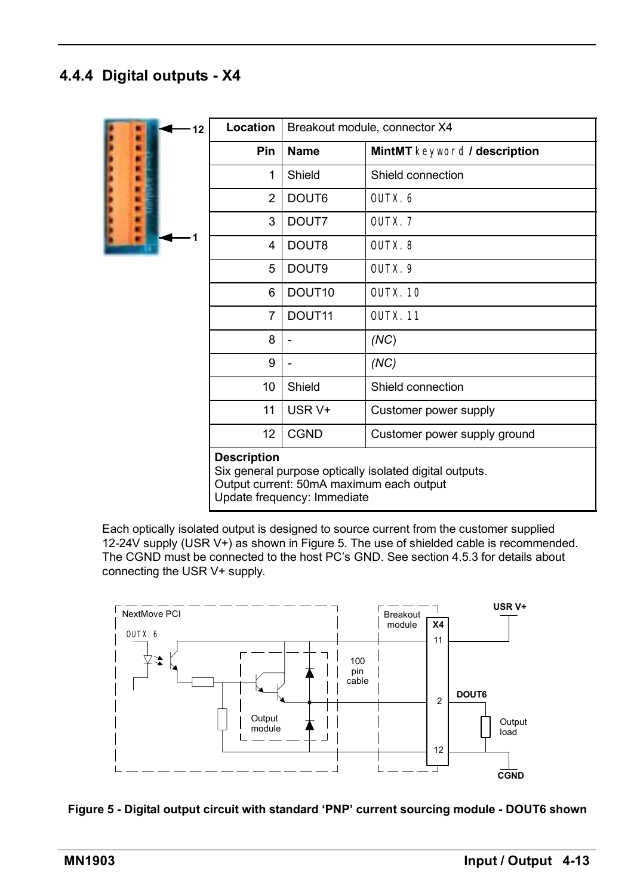## 4.4.4 Digital outputs - X4

| Location | Breakout module, connector X4 | |
|---|---|---|
| **Pin** | **Name** | **MintMT keyword / description** |
| 1 | Shield | Shield connection |
| 2 | DOUT6 | OUTX.6 |
| 3 | DOUT7 | OUTX.7 |
| 4 | DOUT8 | OUTX.8 |
| 5 | DOUT9 | OUTX.9 |
| 6 | DOUT10 | OUTX.10 |
| 7 | DOUT11 | OUTX.11 |
| 8 | - | *(NC)* |
| 9 | - | *(NC)* |
| 10 | Shield | Shield connection |
| 11 | USR V+ | Customer power supply |
| 12 | CGND | Customer power supply ground |

**Description**
Six general purpose optically isolated digital outputs.
Output current: 50mA maximum each output
Update frequency: Immediate

Each optically isolated output is designed to source current from the customer supplied 12-24V supply (USR V+) as shown in Figure 5. The use of shielded cable is recommended. The CGND must be connected to the host PC's GND. See section 4.5.3 for details about connecting the USR V+ supply.

**Figure 5 - Digital output circuit with standard 'PNP' current sourcing module - DOUT6 shown**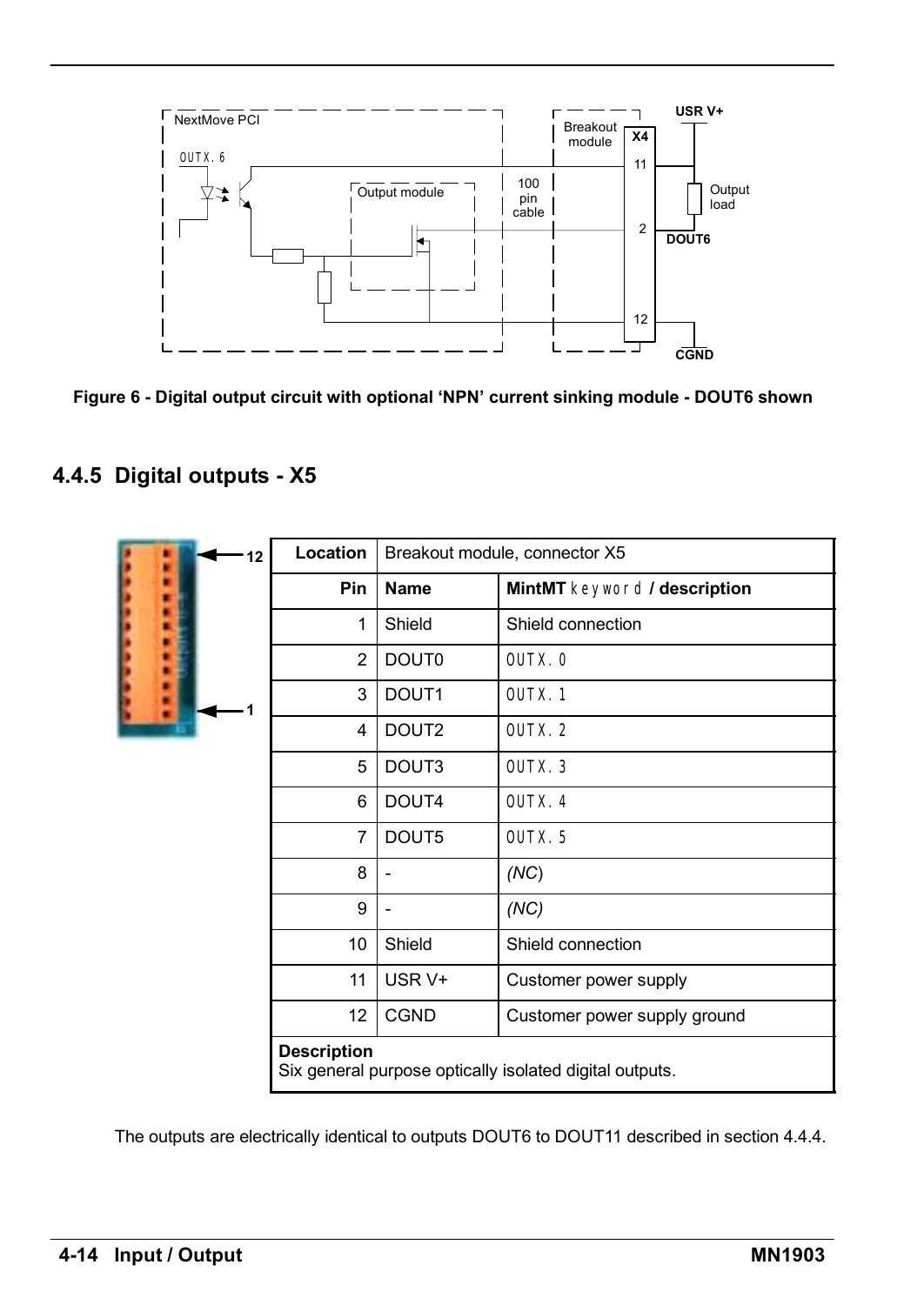Figure 6 - Digital output circuit with optional 'NPN' current sinking module - DOUT6 shown

### 4.4.5 Digital outputs - X5

| Location | Breakout module, connector X5 | |
|---|---|---|
| **Pin** | **Name** | **MintMT keyword / description** |
| 1 | Shield | Shield connection |
| 2 | DOUT0 | OUTX.0 |
| 3 | DOUT1 | OUTX.1 |
| 4 | DOUT2 | OUTX.2 |
| 5 | DOUT3 | OUTX.3 |
| 6 | DOUT4 | OUTX.4 |
| 7 | DOUT5 | OUTX.5 |
| 8 | - | *(NC)* |
| 9 | - | *(NC)* |
| 10 | Shield | Shield connection |
| 11 | USR V+ | Customer power supply |
| 12 | CGND | Customer power supply ground |
| **Description**<br>Six general purpose optically isolated digital outputs. | | |

The outputs are electrically identical to outputs DOUT6 to DOUT11 described in section 4.4.4.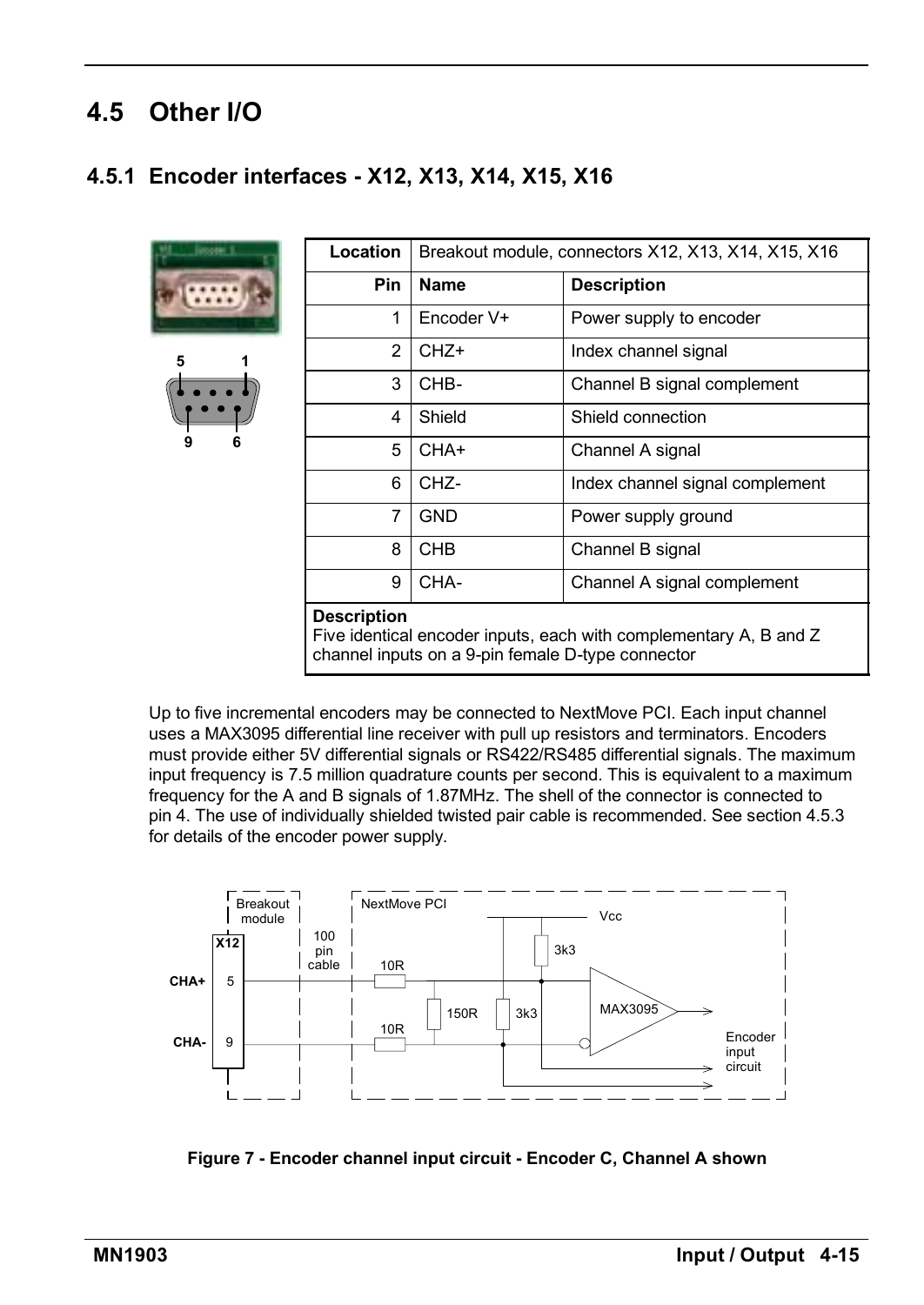## 4.5 Other I/O

### 4.5.1 Encoder interfaces - X12, X13, X14, X15, X16

| Location | Breakout module, connectors X12, X13, X14, X15, X16 | |
|---|---|---|
| **Pin** | **Name** | **Description** |
| 1 | Encoder V+ | Power supply to encoder |
| 2 | CHZ+ | Index channel signal |
| 3 | CHB- | Channel B signal complement |
| 4 | Shield | Shield connection |
| 5 | CHA+ | Channel A signal |
| 6 | CHZ- | Index channel signal complement |
| 7 | GND | Power supply ground |
| 8 | CHB | Channel B signal |
| 9 | CHA- | Channel A signal complement |

**Description**
Five identical encoder inputs, each with complementary A, B and Z channel inputs on a 9-pin female D-type connector

Up to five incremental encoders may be connected to NextMove PCI. Each input channel uses a MAX3095 differential line receiver with pull up resistors and terminators. Encoders must provide either 5V differential signals or RS422/RS485 differential signals. The maximum input frequency is 7.5 million quadrature counts per second. This is equivalent to a maximum frequency for the A and B signals of 1.87MHz. The shell of the connector is connected to pin 4. The use of individually shielded twisted pair cable is recommended. See section 4.5.3 for details of the encoder power supply.

**Figure 7 - Encoder channel input circuit - Encoder C, Channel A shown**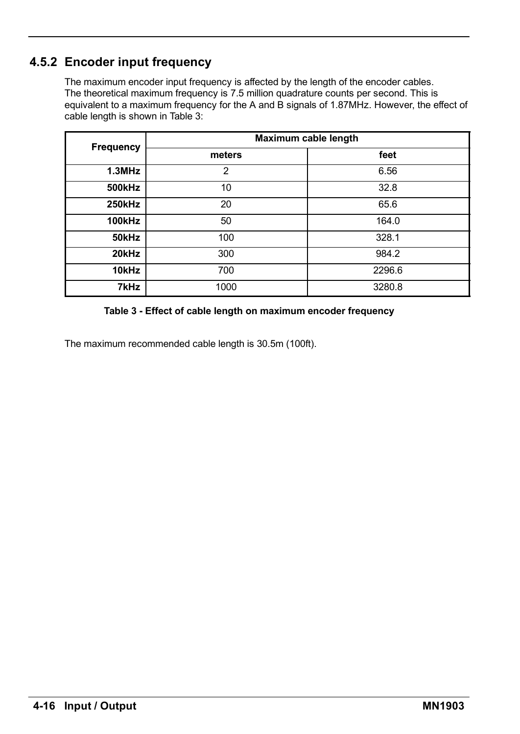### 4.5.2 Encoder input frequency

The maximum encoder input frequency is affected by the length of the encoder cables.
The theoretical maximum frequency is 7.5 million quadrature counts per second. This is equivalent to a maximum frequency for the A and B signals of 1.87MHz. However, the effect of cable length is shown in Table 3:

| Frequency | Maximum cable length | |
|---|---|---|
| | meters | feet |
| **1.3MHz** | 2 | 6.56 |
| **500kHz** | 10 | 32.8 |
| **250kHz** | 20 | 65.6 |
| **100kHz** | 50 | 164.0 |
| **50kHz** | 100 | 328.1 |
| **20kHz** | 300 | 984.2 |
| **10kHz** | 700 | 2296.6 |
| **7kHz** | 1000 | 3280.8 |

**Table 3 - Effect of cable length on maximum encoder frequency**

The maximum recommended cable length is 30.5m (100ft).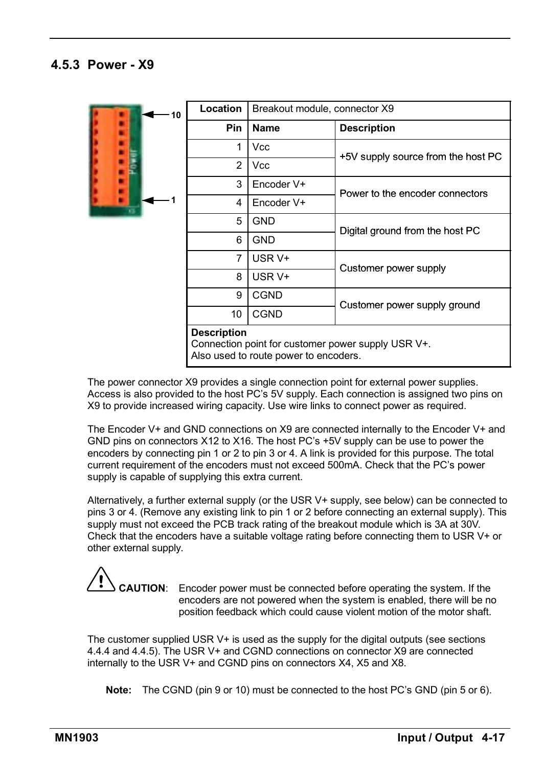### 4.5.3 Power - X9

| Location | Breakout module, connector X9 | |
|---|---|---|
| **Pin** | **Name** | **Description** |
| 1 | Vcc | +5V supply source from the host PC |
| 2 | Vcc | |
| 3 | Encoder V+ | Power to the encoder connectors |
| 4 | Encoder V+ | |
| 5 | GND | Digital ground from the host PC |
| 6 | GND | |
| 7 | USR V+ | Customer power supply |
| 8 | USR V+ | |
| 9 | CGND | Customer power supply ground |
| 10 | CGND | |

**Description**
Connection point for customer power supply USR V+.
Also used to route power to encoders.

The power connector X9 provides a single connection point for external power supplies. Access is also provided to the host PC's 5V supply. Each connection is assigned two pins on X9 to provide increased wiring capacity. Use wire links to connect power as required.

The Encoder V+ and GND connections on X9 are connected internally to the Encoder V+ and GND pins on connectors X12 to X16. The host PC's +5V supply can be use to power the encoders by connecting pin 1 or 2 to pin 3 or 4. A link is provided for this purpose. The total current requirement of the encoders must not exceed 500mA. Check that the PC's power supply is capable of supplying this extra current.

Alternatively, a further external supply (or the USR V+ supply, see below) can be connected to pins 3 or 4. (Remove any existing link to pin 1 or 2 before connecting an external supply). This supply must not exceed the PCB track rating of the breakout module which is 3A at 30V. Check that the encoders have a suitable voltage rating before connecting them to USR V+ or other external supply.

**CAUTION**: Encoder power must be connected before operating the system. If the encoders are not powered when the system is enabled, there will be no position feedback which could cause violent motion of the motor shaft.

The customer supplied USR V+ is used as the supply for the digital outputs (see sections 4.4.4 and 4.4.5). The USR V+ and CGND connections on connector X9 are connected internally to the USR V+ and CGND pins on connectors X4, X5 and X8.

**Note:** The CGND (pin 9 or 10) must be connected to the host PC's GND (pin 5 or 6).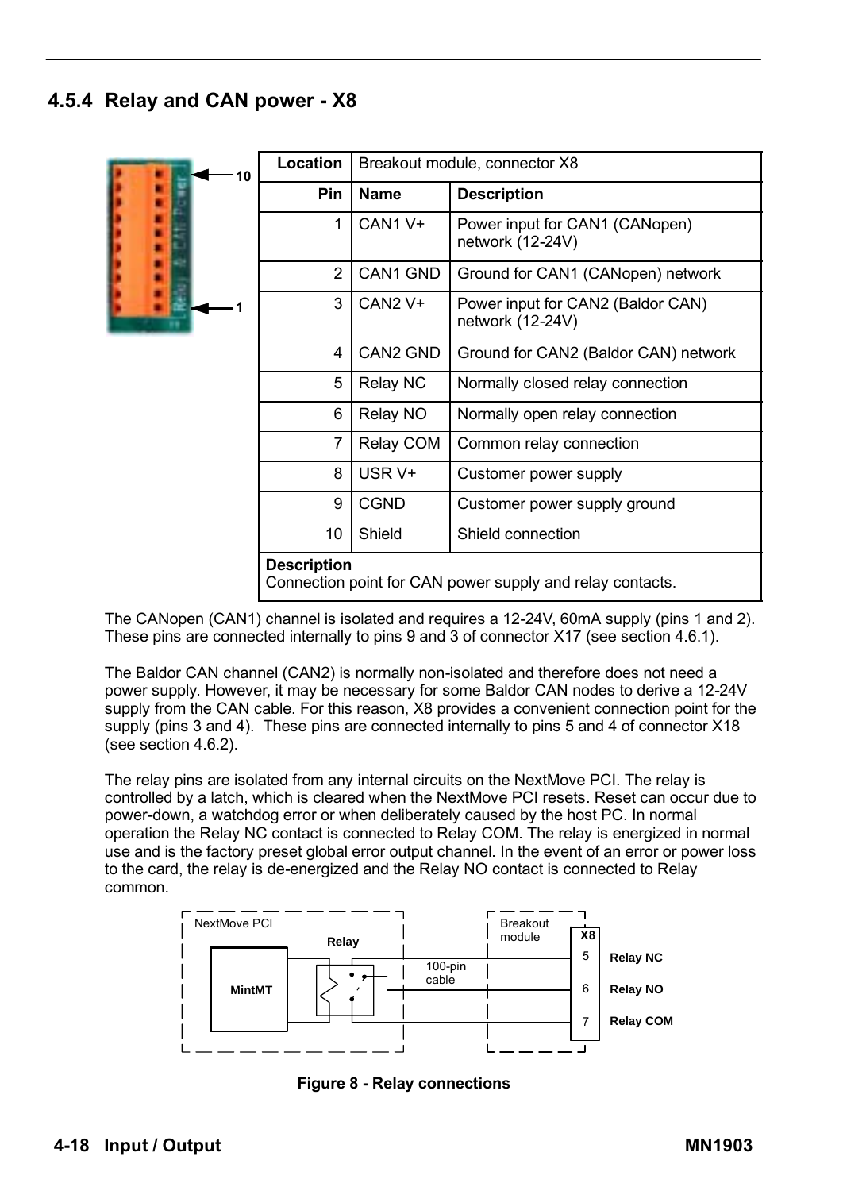## 4.5.4 Relay and CAN power - X8

| Location | Breakout module, connector X8 | |
|---|---|---|
| **Pin** | **Name** | **Description** |
| 1 | CAN1 V+ | Power input for CAN1 (CANopen) network (12-24V) |
| 2 | CAN1 GND | Ground for CAN1 (CANopen) network |
| 3 | CAN2 V+ | Power input for CAN2 (Baldor CAN) network (12-24V) |
| 4 | CAN2 GND | Ground for CAN2 (Baldor CAN) network |
| 5 | Relay NC | Normally closed relay connection |
| 6 | Relay NO | Normally open relay connection |
| 7 | Relay COM | Common relay connection |
| 8 | USR V+ | Customer power supply |
| 9 | CGND | Customer power supply ground |
| 10 | Shield | Shield connection |
| **Description** Connection point for CAN power supply and relay contacts. | | |

The CANopen (CAN1) channel is isolated and requires a 12-24V, 60mA supply (pins 1 and 2). These pins are connected internally to pins 9 and 3 of connector X17 (see section 4.6.1).

The Baldor CAN channel (CAN2) is normally non-isolated and therefore does not need a power supply. However, it may be necessary for some Baldor CAN nodes to derive a 12-24V supply from the CAN cable. For this reason, X8 provides a convenient connection point for the supply (pins 3 and 4). These pins are connected internally to pins 5 and 4 of connector X18 (see section 4.6.2).

The relay pins are isolated from any internal circuits on the NextMove PCI. The relay is controlled by a latch, which is cleared when the NextMove PCI resets. Reset can occur due to power-down, a watchdog error or when deliberately caused by the host PC. In normal operation the Relay NC contact is connected to Relay COM. The relay is energized in normal use and is the factory preset global error output channel. In the event of an error or power loss to the card, the relay is de-energized and the Relay NO contact is connected to Relay common.

**Figure 8 - Relay connections**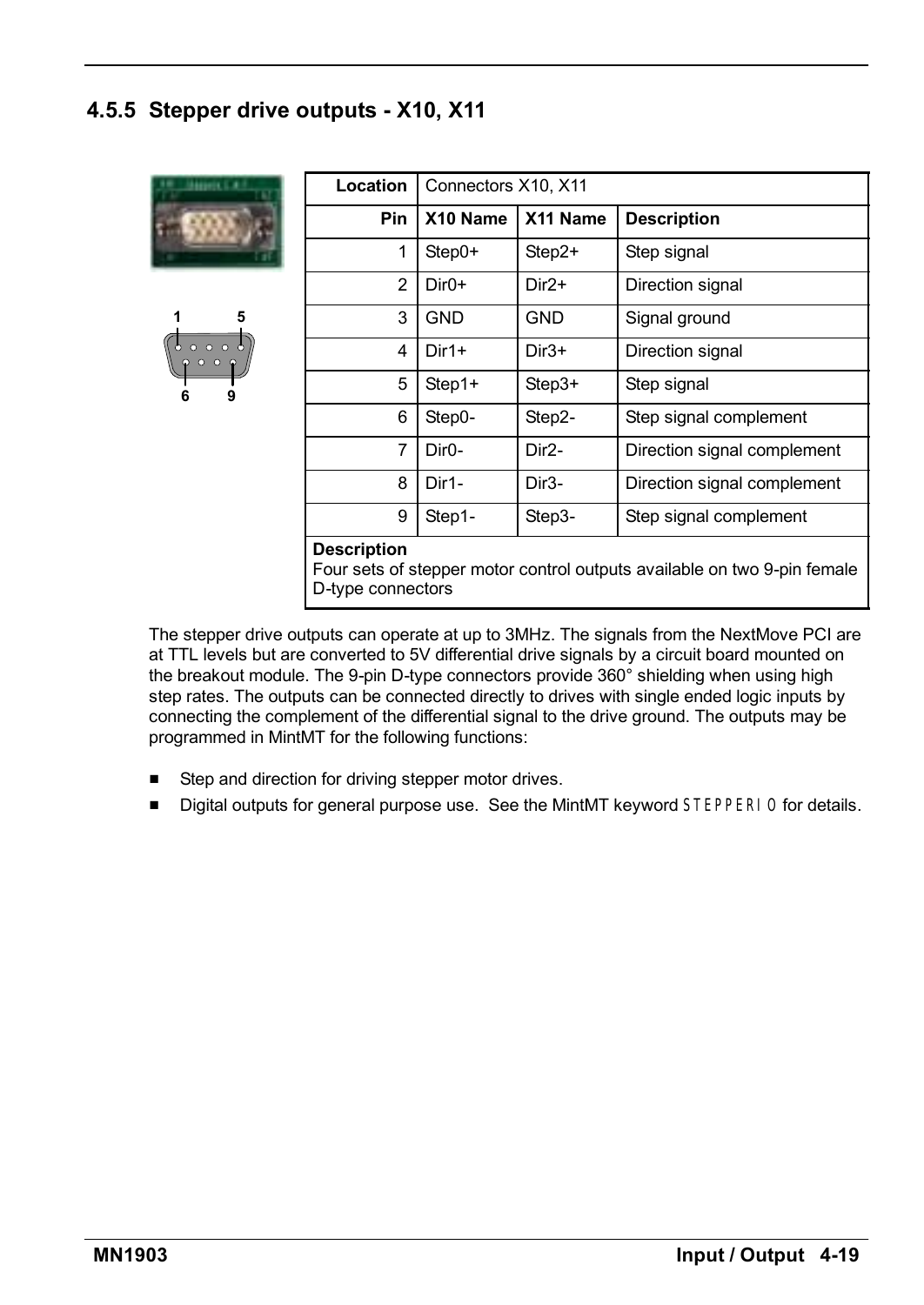### 4.5.5 Stepper drive outputs - X10, X11

| Location | Connectors X10, X11 | | |
|---|---|---|---|
| **Pin** | **X10 Name** | **X11 Name** | **Description** |
| 1 | Step0+ | Step2+ | Step signal |
| 2 | Dir0+ | Dir2+ | Direction signal |
| 3 | GND | GND | Signal ground |
| 4 | Dir1+ | Dir3+ | Direction signal |
| 5 | Step1+ | Step3+ | Step signal |
| 6 | Step0- | Step2- | Step signal complement |
| 7 | Dir0- | Dir2- | Direction signal complement |
| 8 | Dir1- | Dir3- | Direction signal complement |
| 9 | Step1- | Step3- | Step signal complement |

**Description**
Four sets of stepper motor control outputs available on two 9-pin female D-type connectors

The stepper drive outputs can operate at up to 3MHz. The signals from the NextMove PCI are at TTL levels but are converted to 5V differential drive signals by a circuit board mounted on the breakout module. The 9-pin D-type connectors provide 360° shielding when using high step rates. The outputs can be connected directly to drives with single ended logic inputs by connecting the complement of the differential signal to the drive ground. The outputs may be programmed in MintMT for the following functions:

- Step and direction for driving stepper motor drives.
- Digital outputs for general purpose use. See the MintMT keyword STEPPERIO for details.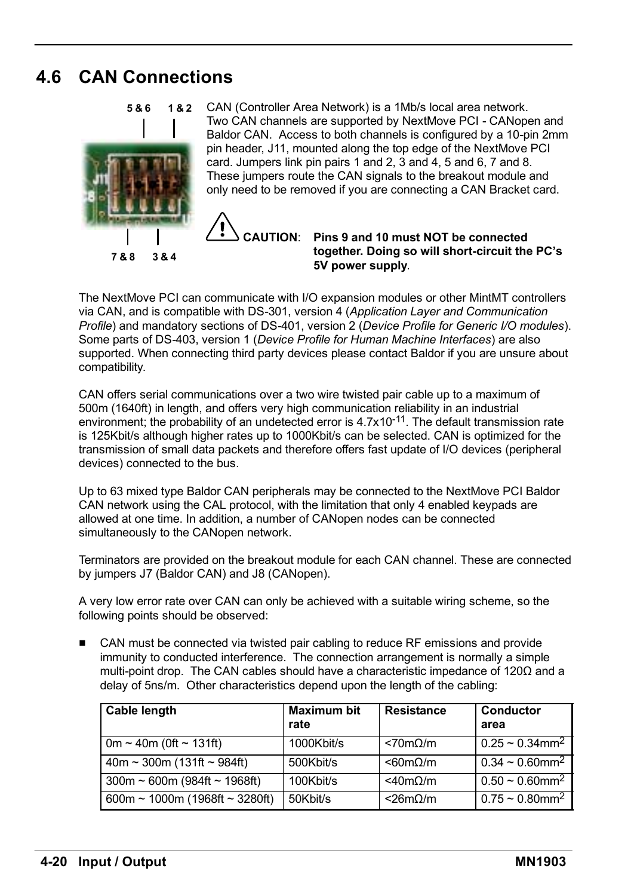## 4.6 CAN Connections

5 & 6    1 & 2

7 & 8    3 & 4

CAN (Controller Area Network) is a 1Mb/s local area network. Two CAN channels are supported by NextMove PCI - CANopen and Baldor CAN. Access to both channels is configured by a 10-pin 2mm pin header, J11, mounted along the top edge of the NextMove PCI card. Jumpers link pin pairs 1 and 2, 3 and 4, 5 and 6, 7 and 8. These jumpers route the CAN signals to the breakout module and only need to be removed if you are connecting a CAN Bracket card.

**CAUTION**: **Pins 9 and 10 must NOT be connected together. Doing so will short-circuit the PC's 5V power supply**.

The NextMove PCI can communicate with I/O expansion modules or other MintMT controllers via CAN, and is compatible with DS-301, version 4 (*Application Layer and Communication Profile*) and mandatory sections of DS-401, version 2 (*Device Profile for Generic I/O modules*). Some parts of DS-403, version 1 (*Device Profile for Human Machine Interfaces*) are also supported. When connecting third party devices please contact Baldor if you are unsure about compatibility.

CAN offers serial communications over a two wire twisted pair cable up to a maximum of 500m (1640ft) in length, and offers very high communication reliability in an industrial environment; the probability of an undetected error is $4.7 \times 10^{-11}$. The default transmission rate is 125Kbit/s although higher rates up to 1000Kbit/s can be selected. CAN is optimized for the transmission of small data packets and therefore offers fast update of I/O devices (peripheral devices) connected to the bus.

Up to 63 mixed type Baldor CAN peripherals may be connected to the NextMove PCI Baldor CAN network using the CAL protocol, with the limitation that only 4 enabled keypads are allowed at one time. In addition, a number of CANopen nodes can be connected simultaneously to the CANopen network.

Terminators are provided on the breakout module for each CAN channel. These are connected by jumpers J7 (Baldor CAN) and J8 (CANopen).

A very low error rate over CAN can only be achieved with a suitable wiring scheme, so the following points should be observed:

- CAN must be connected via twisted pair cabling to reduce RF emissions and provide immunity to conducted interference. The connection arrangement is normally a simple multi-point drop. The CAN cables should have a characteristic impedance of 120Ω and a delay of 5ns/m. Other characteristics depend upon the length of the cabling:

| Cable length | Maximum bit rate | Resistance | Conductor area |
|---|---|---|---|
| 0m ~ 40m (0ft ~ 131ft) | 1000Kbit/s | <70mΩ/m | 0.25 ~ 0.34mm$^2$ |
| 40m ~ 300m (131ft ~ 984ft) | 500Kbit/s | <60mΩ/m | 0.34 ~ 0.60mm$^2$ |
| 300m ~ 600m (984ft ~ 1968ft) | 100Kbit/s | <40mΩ/m | 0.50 ~ 0.60mm$^2$ |
| 600m ~ 1000m (1968ft ~ 3280ft) | 50Kbit/s | <26mΩ/m | 0.75 ~ 0.80mm$^2$ |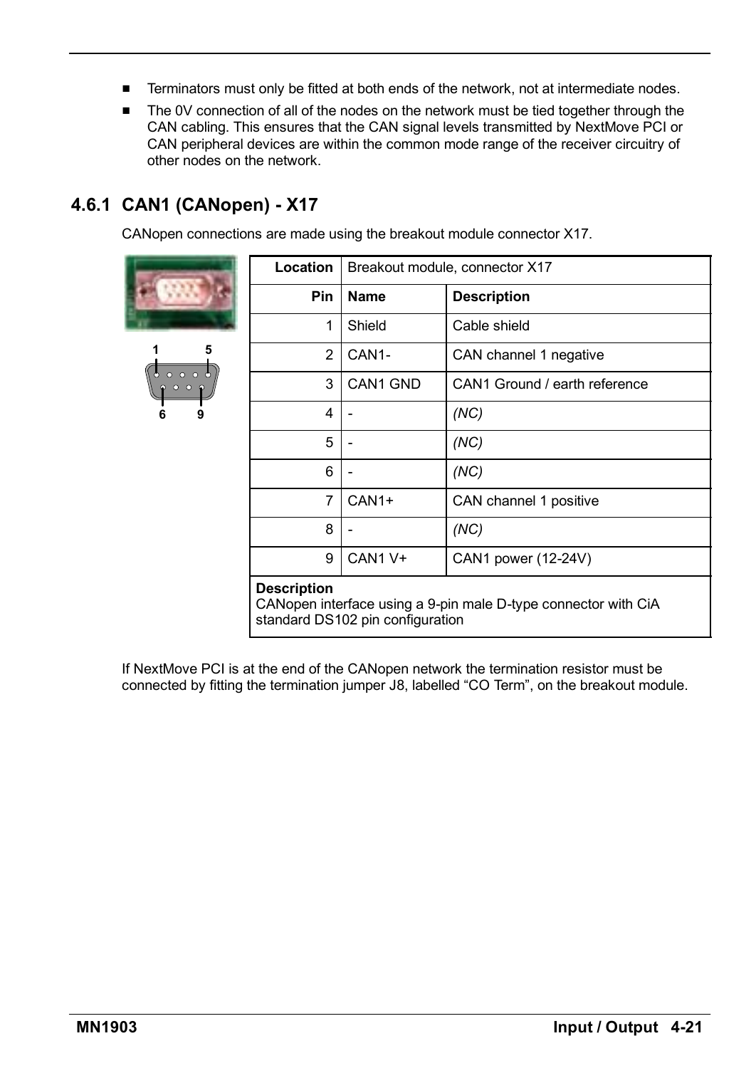- Terminators must only be fitted at both ends of the network, not at intermediate nodes.
- The 0V connection of all of the nodes on the network must be tied together through the CAN cabling. This ensures that the CAN signal levels transmitted by NextMove PCI or CAN peripheral devices are within the common mode range of the receiver circuitry of other nodes on the network.

### 4.6.1 CAN1 (CANopen) - X17

CANopen connections are made using the breakout module connector X17.

| Location | Breakout module, connector X17 | |
|---|---|---|
| **Pin** | **Name** | **Description** |
| 1 | Shield | Cable shield |
| 2 | CAN1- | CAN channel 1 negative |
| 3 | CAN1 GND | CAN1 Ground / earth reference |
| 4 | - | *(NC)* |
| 5 | - | *(NC)* |
| 6 | - | *(NC)* |
| 7 | CAN1+ | CAN channel 1 positive |
| 8 | - | *(NC)* |
| 9 | CAN1 V+ | CAN1 power (12-24V) |

**Description**
CANopen interface using a 9-pin male D-type connector with CiA standard DS102 pin configuration

If NextMove PCI is at the end of the CANopen network the termination resistor must be connected by fitting the termination jumper J8, labelled “CO Term”, on the breakout module.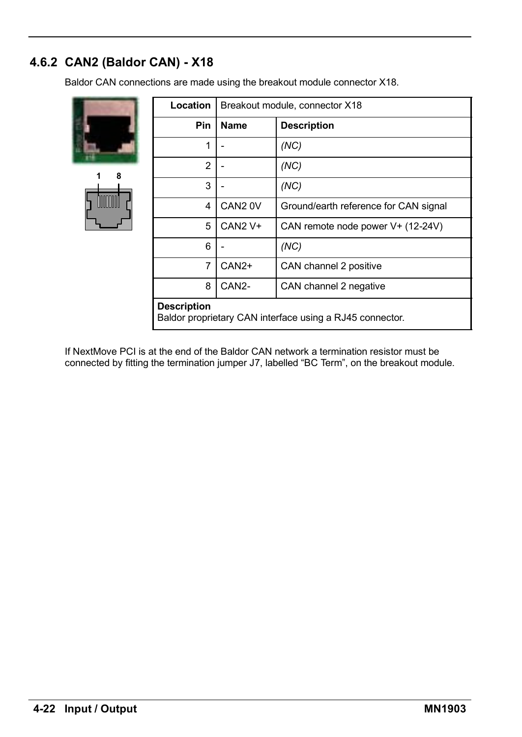## 4.6.2 CAN2 (Baldor CAN) - X18

Baldor CAN connections are made using the breakout module connector X18.

| Location | Breakout module, connector X18 | |
|---|---|---|
| **Pin** | **Name** | **Description** |
| 1 | - | *(NC)* |
| 2 | - | *(NC)* |
| 3 | - | *(NC)* |
| 4 | CAN2 0V | Ground/earth reference for CAN signal |
| 5 | CAN2 V+ | CAN remote node power V+ (12-24V) |
| 6 | - | *(NC)* |
| 7 | CAN2+ | CAN channel 2 positive |
| 8 | CAN2- | CAN channel 2 negative |

**Description**
Baldor proprietary CAN interface using a RJ45 connector.

If NextMove PCI is at the end of the Baldor CAN network a termination resistor must be connected by fitting the termination jumper J7, labelled "BC Term", on the breakout module.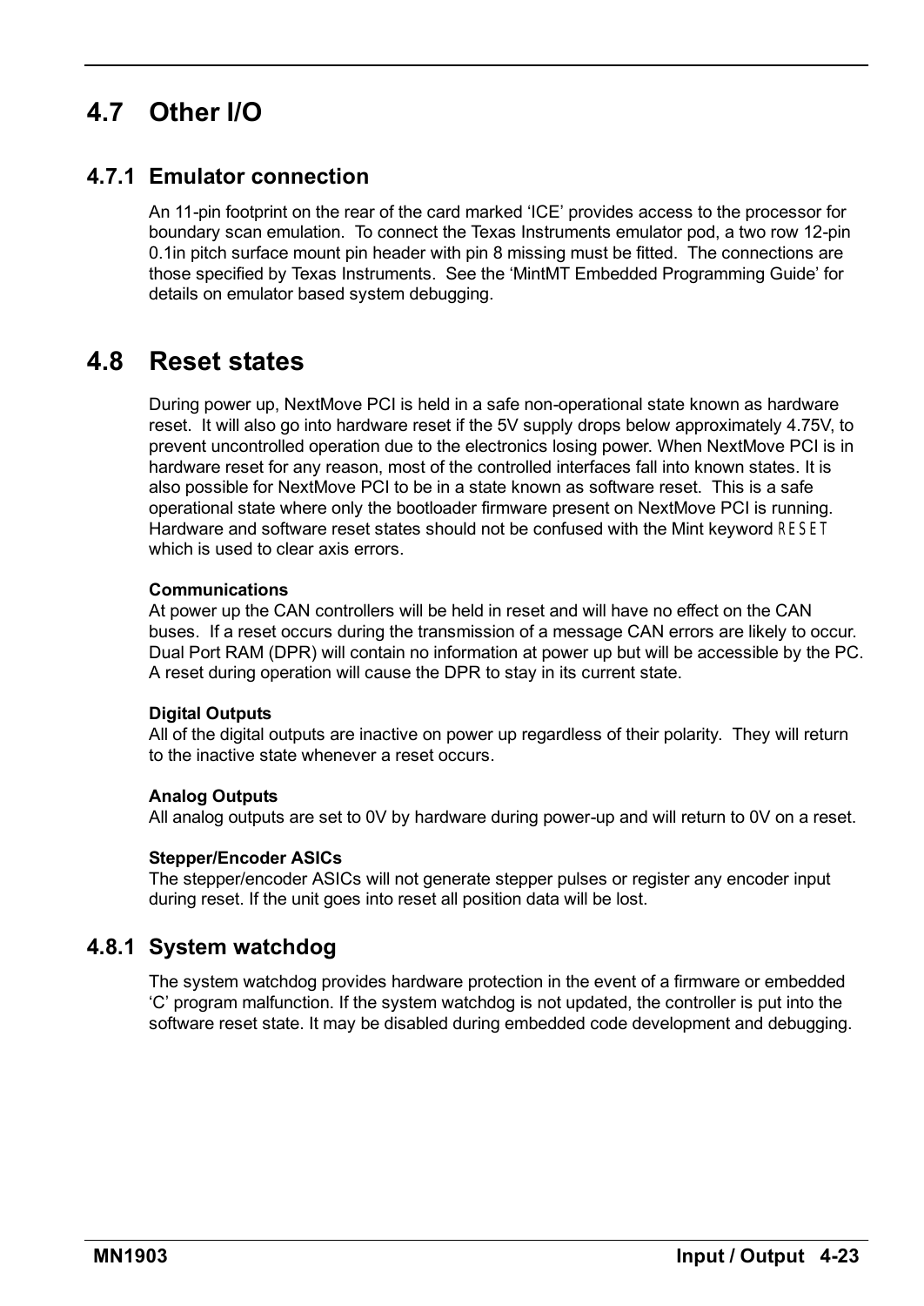## 4.7 Other I/O

### 4.7.1 Emulator connection

An 11-pin footprint on the rear of the card marked 'ICE' provides access to the processor for boundary scan emulation. To connect the Texas Instruments emulator pod, a two row 12-pin 0.1in pitch surface mount pin header with pin 8 missing must be fitted. The connections are those specified by Texas Instruments. See the 'MintMT Embedded Programming Guide' for details on emulator based system debugging.

## 4.8 Reset states

During power up, NextMove PCI is held in a safe non-operational state known as hardware reset. It will also go into hardware reset if the 5V supply drops below approximately 4.75V, to prevent uncontrolled operation due to the electronics losing power. When NextMove PCI is in hardware reset for any reason, most of the controlled interfaces fall into known states. It is also possible for NextMove PCI to be in a state known as software reset. This is a safe operational state where only the bootloader firmware present on NextMove PCI is running. Hardware and software reset states should not be confused with the Mint keyword RESET which is used to clear axis errors.

**Communications**
At power up the CAN controllers will be held in reset and will have no effect on the CAN buses. If a reset occurs during the transmission of a message CAN errors are likely to occur. Dual Port RAM (DPR) will contain no information at power up but will be accessible by the PC. A reset during operation will cause the DPR to stay in its current state.

**Digital Outputs**
All of the digital outputs are inactive on power up regardless of their polarity. They will return to the inactive state whenever a reset occurs.

**Analog Outputs**
All analog outputs are set to 0V by hardware during power-up and will return to 0V on a reset.

**Stepper/Encoder ASICs**
The stepper/encoder ASICs will not generate stepper pulses or register any encoder input during reset. If the unit goes into reset all position data will be lost.

### 4.8.1 System watchdog

The system watchdog provides hardware protection in the event of a firmware or embedded 'C' program malfunction. If the system watchdog is not updated, the controller is put into the software reset state. It may be disabled during embedded code development and debugging.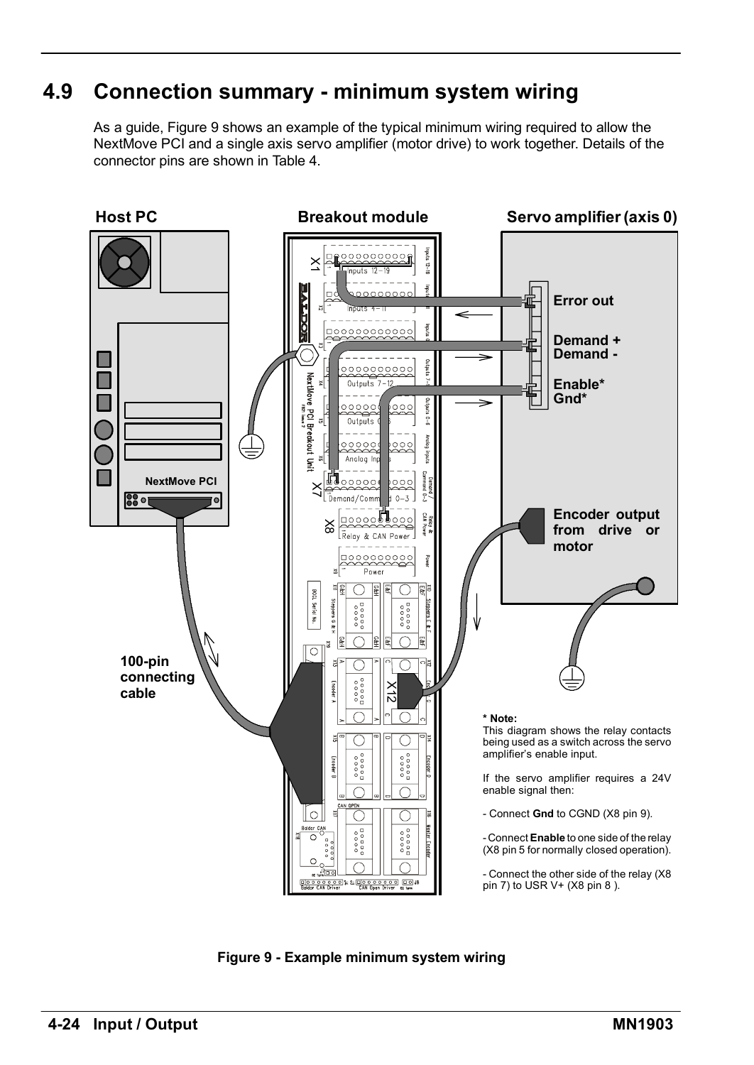## 4.9 Connection summary - minimum system wiring

As a guide, Figure 9 shows an example of the typical minimum wiring required to allow the NextMove PCI and a single axis servo amplifier (motor drive) to work together. Details of the connector pins are shown in Table 4.

**Host PC** **Breakout module** **Servo amplifier (axis 0)**

**Error out**

**Demand +**
**Demand -**

**Enable***
**Gnd***

**Encoder output from drive or motor**

**100-pin connecting cable**

**NextMove PCI**

**\* Note:**
This diagram shows the relay contacts being used as a switch across the servo amplifier's enable input.

If the servo amplifier requires a 24V enable signal then:

- Connect **Gnd** to CGND (X8 pin 9).

- Connect **Enable** to one side of the relay (X8 pin 5 for normally closed operation).

- Connect the other side of the relay (X8 pin 7) to USR V+ (X8 pin 8 ).

**Figure 9 - Example minimum system wiring**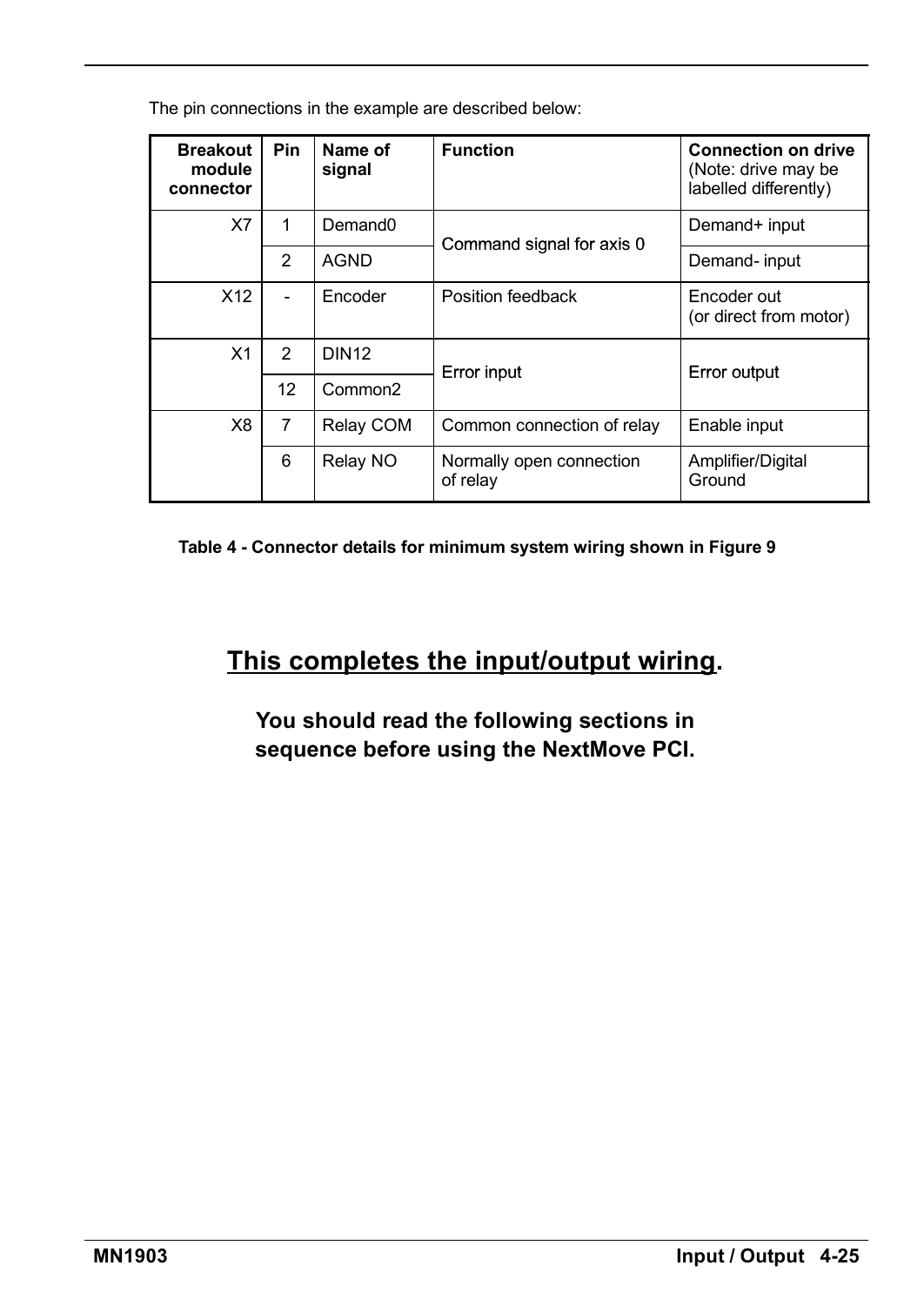The pin connections in the example are described below:

| Breakout module connector | Pin | Name of signal | Function | Connection on drive (Note: drive may be labelled differently) |
|---|---|---|---|---|
| X7 | 1 | Demand0 | Command signal for axis 0 | Demand+ input |
| | 2 | AGND | | Demand- input |
| X12 | - | Encoder | Position feedback | Encoder out (or direct from motor) |
| X1 | 2 | DIN12 | Error input | Error output |
| | 12 | Common2 | | |
| X8 | 7 | Relay COM | Common connection of relay | Enable input |
| | 6 | Relay NO | Normally open connection of relay | Amplifier/Digital Ground |

**Table 4 - Connector details for minimum system wiring shown in Figure 9**

## <u>This completes the input/output wiring</u>.

**You should read the following sections in sequence before using the NextMove PCI.**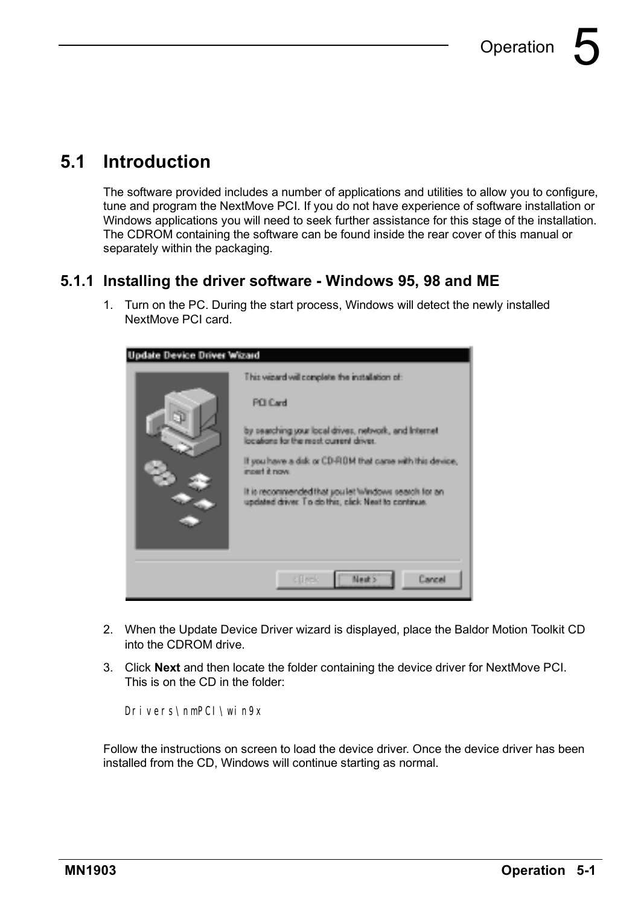## 5.1 Introduction

The software provided includes a number of applications and utilities to allow you to configure, tune and program the NextMove PCI. If you do not have experience of software installation or Windows applications you will need to seek further assistance for this stage of the installation. The CDROM containing the software can be found inside the rear cover of this manual or separately within the packaging.

### 5.1.1 Installing the driver software - Windows 95, 98 and ME

1. Turn on the PC. During the start process, Windows will detect the newly installed NextMove PCI card.

2. When the Update Device Driver wizard is displayed, place the Baldor Motion Toolkit CD into the CDROM drive.
3. Click **Next** and then locate the folder containing the device driver for NextMove PCI. This is on the CD in the folder:

```
Drivers\nmPCI\win9x
```

Follow the instructions on screen to load the device driver. Once the device driver has been installed from the CD, Windows will continue starting as normal.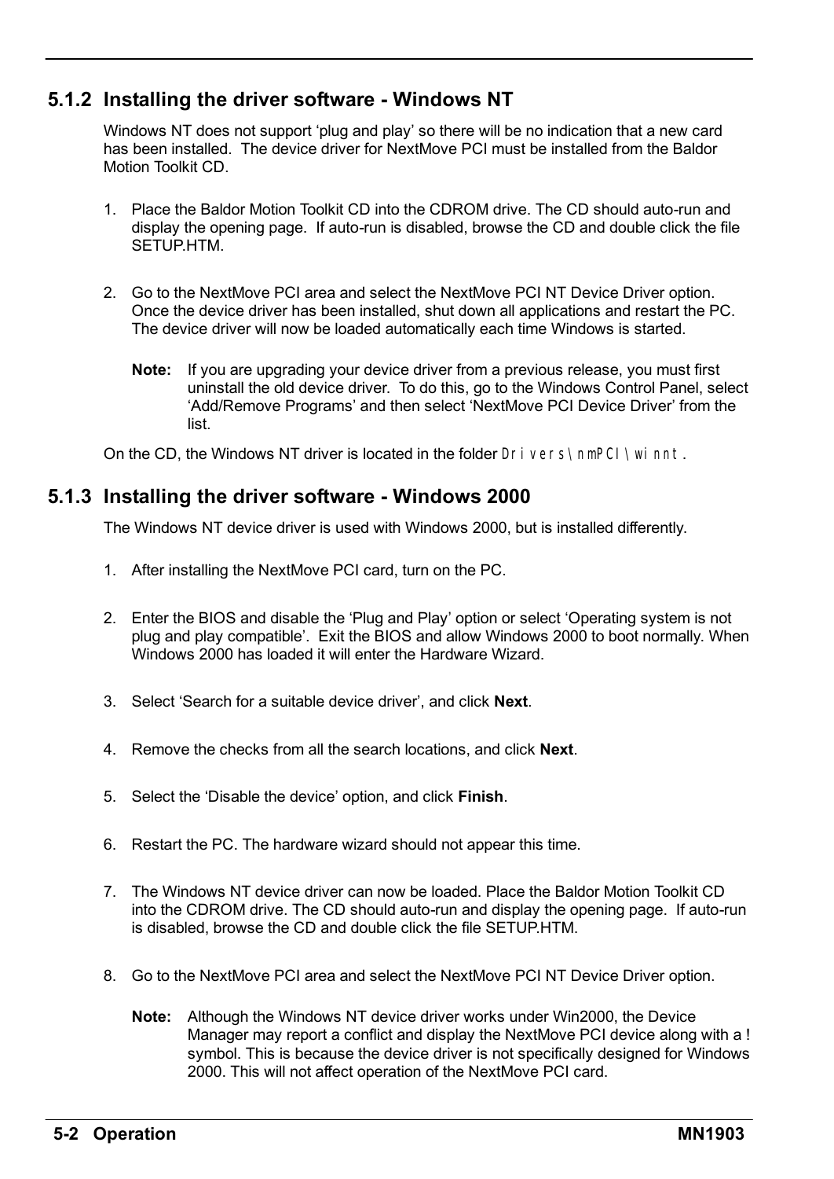### 5.1.2 Installing the driver software - Windows NT

Windows NT does not support 'plug and play' so there will be no indication that a new card has been installed. The device driver for NextMove PCI must be installed from the Baldor Motion Toolkit CD.

1. Place the Baldor Motion Toolkit CD into the CDROM drive. The CD should auto-run and display the opening page. If auto-run is disabled, browse the CD and double click the file SETUP.HTM.

2. Go to the NextMove PCI area and select the NextMove PCI NT Device Driver option. Once the device driver has been installed, shut down all applications and restart the PC. The device driver will now be loaded automatically each time Windows is started.

   **Note:** If you are upgrading your device driver from a previous release, you must first uninstall the old device driver. To do this, go to the Windows Control Panel, select 'Add/Remove Programs' and then select 'NextMove PCI Device Driver' from the list.

On the CD, the Windows NT driver is located in the folder `Drivers\nmPCI\winnt`.

### 5.1.3 Installing the driver software - Windows 2000

The Windows NT device driver is used with Windows 2000, but is installed differently.

1. After installing the NextMove PCI card, turn on the PC.

2. Enter the BIOS and disable the 'Plug and Play' option or select 'Operating system is not plug and play compatible'. Exit the BIOS and allow Windows 2000 to boot normally. When Windows 2000 has loaded it will enter the Hardware Wizard.

3. Select 'Search for a suitable device driver', and click **Next**.

4. Remove the checks from all the search locations, and click **Next**.

5. Select the 'Disable the device' option, and click **Finish**.

6. Restart the PC. The hardware wizard should not appear this time.

7. The Windows NT device driver can now be loaded. Place the Baldor Motion Toolkit CD into the CDROM drive. The CD should auto-run and display the opening page. If auto-run is disabled, browse the CD and double click the file SETUP.HTM.

8. Go to the NextMove PCI area and select the NextMove PCI NT Device Driver option.

   **Note:** Although the Windows NT device driver works under Win2000, the Device Manager may report a conflict and display the NextMove PCI device along with a ! symbol. This is because the device driver is not specifically designed for Windows 2000. This will not affect operation of the NextMove PCI card.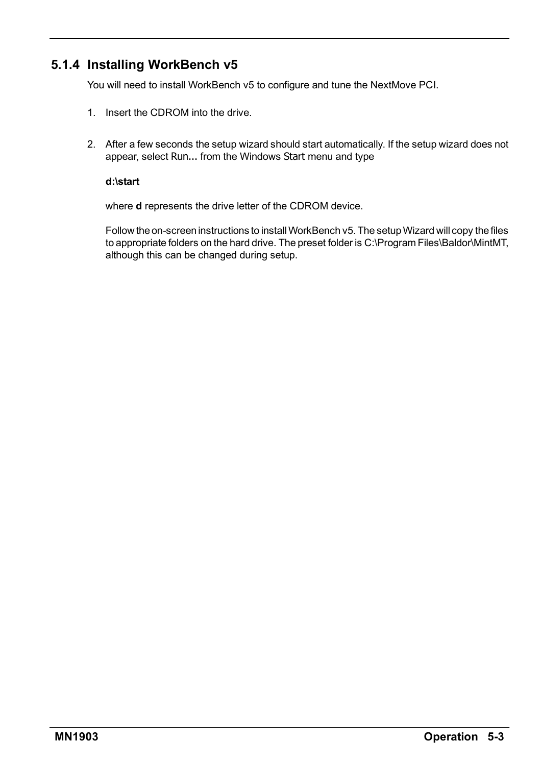### 5.1.4 Installing WorkBench v5

You will need to install WorkBench v5 to configure and tune the NextMove PCI.

1. Insert the CDROM into the drive.

2. After a few seconds the setup wizard should start automatically. If the setup wizard does not appear, select Run... from the Windows Start menu and type

   **d:\start**

   where **d** represents the drive letter of the CDROM device.

   Follow the on-screen instructions to install WorkBench v5. The setup Wizard will copy the files to appropriate folders on the hard drive. The preset folder is C:\Program Files\Baldor\MintMT, although this can be changed during setup.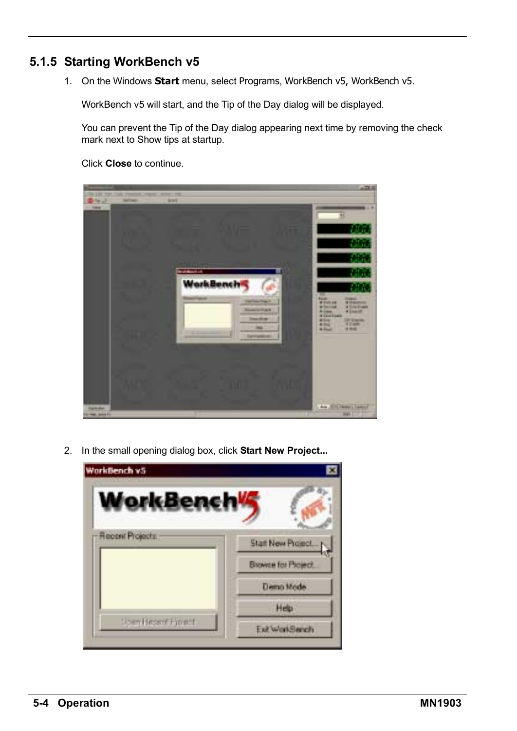### 5.1.5 Starting WorkBench v5

1. On the Windows **Start** menu, select Programs, WorkBench v5, WorkBench v5.

   WorkBench v5 will start, and the Tip of the Day dialog will be displayed.

   You can prevent the Tip of the Day dialog appearing next time by removing the check mark next to Show tips at startup.

   Click **Close** to continue.

2. In the small opening dialog box, click **Start New Project...**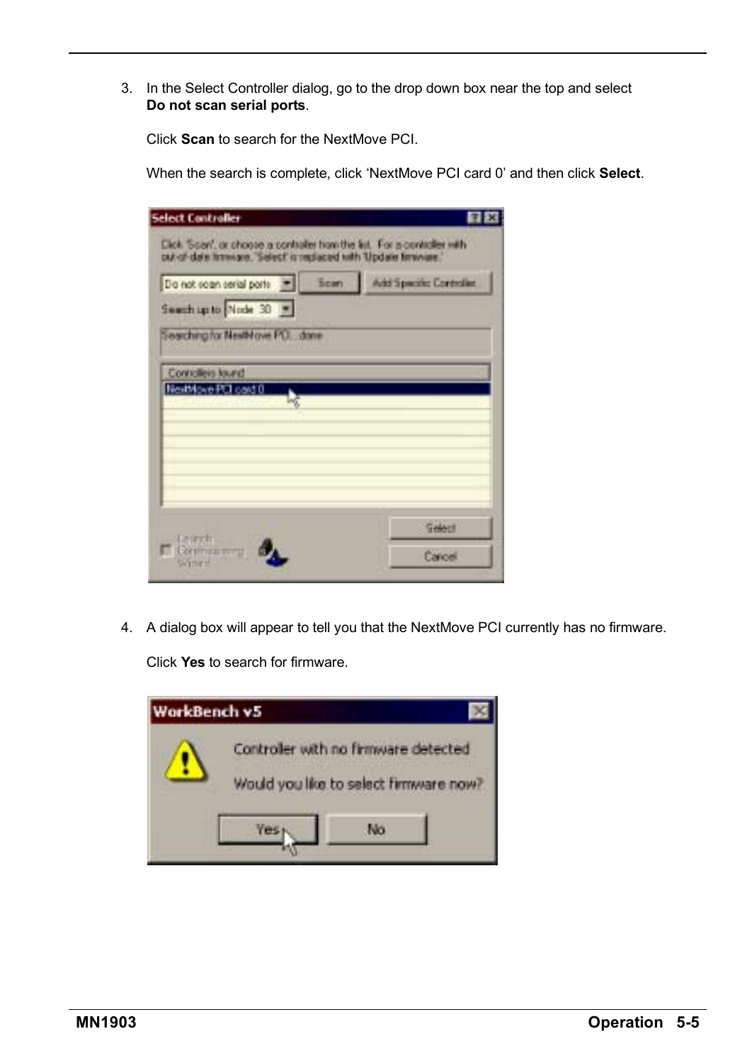3. In the Select Controller dialog, go to the drop down box near the top and select **Do not scan serial ports**.

   Click **Scan** to search for the NextMove PCI.

   When the search is complete, click 'NextMove PCI card 0' and then click **Select**.

4. A dialog box will appear to tell you that the NextMove PCI currently has no firmware.

   Click **Yes** to search for firmware.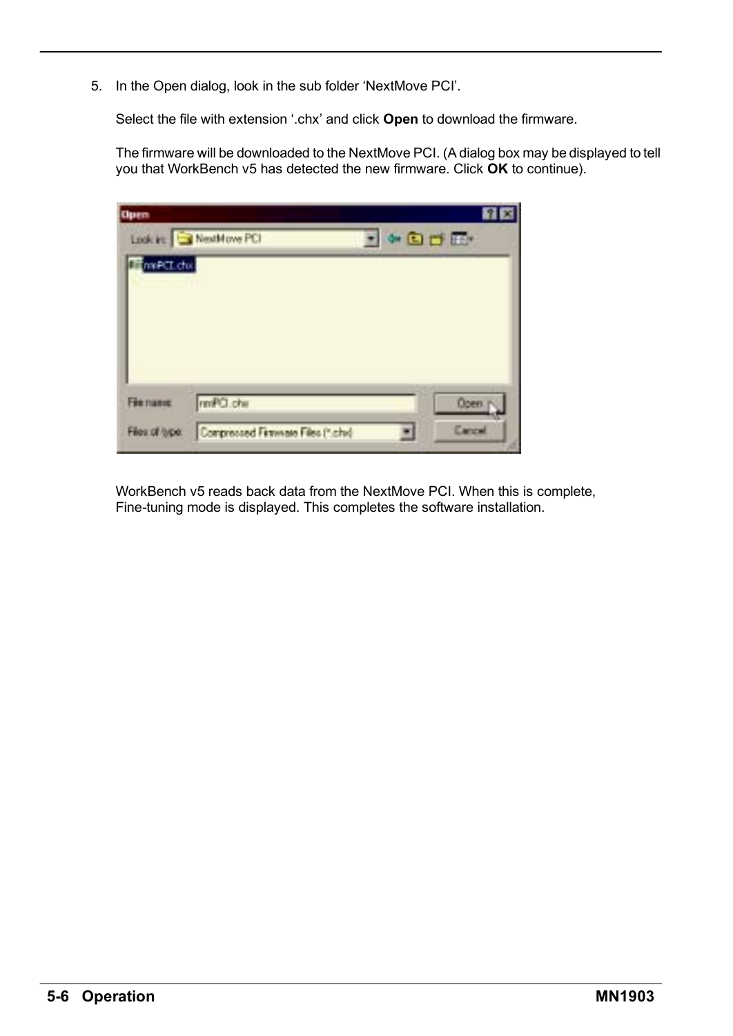5. In the Open dialog, look in the sub folder 'NextMove PCI'.

   Select the file with extension '.chx' and click **Open** to download the firmware.

   The firmware will be downloaded to the NextMove PCI. (A dialog box may be displayed to tell you that WorkBench v5 has detected the new firmware. Click **OK** to continue).

   WorkBench v5 reads back data from the NextMove PCI. When this is complete, Fine-tuning mode is displayed. This completes the software installation.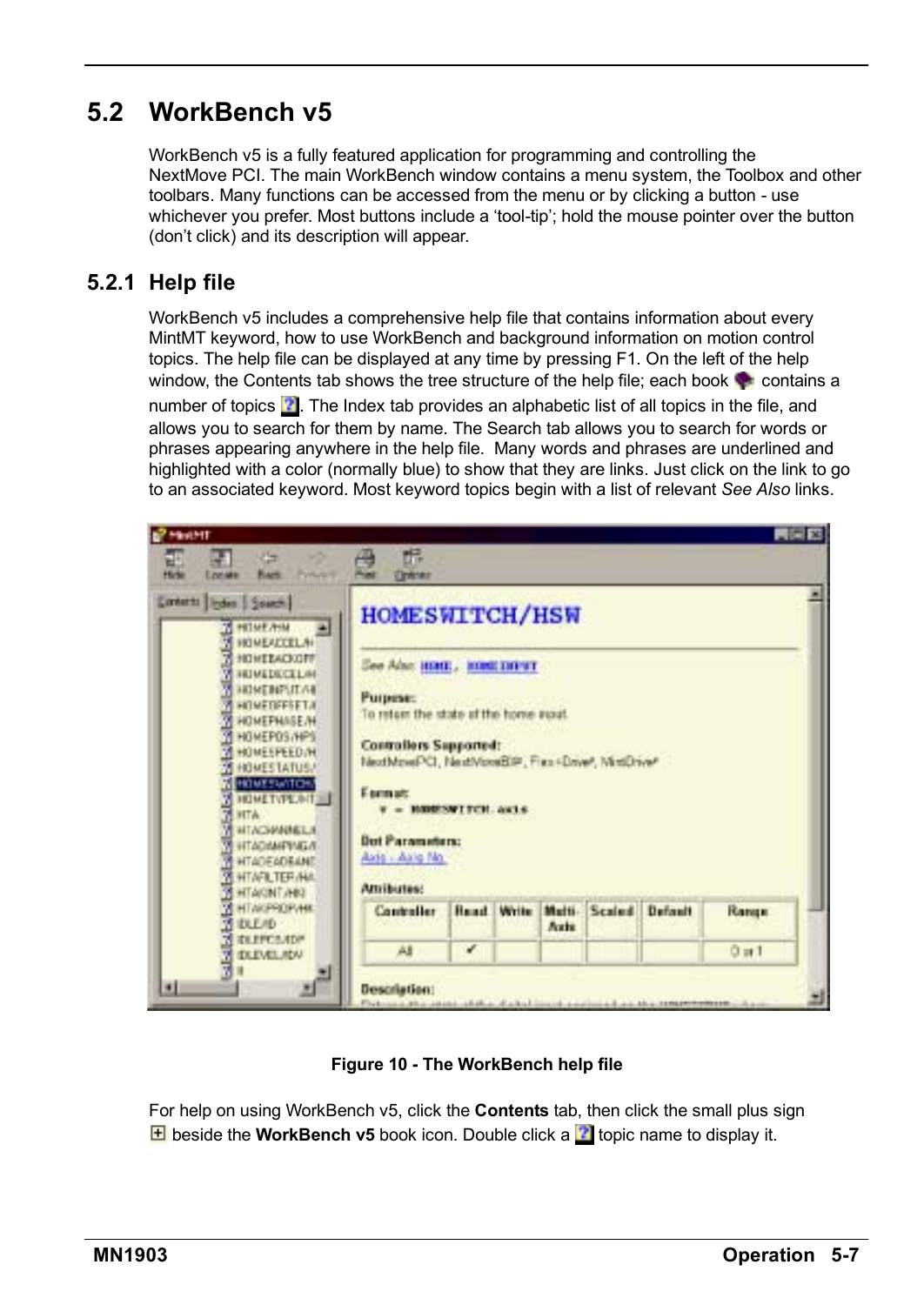## 5.2 WorkBench v5

WorkBench v5 is a fully featured application for programming and controlling the NextMove PCI. The main WorkBench window contains a menu system, the Toolbox and other toolbars. Many functions can be accessed from the menu or by clicking a button - use whichever you prefer. Most buttons include a 'tool-tip'; hold the mouse pointer over the button (don't click) and its description will appear.

### 5.2.1 Help file

WorkBench v5 includes a comprehensive help file that contains information about every MintMT keyword, how to use WorkBench and background information on motion control topics. The help file can be displayed at any time by pressing F1. On the left of the help window, the Contents tab shows the tree structure of the help file; each book contains a number of topics. The Index tab provides an alphabetic list of all topics in the file, and allows you to search for them by name. The Search tab allows you to search for words or phrases appearing anywhere in the help file. Many words and phrases are underlined and highlighted with a color (normally blue) to show that they are links. Just click on the link to go to an associated keyword. Most keyword topics begin with a list of relevant *See Also* links.

**Figure 10 - The WorkBench help file**

For help on using WorkBench v5, click the **Contents** tab, then click the small plus sign beside the **WorkBench v5** book icon. Double click a topic name to display it.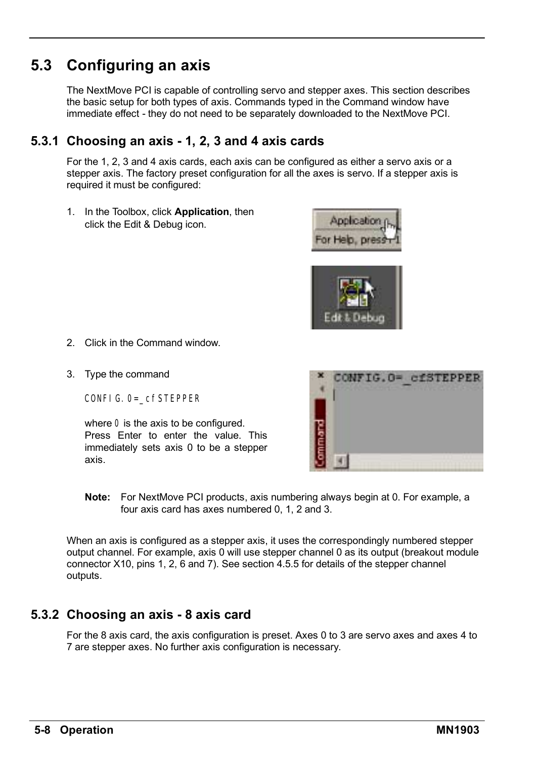## 5.3 Configuring an axis

The NextMove PCI is capable of controlling servo and stepper axes. This section describes the basic setup for both types of axis. Commands typed in the Command window have immediate effect - they do not need to be separately downloaded to the NextMove PCI.

### 5.3.1 Choosing an axis - 1, 2, 3 and 4 axis cards

For the 1, 2, 3 and 4 axis cards, each axis can be configured as either a servo axis or a stepper axis. The factory preset configuration for all the axes is servo. If a stepper axis is required it must be configured:

1. In the Toolbox, click **Application**, then click the Edit & Debug icon.
2. Click in the Command window.
3. Type the command

   ```
   CONFIG.0=_cfSTEPPER
   ```

   where `0` is the axis to be configured. Press Enter to enter the value. This immediately sets axis 0 to be a stepper axis.

**Note:** For NextMove PCI products, axis numbering always begin at 0. For example, a four axis card has axes numbered 0, 1, 2 and 3.

When an axis is configured as a stepper axis, it uses the correspondingly numbered stepper output channel. For example, axis 0 will use stepper channel 0 as its output (breakout module connector X10, pins 1, 2, 6 and 7). See section 4.5.5 for details of the stepper channel outputs.

### 5.3.2 Choosing an axis - 8 axis card

For the 8 axis card, the axis configuration is preset. Axes 0 to 3 are servo axes and axes 4 to 7 are stepper axes. No further axis configuration is necessary.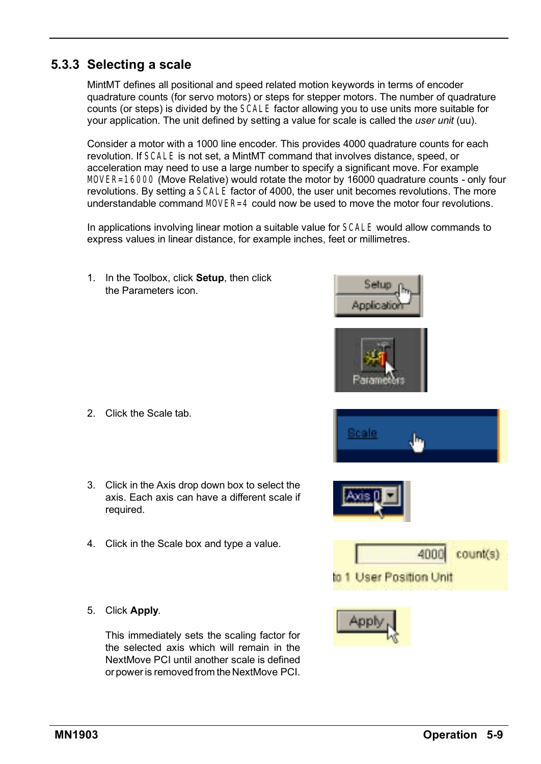## 5.3.3 Selecting a scale

MintMT defines all positional and speed related motion keywords in terms of encoder quadrature counts (for servo motors) or steps for stepper motors. The number of quadrature counts (or steps) is divided by the SCALE factor allowing you to use units more suitable for your application. The unit defined by setting a value for scale is called the *user unit* (uu).

Consider a motor with a 1000 line encoder. This provides 4000 quadrature counts for each revolution. If SCALE is not set, a MintMT command that involves distance, speed, or acceleration may need to use a large number to specify a significant move. For example MOVER=16000 (Move Relative) would rotate the motor by 16000 quadrature counts - only four revolutions. By setting a SCALE factor of 4000, the user unit becomes revolutions. The more understandable command MOVER=4 could now be used to move the motor four revolutions.

In applications involving linear motion a suitable value for SCALE would allow commands to express values in linear distance, for example inches, feet or millimetres.

1. In the Toolbox, click **Setup**, then click the Parameters icon.

2. Click the Scale tab.

3. Click in the Axis drop down box to select the axis. Each axis can have a different scale if required.

4. Click in the Scale box and type a value.

5. Click **Apply**.

   This immediately sets the scaling factor for the selected axis which will remain in the NextMove PCI until another scale is defined or power is removed from the NextMove PCI.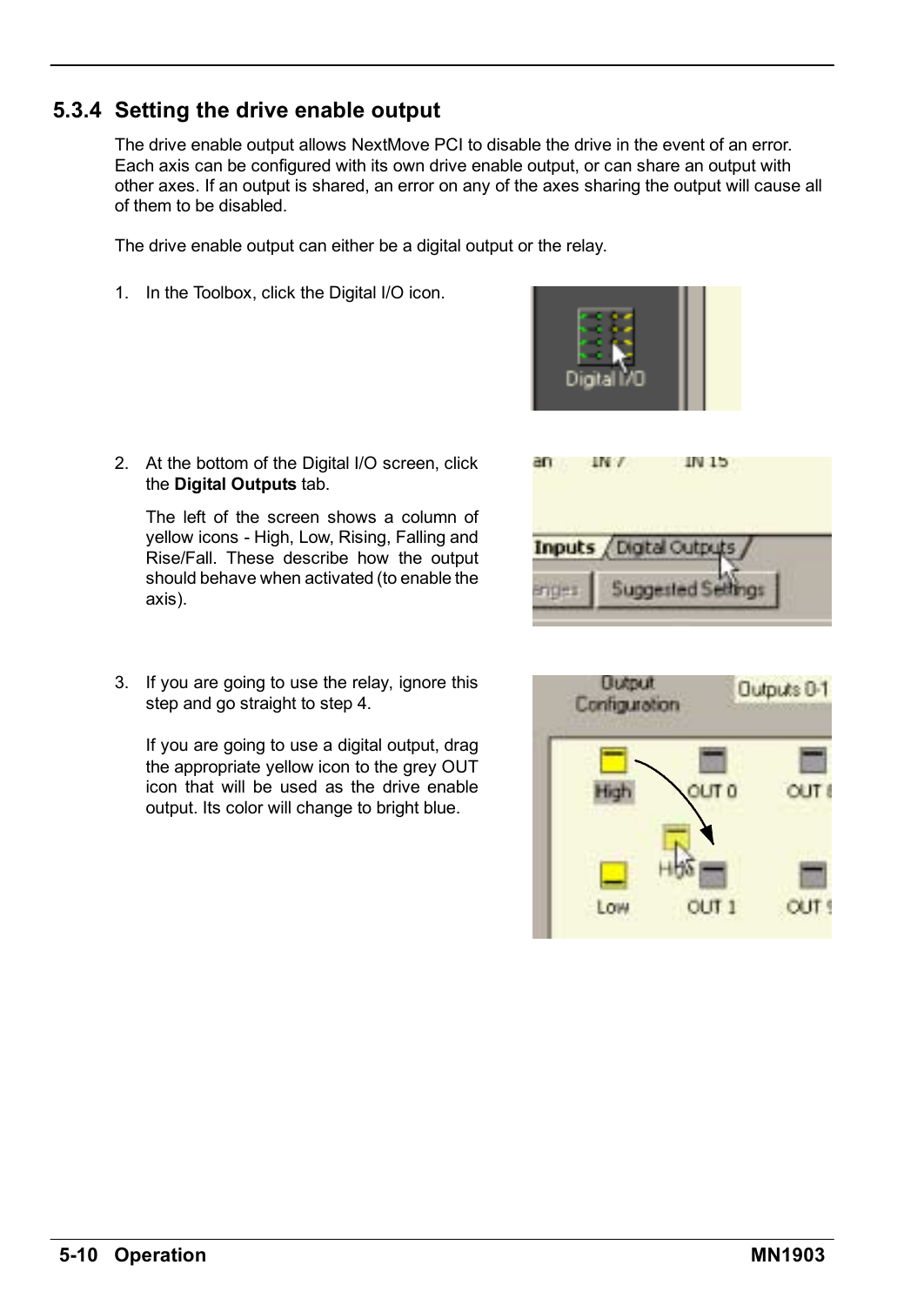## 5.3.4 Setting the drive enable output

The drive enable output allows NextMove PCI to disable the drive in the event of an error. Each axis can be configured with its own drive enable output, or can share an output with other axes. If an output is shared, an error on any of the axes sharing the output will cause all of them to be disabled.

The drive enable output can either be a digital output or the relay.

1. In the Toolbox, click the Digital I/O icon.

2. At the bottom of the Digital I/O screen, click the **Digital Outputs** tab.

   The left of the screen shows a column of yellow icons - High, Low, Rising, Falling and Rise/Fall. These describe how the output should behave when activated (to enable the axis).

3. If you are going to use the relay, ignore this step and go straight to step 4.

   If you are going to use a digital output, drag the appropriate yellow icon to the grey OUT icon that will be used as the drive enable output. Its color will change to bright blue.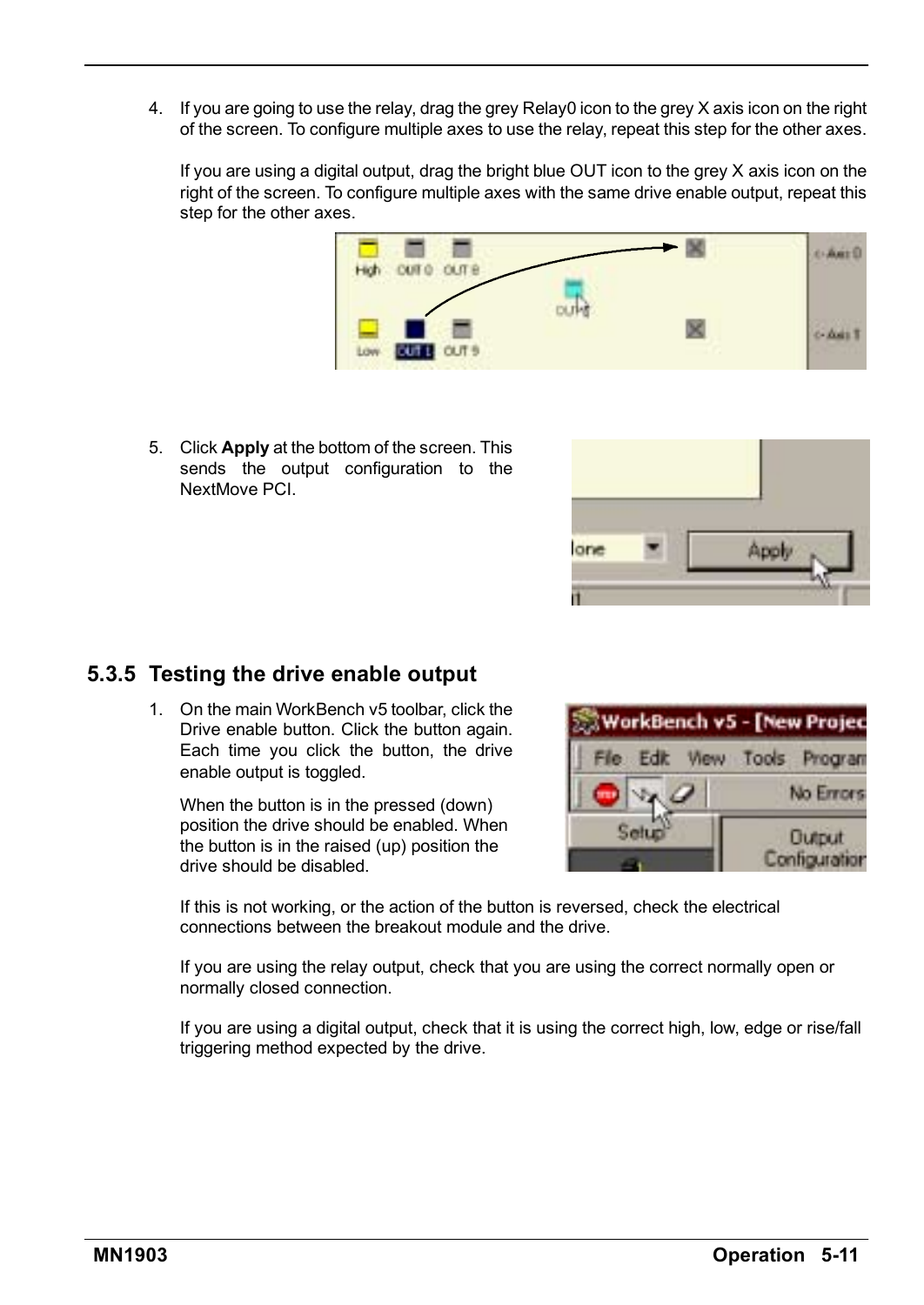4. If you are going to use the relay, drag the grey Relay0 icon to the grey X axis icon on the right of the screen. To configure multiple axes to use the relay, repeat this step for the other axes.

   If you are using a digital output, drag the bright blue OUT icon to the grey X axis icon on the right of the screen. To configure multiple axes with the same drive enable output, repeat this step for the other axes.

5. Click **Apply** at the bottom of the screen. This sends the output configuration to the NextMove PCI.

### 5.3.5 Testing the drive enable output

1. On the main WorkBench v5 toolbar, click the Drive enable button. Click the button again. Each time you click the button, the drive enable output is toggled.

   When the button is in the pressed (down) position the drive should be enabled. When the button is in the raised (up) position the drive should be disabled.

   If this is not working, or the action of the button is reversed, check the electrical connections between the breakout module and the drive.

   If you are using the relay output, check that you are using the correct normally open or normally closed connection.

   If you are using a digital output, check that it is using the correct high, low, edge or rise/fall triggering method expected by the drive.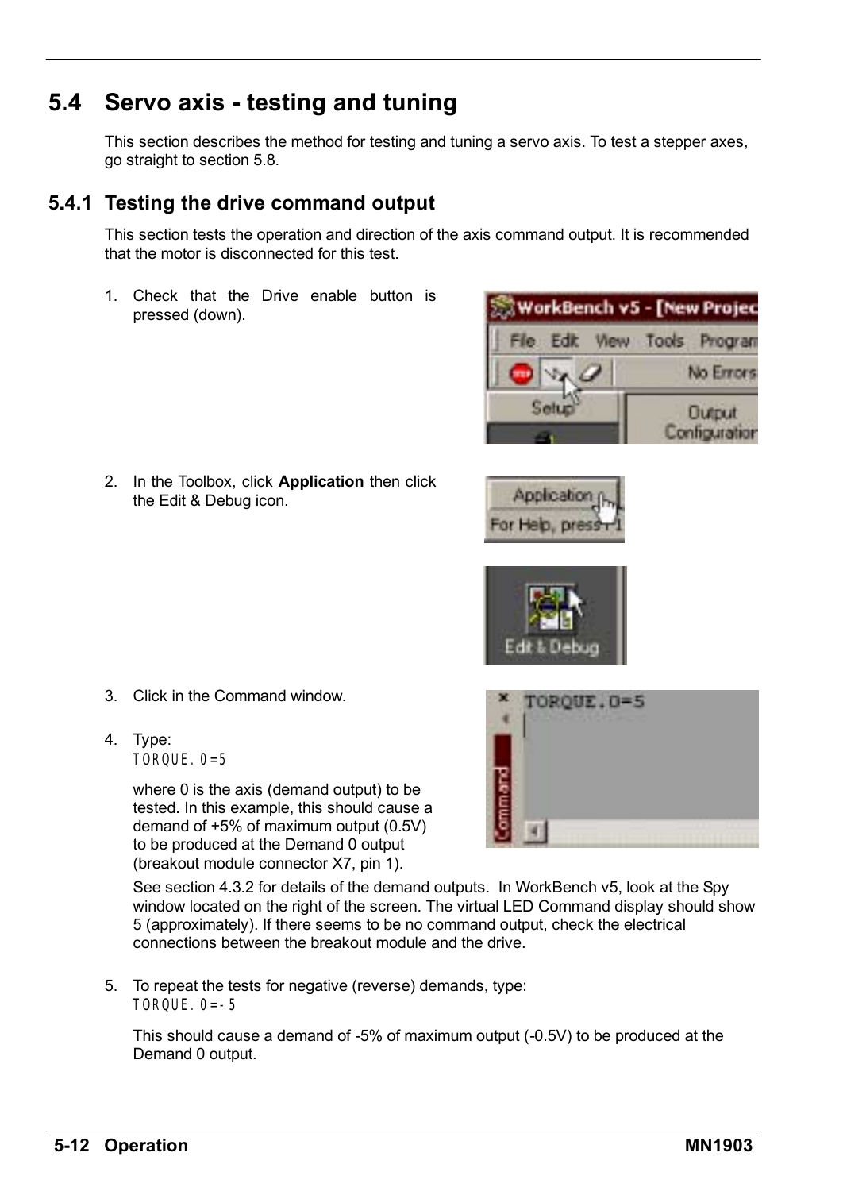## 5.4 Servo axis - testing and tuning

This section describes the method for testing and tuning a servo axis. To test a stepper axes, go straight to section 5.8.

### 5.4.1 Testing the drive command output

This section tests the operation and direction of the axis command output. It is recommended that the motor is disconnected for this test.

1. Check that the Drive enable button is pressed (down).

2. In the Toolbox, click **Application** then click the Edit & Debug icon.

3. Click in the Command window.

4. Type:
   `TORQUE.0=5`

   where 0 is the axis (demand output) to be tested. In this example, this should cause a demand of +5% of maximum output (0.5V) to be produced at the Demand 0 output (breakout module connector X7, pin 1).

   See section 4.3.2 for details of the demand outputs. In WorkBench v5, look at the Spy window located on the right of the screen. The virtual LED Command display should show 5 (approximately). If there seems to be no command output, check the electrical connections between the breakout module and the drive.

5. To repeat the tests for negative (reverse) demands, type:
   `TORQUE.0=-5`

   This should cause a demand of -5% of maximum output (-0.5V) to be produced at the Demand 0 output.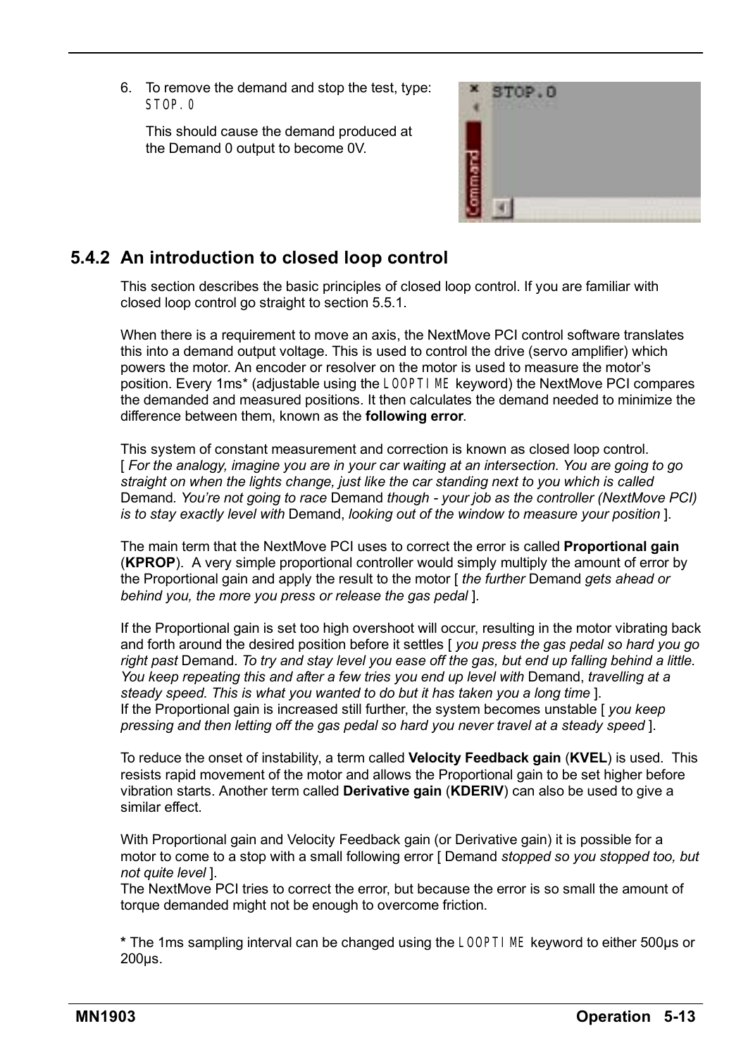6. To remove the demand and stop the test, type:
   `STOP.0`

   This should cause the demand produced at the Demand 0 output to become 0V.

### 5.4.2 An introduction to closed loop control

This section describes the basic principles of closed loop control. If you are familiar with closed loop control go straight to section 5.5.1.

When there is a requirement to move an axis, the NextMove PCI control software translates this into a demand output voltage. This is used to control the drive (servo amplifier) which powers the motor. An encoder or resolver on the motor is used to measure the motor's position. Every 1ms* (adjustable using the `LOOPTIME` keyword) the NextMove PCI compares the demanded and measured positions. It then calculates the demand needed to minimize the difference between them, known as the **following error**.

This system of constant measurement and correction is known as closed loop control.
[ *For the analogy, imagine you are in your car waiting at an intersection. You are going to go straight on when the lights change, just like the car standing next to you which is called* Demand. *You're not going to race* Demand *though - your job as the controller (NextMove PCI) is to stay exactly level with* Demand, *looking out of the window to measure your position* ].

The main term that the NextMove PCI uses to correct the error is called **Proportional gain** (**KPROP**). A very simple proportional controller would simply multiply the amount of error by the Proportional gain and apply the result to the motor [ *the further* Demand *gets ahead or behind you, the more you press or release the gas pedal* ].

If the Proportional gain is set too high overshoot will occur, resulting in the motor vibrating back and forth around the desired position before it settles [ *you press the gas pedal so hard you go right past* Demand. *To try and stay level you ease off the gas, but end up falling behind a little. You keep repeating this and after a few tries you end up level with* Demand, *travelling at a steady speed. This is what you wanted to do but it has taken you a long time* ].
If the Proportional gain is increased still further, the system becomes unstable [ *you keep pressing and then letting off the gas pedal so hard you never travel at a steady speed* ].

To reduce the onset of instability, a term called **Velocity Feedback gain** (**KVEL**) is used. This resists rapid movement of the motor and allows the Proportional gain to be set higher before vibration starts. Another term called **Derivative gain** (**KDERIV**) can also be used to give a similar effect.

With Proportional gain and Velocity Feedback gain (or Derivative gain) it is possible for a motor to come to a stop with a small following error [ Demand *stopped so you stopped too, but not quite level* ].
The NextMove PCI tries to correct the error, but because the error is so small the amount of torque demanded might not be enough to overcome friction.

**\*** The 1ms sampling interval can be changed using the `LOOPTIME` keyword to either 500μs or 200μs.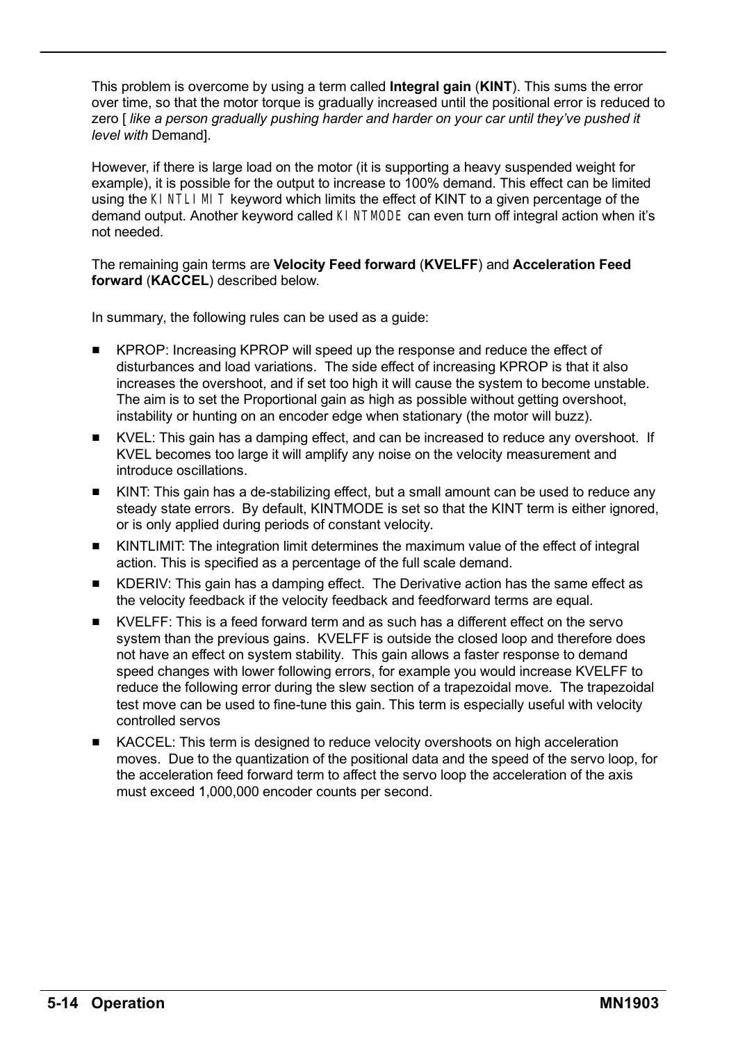This problem is overcome by using a term called **Integral gain** (**KINT**). This sums the error over time, so that the motor torque is gradually increased until the positional error is reduced to zero [ *like a person gradually pushing harder and harder on your car until they've pushed it level with* Demand].

However, if there is large load on the motor (it is supporting a heavy suspended weight for example), it is possible for the output to increase to 100% demand. This effect can be limited using the `KINTLIMIT` keyword which limits the effect of KINT to a given percentage of the demand output. Another keyword called `KINTMODE` can even turn off integral action when it's not needed.

The remaining gain terms are **Velocity Feed forward** (**KVELFF**) and **Acceleration Feed forward** (**KACCEL**) described below.

In summary, the following rules can be used as a guide:

- KPROP: Increasing KPROP will speed up the response and reduce the effect of disturbances and load variations. The side effect of increasing KPROP is that it also increases the overshoot, and if set too high it will cause the system to become unstable. The aim is to set the Proportional gain as high as possible without getting overshoot, instability or hunting on an encoder edge when stationary (the motor will buzz).
- KVEL: This gain has a damping effect, and can be increased to reduce any overshoot. If KVEL becomes too large it will amplify any noise on the velocity measurement and introduce oscillations.
- KINT: This gain has a de-stabilizing effect, but a small amount can be used to reduce any steady state errors. By default, KINTMODE is set so that the KINT term is either ignored, or is only applied during periods of constant velocity.
- KINTLIMIT: The integration limit determines the maximum value of the effect of integral action. This is specified as a percentage of the full scale demand.
- KDERIV: This gain has a damping effect. The Derivative action has the same effect as the velocity feedback if the velocity feedback and feedforward terms are equal.
- KVELFF: This is a feed forward term and as such has a different effect on the servo system than the previous gains. KVELFF is outside the closed loop and therefore does not have an effect on system stability. This gain allows a faster response to demand speed changes with lower following errors, for example you would increase KVELFF to reduce the following error during the slew section of a trapezoidal move. The trapezoidal test move can be used to fine-tune this gain. This term is especially useful with velocity controlled servos
- KACCEL: This term is designed to reduce velocity overshoots on high acceleration moves. Due to the quantization of the positional data and the speed of the servo loop, for the acceleration feed forward term to affect the servo loop the acceleration of the axis must exceed 1,000,000 encoder counts per second.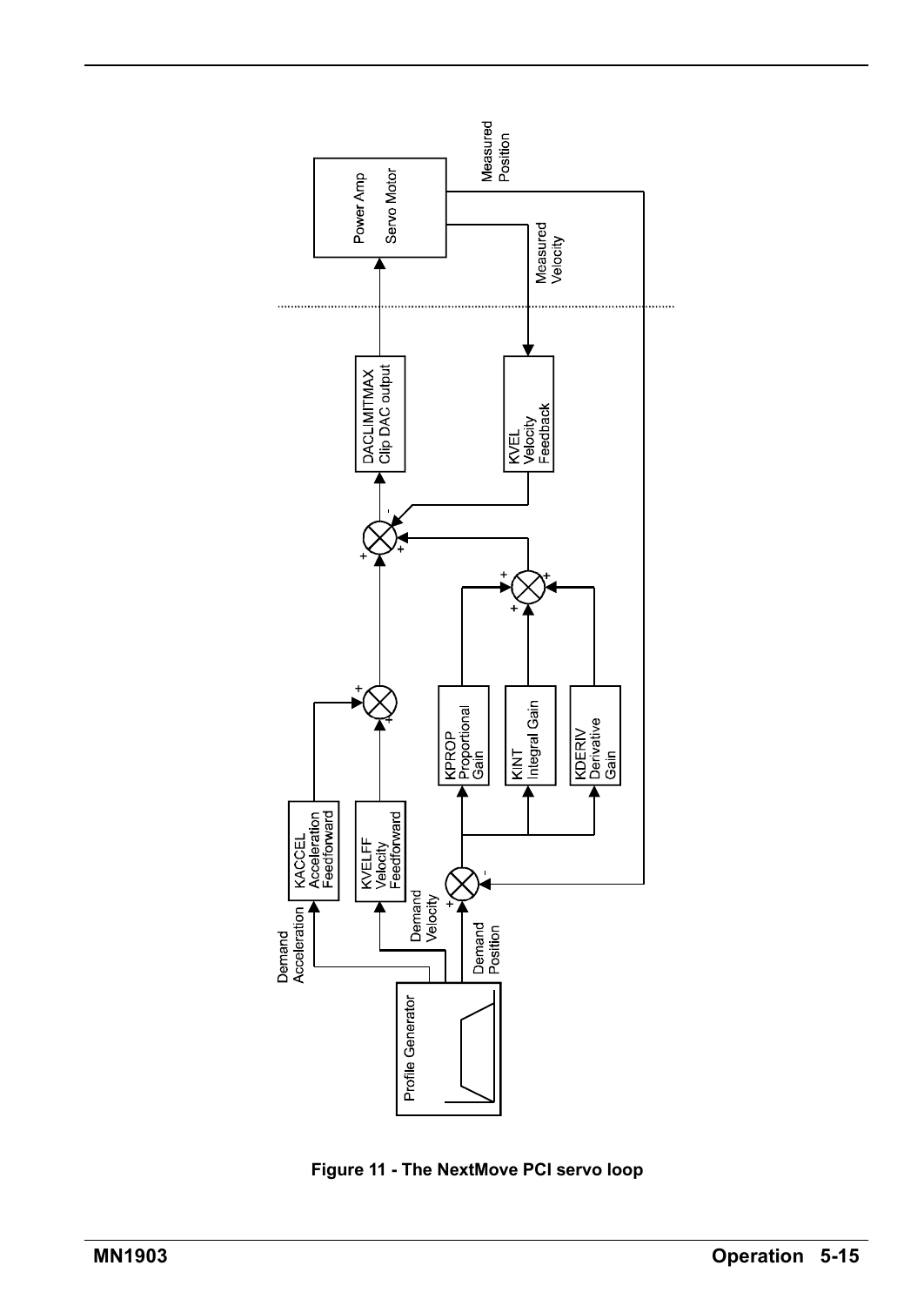Figure 11 - The NextMove PCI servo loop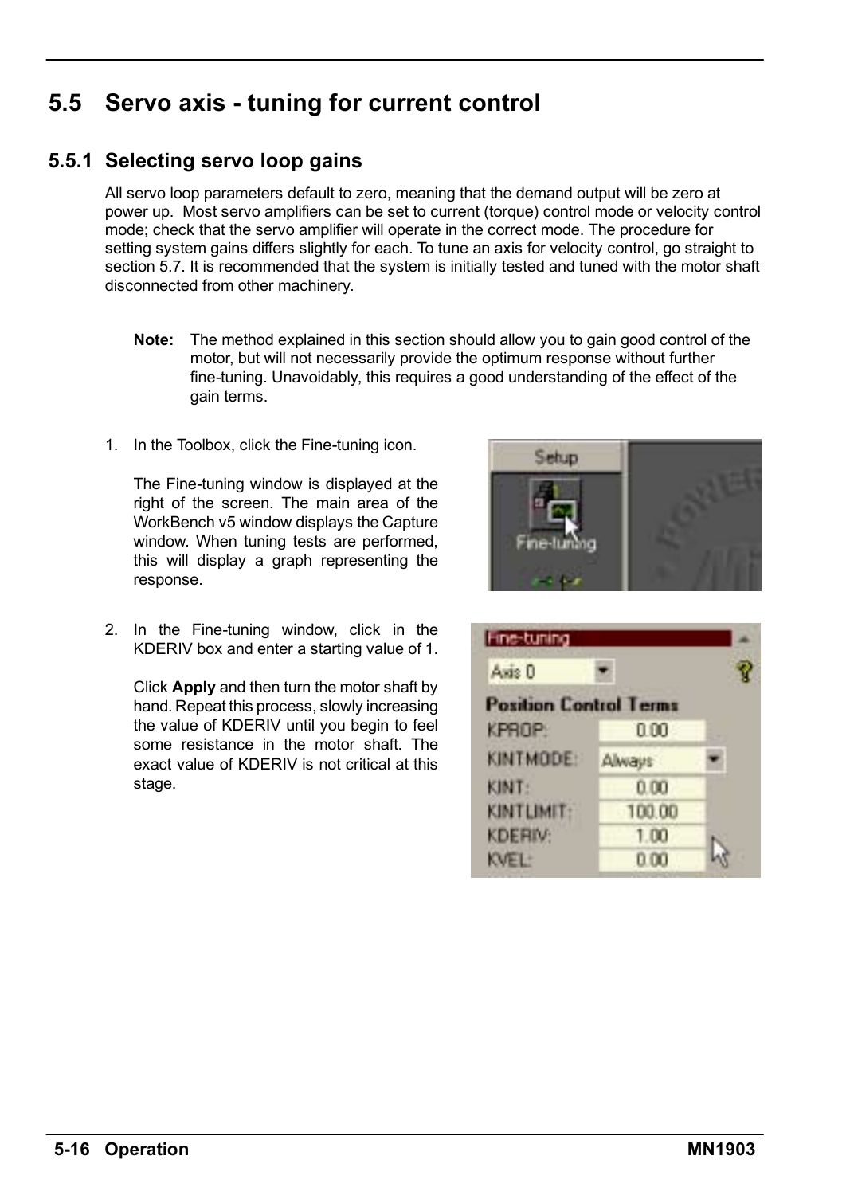## 5.5 Servo axis - tuning for current control

### 5.5.1 Selecting servo loop gains

All servo loop parameters default to zero, meaning that the demand output will be zero at power up. Most servo amplifiers can be set to current (torque) control mode or velocity control mode; check that the servo amplifier will operate in the correct mode. The procedure for setting system gains differs slightly for each. To tune an axis for velocity control, go straight to section 5.7. It is recommended that the system is initially tested and tuned with the motor shaft disconnected from other machinery.

**Note:** The method explained in this section should allow you to gain good control of the motor, but will not necessarily provide the optimum response without further fine-tuning. Unavoidably, this requires a good understanding of the effect of the gain terms.

1. In the Toolbox, click the Fine-tuning icon.

   The Fine-tuning window is displayed at the right of the screen. The main area of the WorkBench v5 window displays the Capture window. When tuning tests are performed, this will display a graph representing the response.

2. In the Fine-tuning window, click in the KDERIV box and enter a starting value of 1.

   Click **Apply** and then turn the motor shaft by hand. Repeat this process, slowly increasing the value of KDERIV until you begin to feel some resistance in the motor shaft. The exact value of KDERIV is not critical at this stage.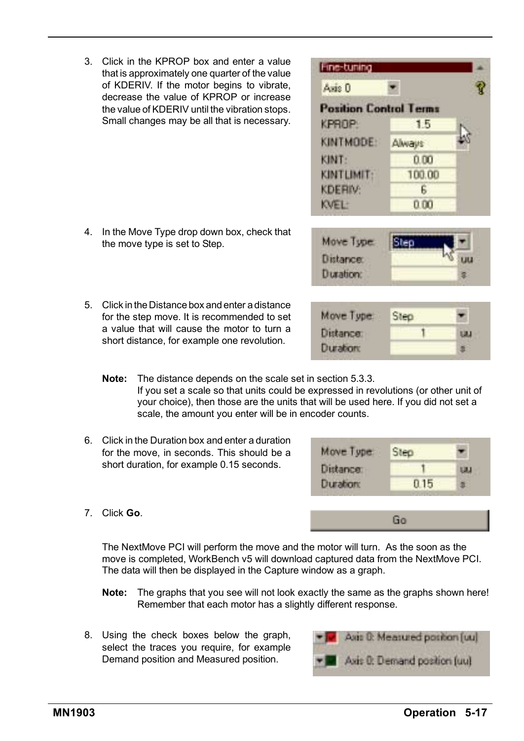3. Click in the KPROP box and enter a value that is approximately one quarter of the value of KDERIV. If the motor begins to vibrate, decrease the value of KPROP or increase the value of KDERIV until the vibration stops. Small changes may be all that is necessary.

4. In the Move Type drop down box, check that the move type is set to Step.

5. Click in the Distance box and enter a distance for the step move. It is recommended to set a value that will cause the motor to turn a short distance, for example one revolution.

**Note:** The distance depends on the scale set in section 5.3.3. If you set a scale so that units could be expressed in revolutions (or other unit of your choice), then those are the units that will be used here. If you did not set a scale, the amount you enter will be in encoder counts.

6. Click in the Duration box and enter a duration for the move, in seconds. This should be a short duration, for example 0.15 seconds.

7. Click **Go**.

The NextMove PCI will perform the move and the motor will turn. As the soon as the move is completed, WorkBench v5 will download captured data from the NextMove PCI. The data will then be displayed in the Capture window as a graph.

**Note:** The graphs that you see will not look exactly the same as the graphs shown here! Remember that each motor has a slightly different response.

8. Using the check boxes below the graph, select the traces you require, for example Demand position and Measured position.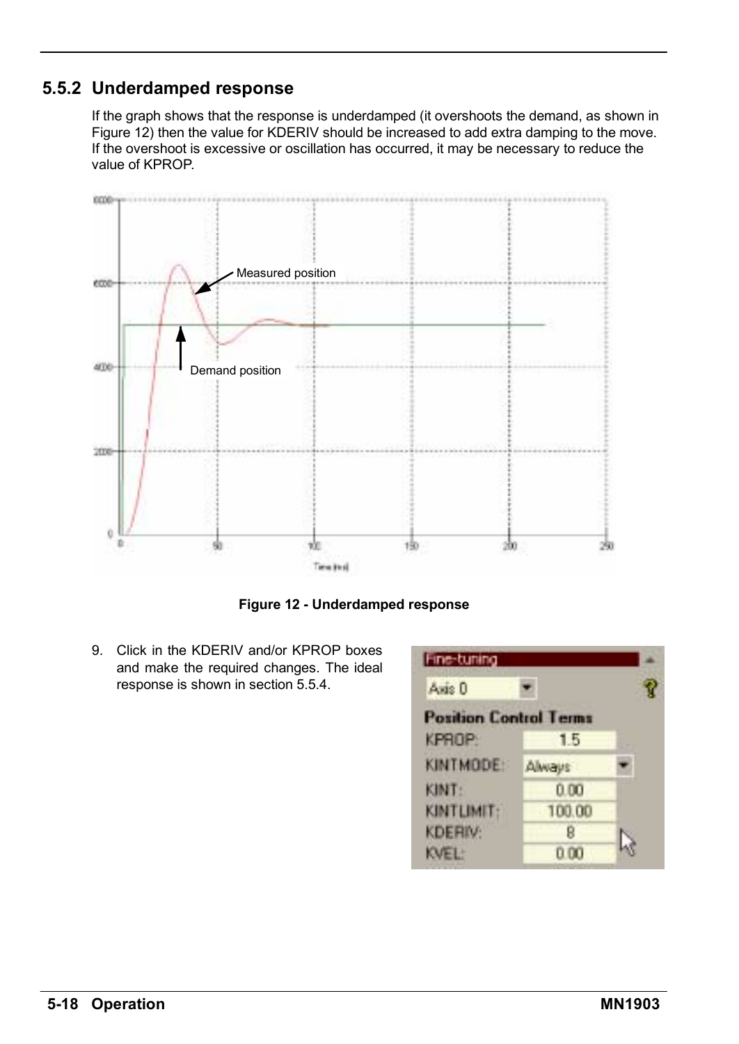### 5.5.2 Underdamped response

If the graph shows that the response is underdamped (it overshoots the demand, as shown in Figure 12) then the value for KDERIV should be increased to add extra damping to the move. If the overshoot is excessive or oscillation has occurred, it may be necessary to reduce the value of KPROP.

Figure 12 - Underdamped response

9. Click in the KDERIV and/or KPROP boxes and make the required changes. The ideal response is shown in section 5.5.4.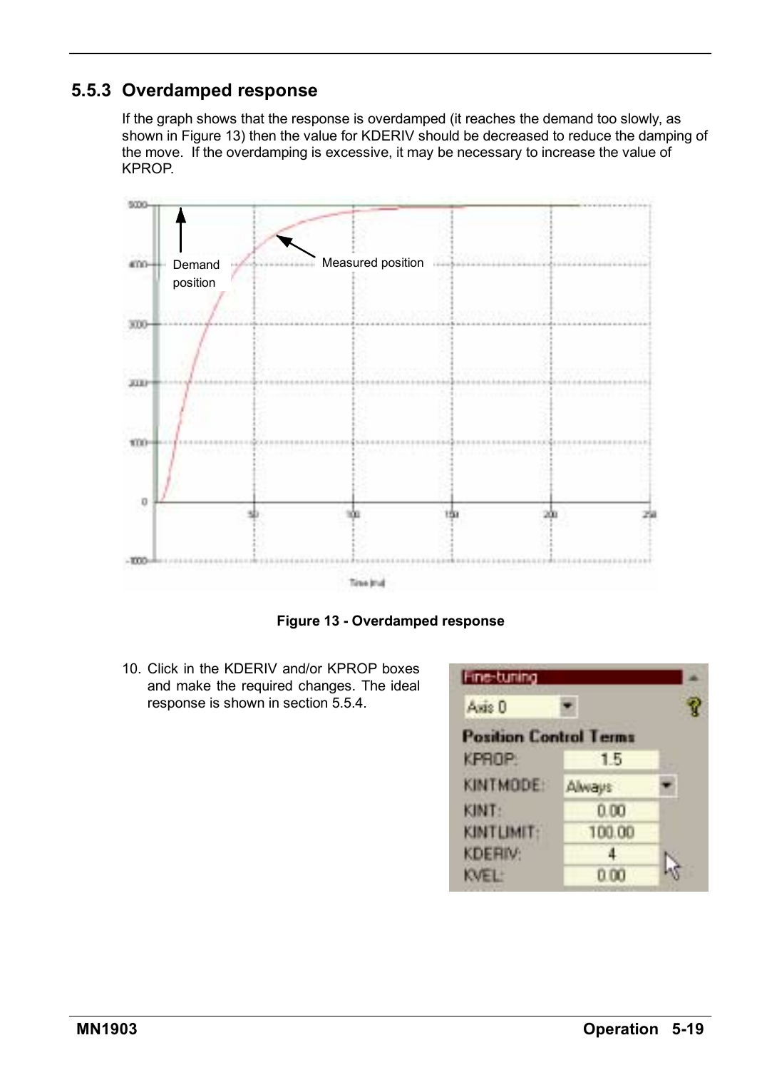### 5.5.3 Overdamped response

If the graph shows that the response is overdamped (it reaches the demand too slowly, as shown in Figure 13) then the value for KDERIV should be decreased to reduce the damping of the move. If the overdamping is excessive, it may be necessary to increase the value of KPROP.

**Figure 13 - Overdamped response**

10. Click in the KDERIV and/or KPROP boxes and make the required changes. The ideal response is shown in section 5.5.4.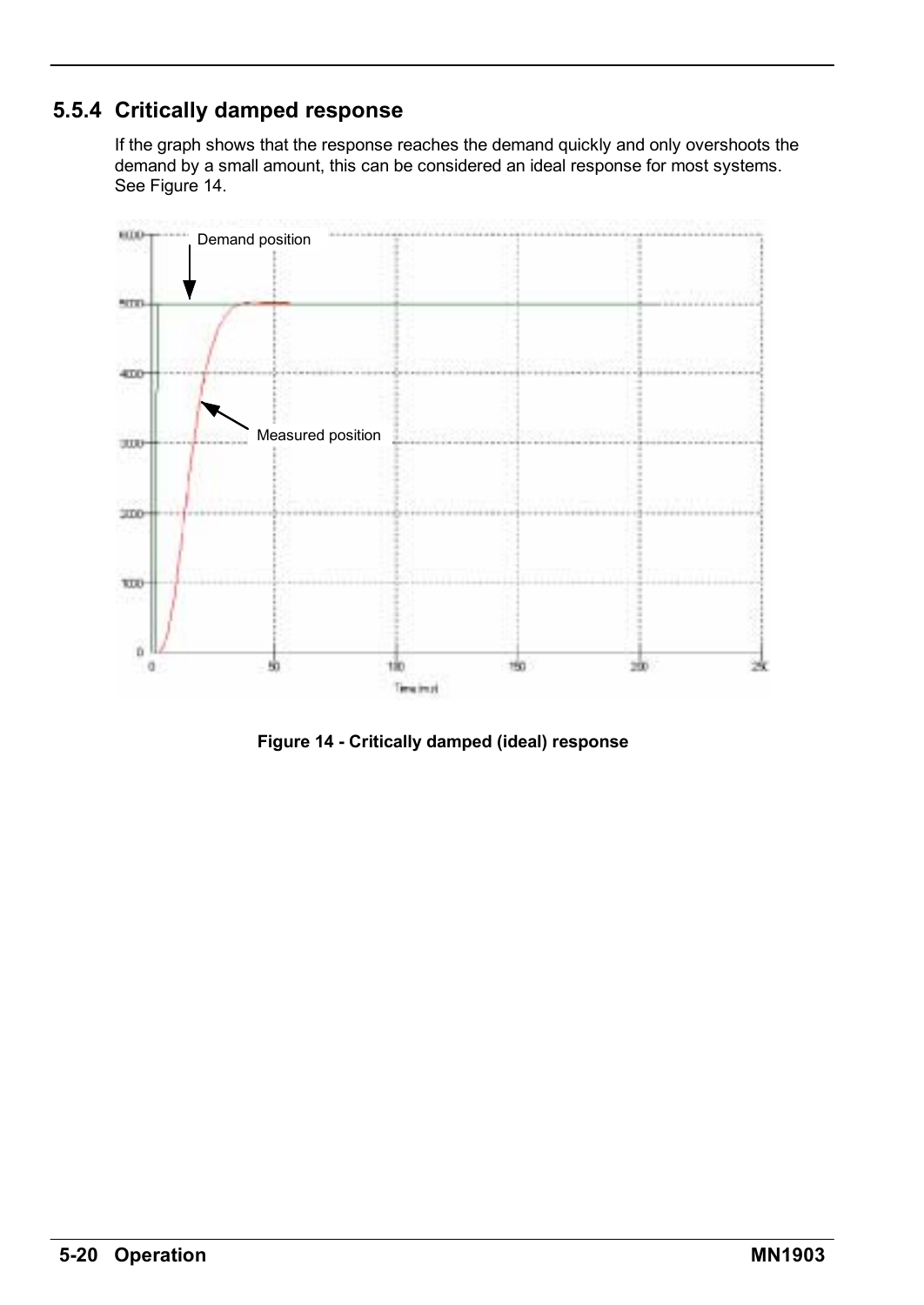### 5.5.4 Critically damped response

If the graph shows that the response reaches the demand quickly and only overshoots the demand by a small amount, this can be considered an ideal response for most systems. See Figure 14.

**Figure 14 - Critically damped (ideal) response**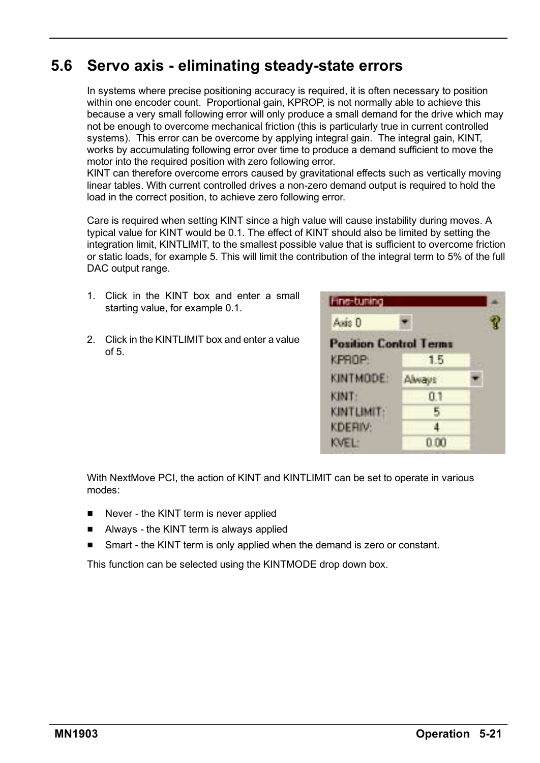## 5.6 Servo axis - eliminating steady-state errors

In systems where precise positioning accuracy is required, it is often necessary to position within one encoder count. Proportional gain, KPROP, is not normally able to achieve this because a very small following error will only produce a small demand for the drive which may not be enough to overcome mechanical friction (this is particularly true in current controlled systems). This error can be overcome by applying integral gain. The integral gain, KINT, works by accumulating following error over time to produce a demand sufficient to move the motor into the required position with zero following error.
KINT can therefore overcome errors caused by gravitational effects such as vertically moving linear tables. With current controlled drives a non-zero demand output is required to hold the load in the correct position, to achieve zero following error.

Care is required when setting KINT since a high value will cause instability during moves. A typical value for KINT would be 0.1. The effect of KINT should also be limited by setting the integration limit, KINTLIMIT, to the smallest possible value that is sufficient to overcome friction or static loads, for example 5. This will limit the contribution of the integral term to 5% of the full DAC output range.

1. Click in the KINT box and enter a small starting value, for example 0.1.
2. Click in the KINTLIMIT box and enter a value of 5.

With NextMove PCI, the action of KINT and KINTLIMIT can be set to operate in various modes:

- Never - the KINT term is never applied
- Always - the KINT term is always applied
- Smart - the KINT term is only applied when the demand is zero or constant.

This function can be selected using the KINTMODE drop down box.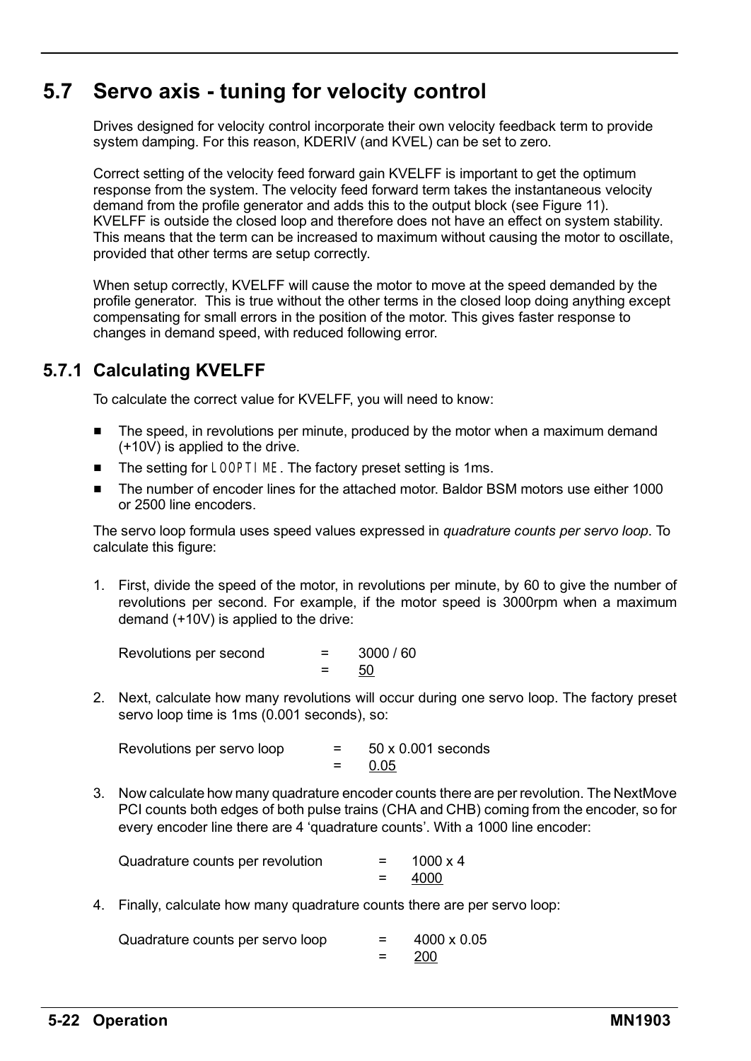## 5.7 Servo axis - tuning for velocity control

Drives designed for velocity control incorporate their own velocity feedback term to provide system damping. For this reason, KDERIV (and KVEL) can be set to zero.

Correct setting of the velocity feed forward gain KVELFF is important to get the optimum response from the system. The velocity feed forward term takes the instantaneous velocity demand from the profile generator and adds this to the output block (see Figure 11). KVELFF is outside the closed loop and therefore does not have an effect on system stability. This means that the term can be increased to maximum without causing the motor to oscillate, provided that other terms are setup correctly.

When setup correctly, KVELFF will cause the motor to move at the speed demanded by the profile generator. This is true without the other terms in the closed loop doing anything except compensating for small errors in the position of the motor. This gives faster response to changes in demand speed, with reduced following error.

### 5.7.1 Calculating KVELFF

To calculate the correct value for KVELFF, you will need to know:

- The speed, in revolutions per minute, produced by the motor when a maximum demand (+10V) is applied to the drive.
- The setting for `LOOPTIME`. The factory preset setting is 1ms.
- The number of encoder lines for the attached motor. Baldor BSM motors use either 1000 or 2500 line encoders.

The servo loop formula uses speed values expressed in *quadrature counts per servo loop*. To calculate this figure:

1. First, divide the speed of the motor, in revolutions per minute, by 60 to give the number of revolutions per second. For example, if the motor speed is 3000rpm when a maximum demand (+10V) is applied to the drive:

   Revolutions per second = 3000 / 60
   = 50

2. Next, calculate how many revolutions will occur during one servo loop. The factory preset servo loop time is 1ms (0.001 seconds), so:

   Revolutions per servo loop = 50 x 0.001 seconds
   = 0.05

3. Now calculate how many quadrature encoder counts there are per revolution. The NextMove PCI counts both edges of both pulse trains (CHA and CHB) coming from the encoder, so for every encoder line there are 4 'quadrature counts'. With a 1000 line encoder:

   Quadrature counts per revolution = 1000 x 4
   = 4000

4. Finally, calculate how many quadrature counts there are per servo loop:

   Quadrature counts per servo loop = 4000 x 0.05
   = 200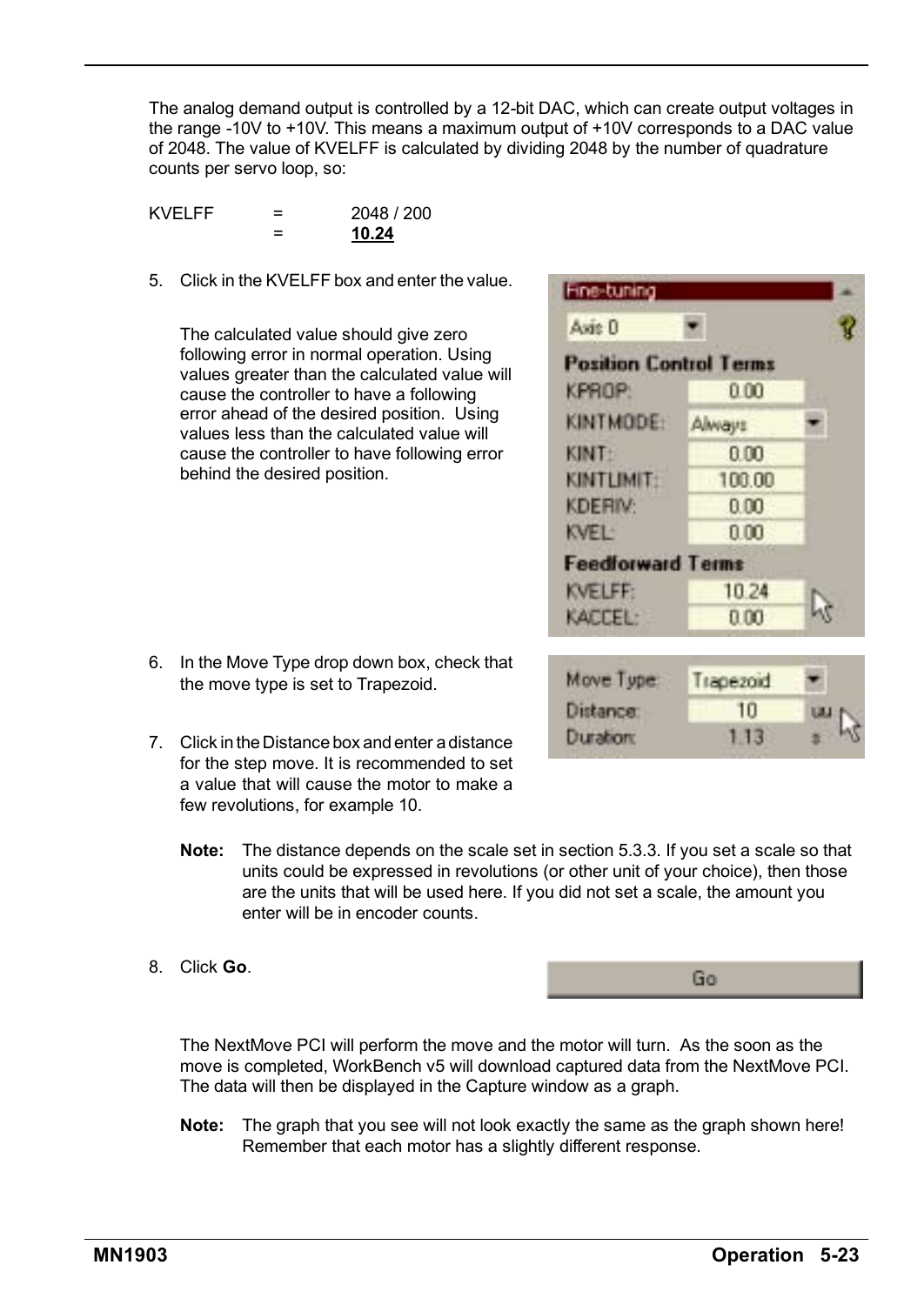The analog demand output is controlled by a 12-bit DAC, which can create output voltages in the range -10V to +10V. This means a maximum output of +10V corresponds to a DAC value of 2048. The value of KVELFF is calculated by dividing 2048 by the number of quadrature counts per servo loop, so:

KVELFF = 2048 / 200
= **10.24**

5. Click in the KVELFF box and enter the value.

   The calculated value should give zero following error in normal operation. Using values greater than the calculated value will cause the controller to have a following error ahead of the desired position. Using values less than the calculated value will cause the controller to have following error behind the desired position.

6. In the Move Type drop down box, check that the move type is set to Trapezoid.

7. Click in the Distance box and enter a distance for the step move. It is recommended to set a value that will cause the motor to make a few revolutions, for example 10.

   **Note:** The distance depends on the scale set in section 5.3.3. If you set a scale so that units could be expressed in revolutions (or other unit of your choice), then those are the units that will be used here. If you did not set a scale, the amount you enter will be in encoder counts.

8. Click **Go**.

   The NextMove PCI will perform the move and the motor will turn. As the soon as the move is completed, WorkBench v5 will download captured data from the NextMove PCI. The data will then be displayed in the Capture window as a graph.

   **Note:** The graph that you see will not look exactly the same as the graph shown here! Remember that each motor has a slightly different response.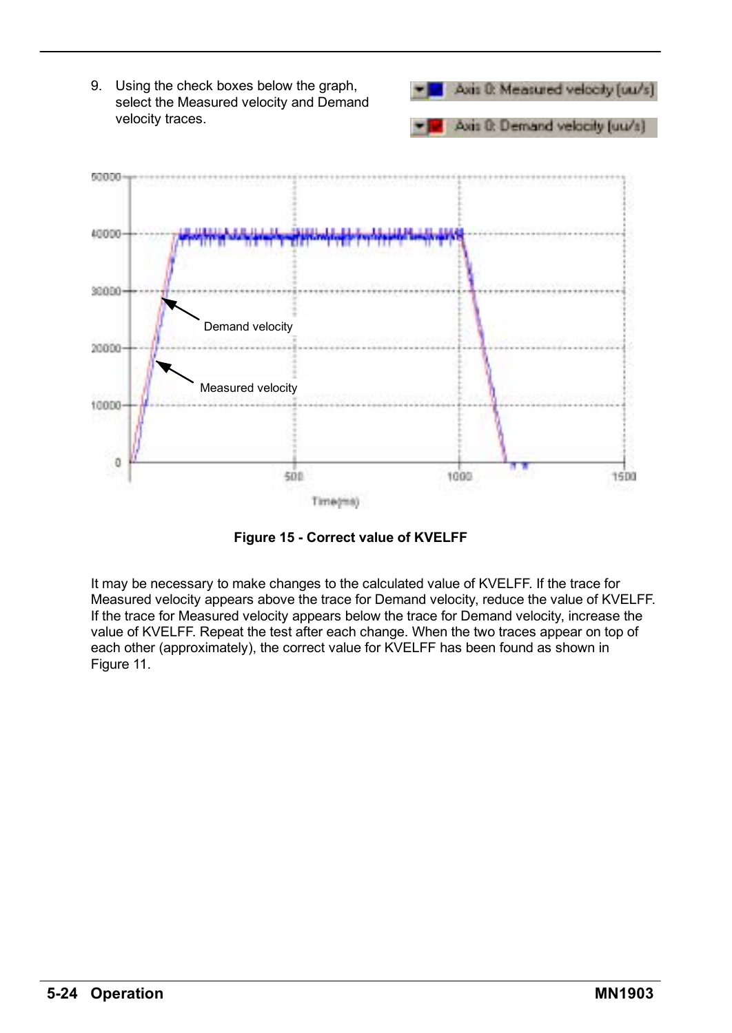9. Using the check boxes below the graph, select the Measured velocity and Demand velocity traces.

Figure 15 - Correct value of KVELFF

It may be necessary to make changes to the calculated value of KVELFF. If the trace for Measured velocity appears above the trace for Demand velocity, reduce the value of KVELFF. If the trace for Measured velocity appears below the trace for Demand velocity, increase the value of KVELFF. Repeat the test after each change. When the two traces appear on top of each other (approximately), the correct value for KVELFF has been found as shown in Figure 11.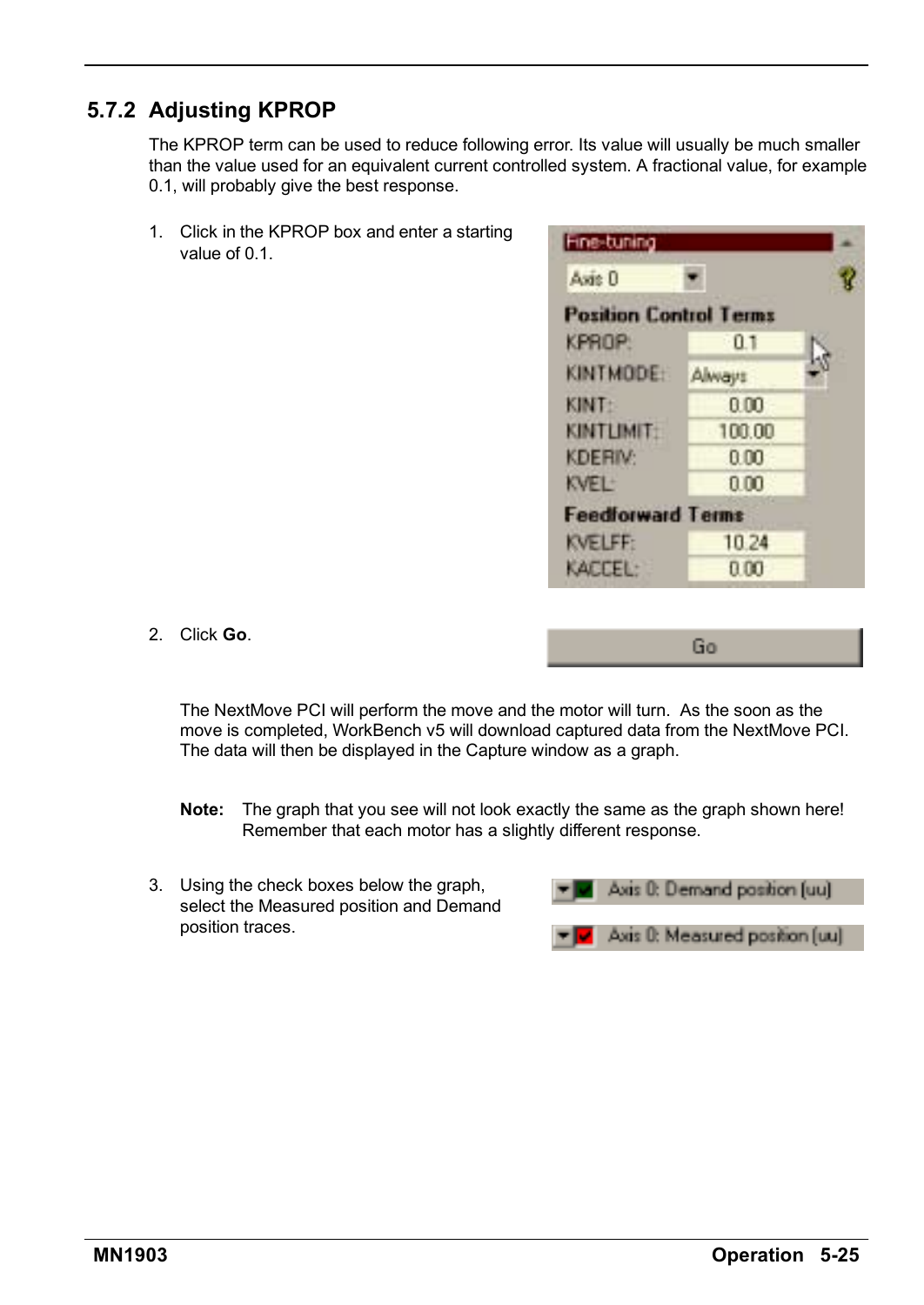## 5.7.2 Adjusting KPROP

The KPROP term can be used to reduce following error. Its value will usually be much smaller than the value used for an equivalent current controlled system. A fractional value, for example 0.1, will probably give the best response.

1. Click in the KPROP box and enter a starting value of 0.1.

2. Click **Go**.

   The NextMove PCI will perform the move and the motor will turn. As the soon as the move is completed, WorkBench v5 will download captured data from the NextMove PCI. The data will then be displayed in the Capture window as a graph.

   **Note:** The graph that you see will not look exactly the same as the graph shown here! Remember that each motor has a slightly different response.

3. Using the check boxes below the graph, select the Measured position and Demand position traces.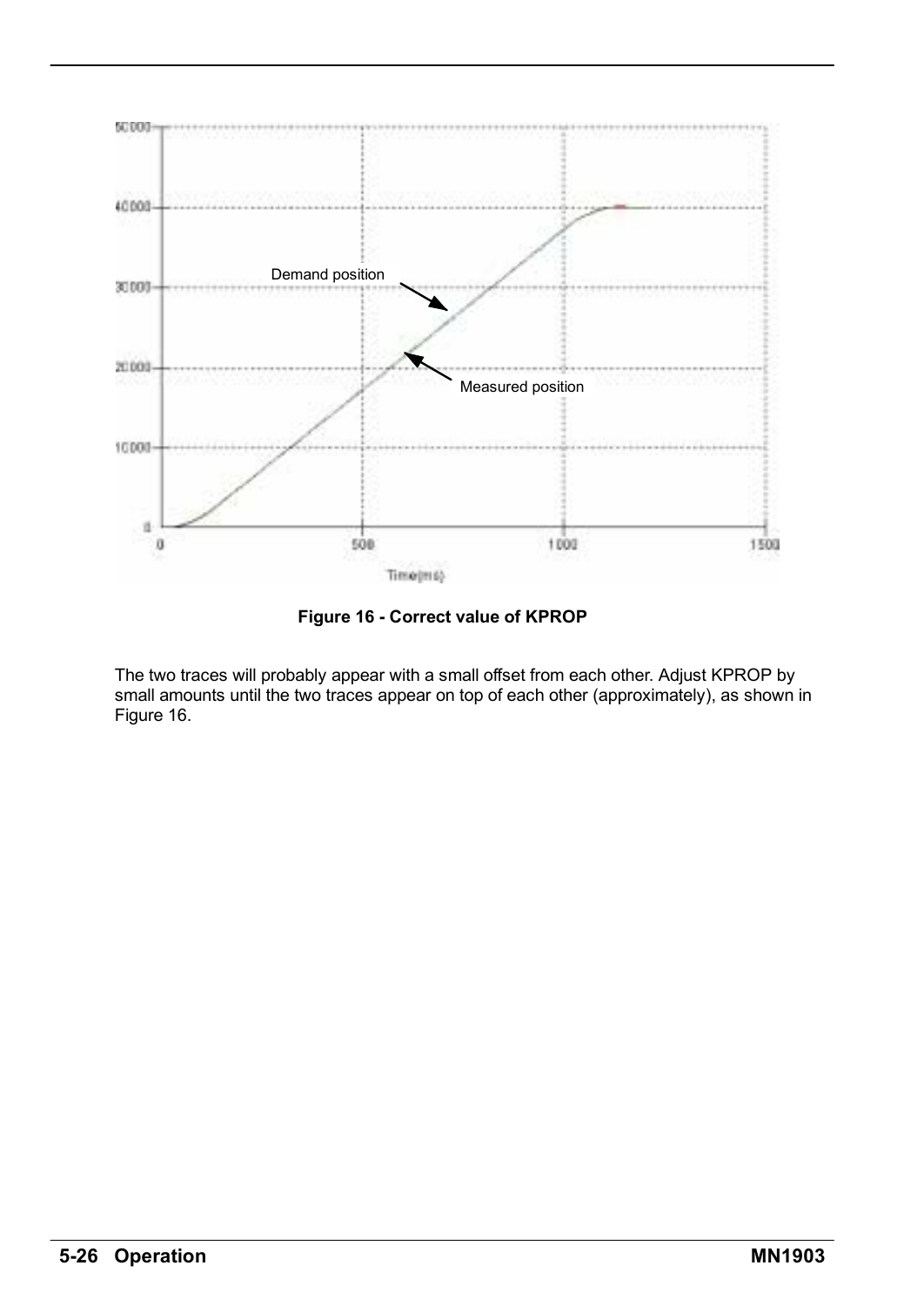Figure 16 - Correct value of KPROP

The two traces will probably appear with a small offset from each other. Adjust KPROP by small amounts until the two traces appear on top of each other (approximately), as shown in Figure 16.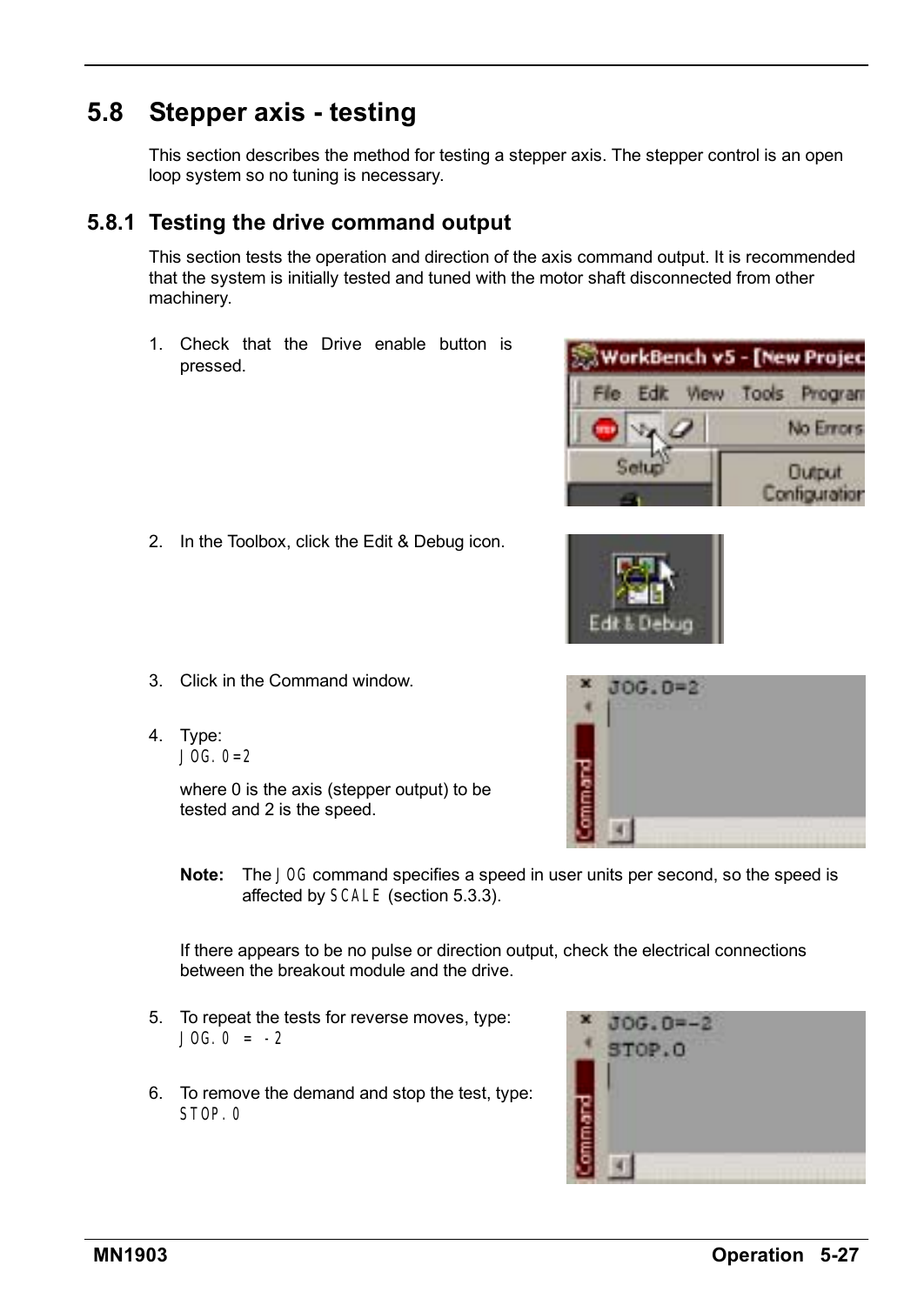## 5.8 Stepper axis - testing

This section describes the method for testing a stepper axis. The stepper control is an open loop system so no tuning is necessary.

### 5.8.1 Testing the drive command output

This section tests the operation and direction of the axis command output. It is recommended that the system is initially tested and tuned with the motor shaft disconnected from other machinery.

1. Check that the Drive enable button is pressed.

2. In the Toolbox, click the Edit & Debug icon.

3. Click in the Command window.

4. Type:
   `JOG.0=2`

   where 0 is the axis (stepper output) to be tested and 2 is the speed.

   **Note:** The `JOG` command specifies a speed in user units per second, so the speed is affected by `SCALE` (section 5.3.3).

   If there appears to be no pulse or direction output, check the electrical connections between the breakout module and the drive.

5. To repeat the tests for reverse moves, type:
   `JOG.0 = -2`

6. To remove the demand and stop the test, type:
   `STOP.0`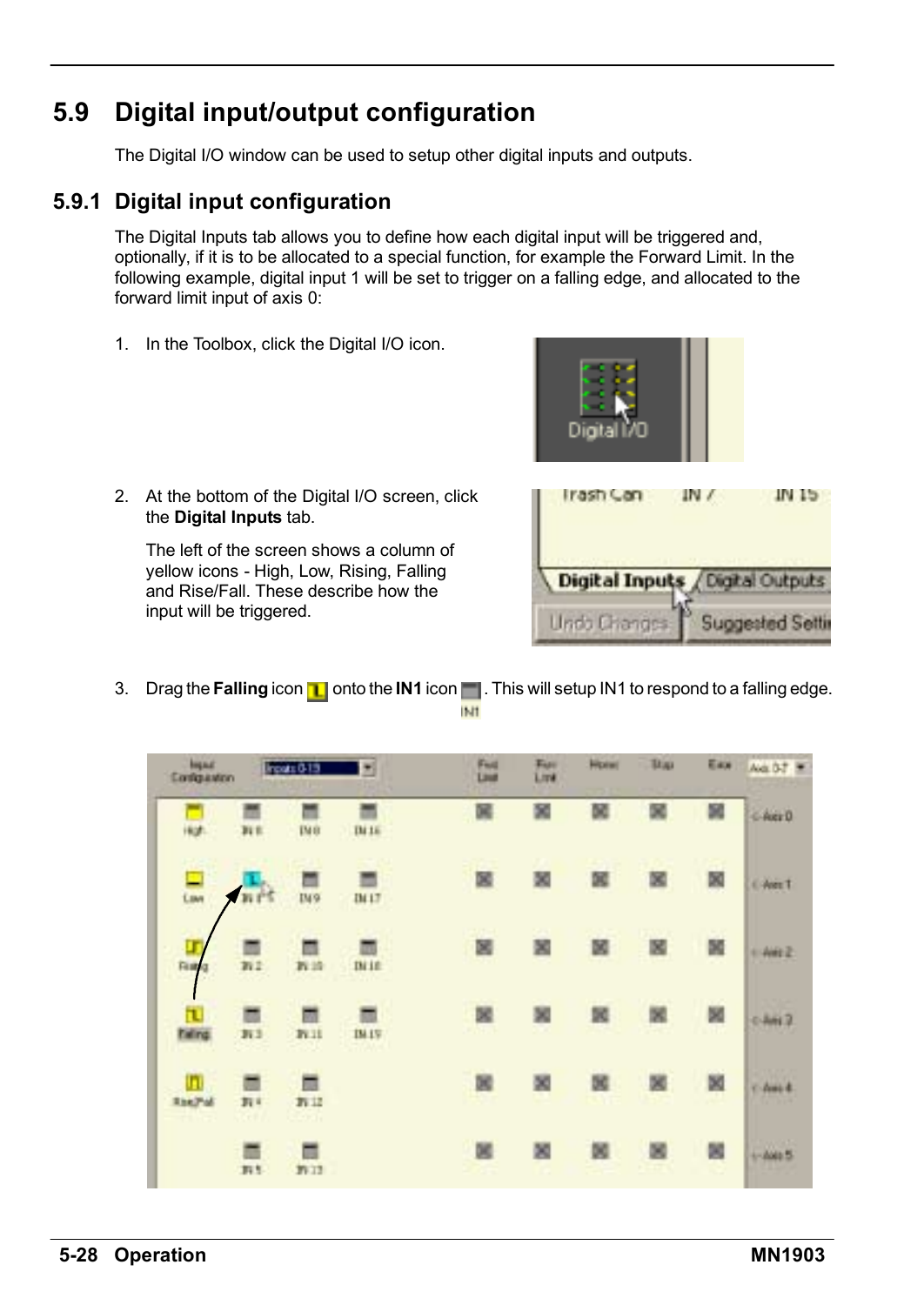## 5.9 Digital input/output configuration

The Digital I/O window can be used to setup other digital inputs and outputs.

### 5.9.1 Digital input configuration

The Digital Inputs tab allows you to define how each digital input will be triggered and, optionally, if it is to be allocated to a special function, for example the Forward Limit. In the following example, digital input 1 will be set to trigger on a falling edge, and allocated to the forward limit input of axis 0:

1. In the Toolbox, click the Digital I/O icon.

2. At the bottom of the Digital I/O screen, click the **Digital Inputs** tab.

   The left of the screen shows a column of yellow icons - High, Low, Rising, Falling and Rise/Fall. These describe how the input will be triggered.

3. Drag the **Falling** icon onto the **IN1** icon. This will setup IN1 to respond to a falling edge.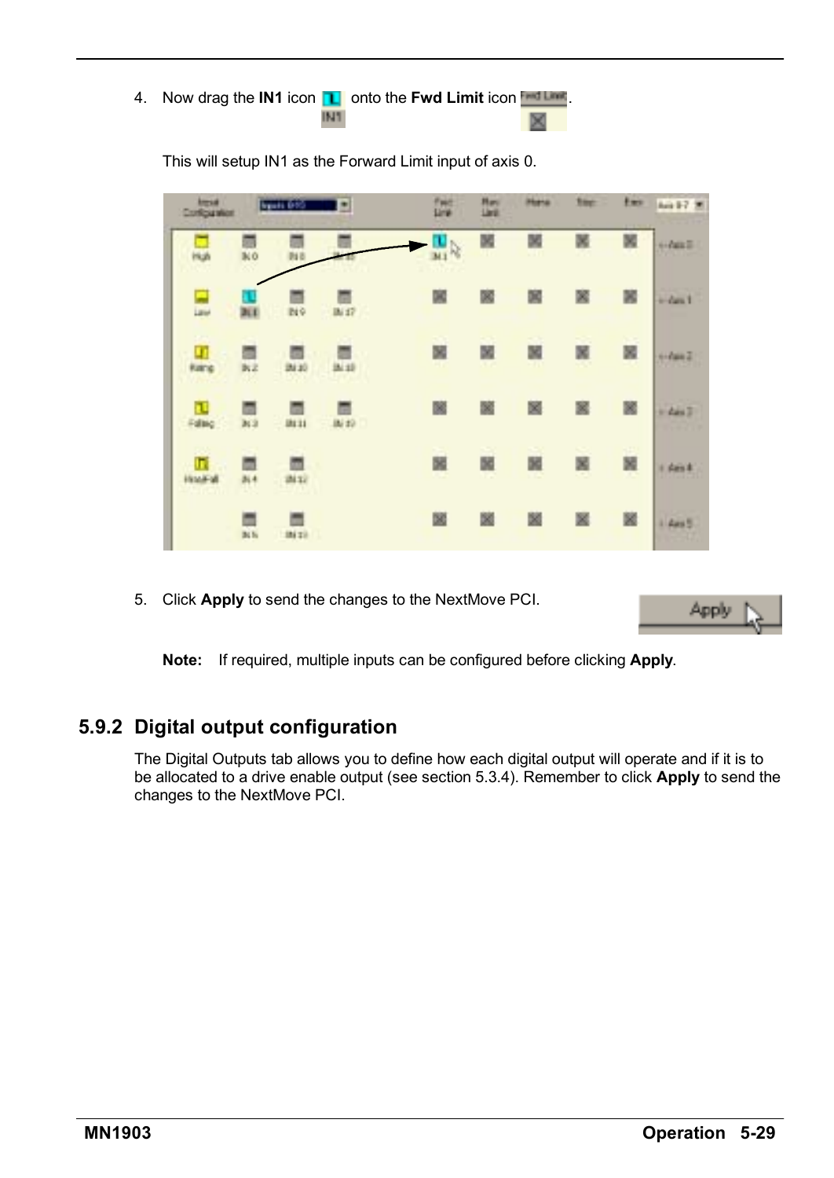4. Now drag the **IN1** icon onto the **Fwd Limit** icon.

   This will setup IN1 as the Forward Limit input of axis 0.

5. Click **Apply** to send the changes to the NextMove PCI.

   **Note:** If required, multiple inputs can be configured before clicking **Apply**.

## 5.9.2 Digital output configuration

The Digital Outputs tab allows you to define how each digital output will operate and if it is to be allocated to a drive enable output (see section 5.3.4). Remember to click **Apply** to send the changes to the NextMove PCI.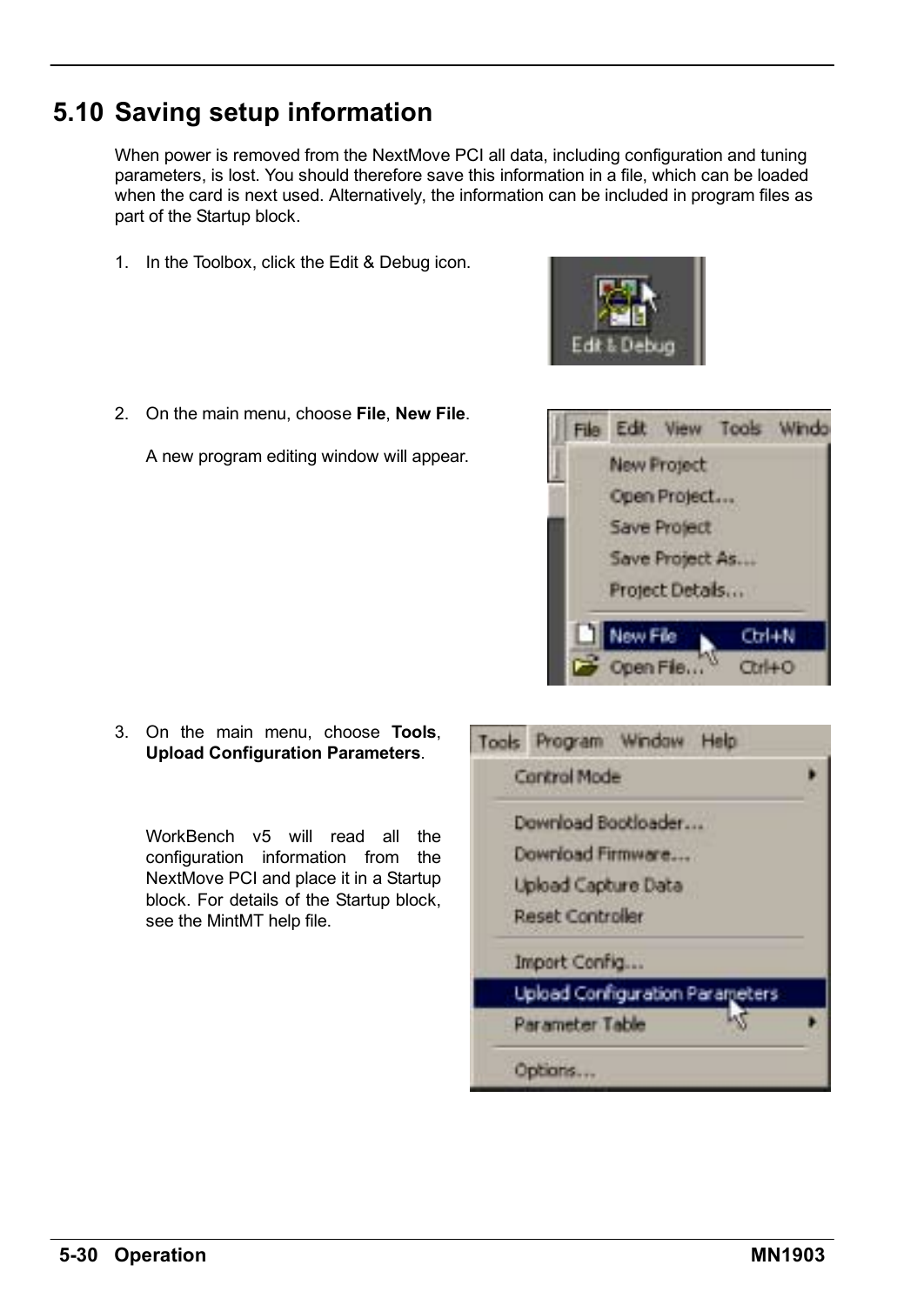## 5.10 Saving setup information

When power is removed from the NextMove PCI all data, including configuration and tuning parameters, is lost. You should therefore save this information in a file, which can be loaded when the card is next used. Alternatively, the information can be included in program files as part of the Startup block.

1. In the Toolbox, click the Edit & Debug icon.

2. On the main menu, choose **File**, **New File**.

   A new program editing window will appear.

3. On the main menu, choose **Tools**, **Upload Configuration Parameters**.

   WorkBench v5 will read all the configuration information from the NextMove PCI and place it in a Startup block. For details of the Startup block, see the MintMT help file.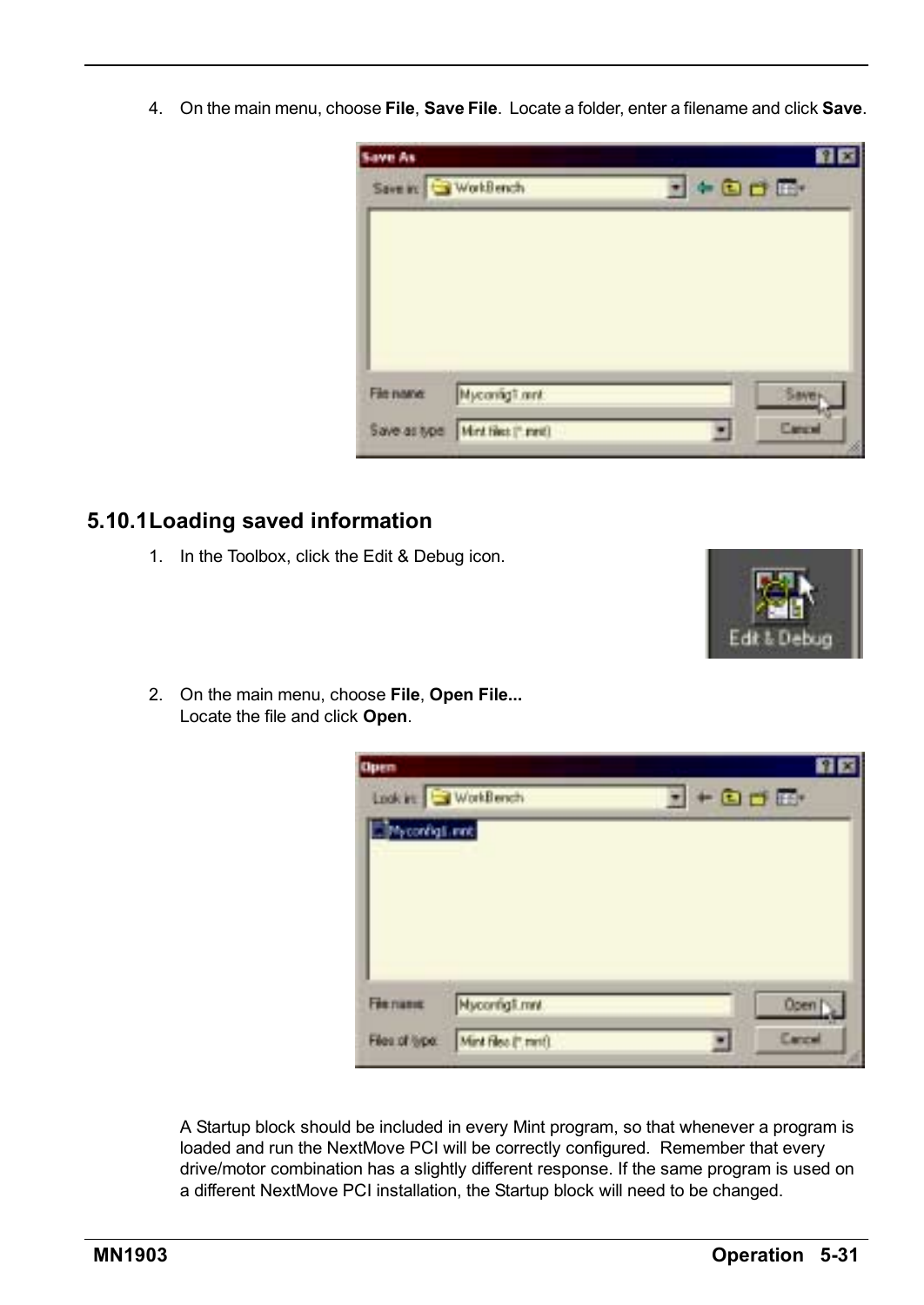4. On the main menu, choose **File**, **Save File**. Locate a folder, enter a filename and click **Save**.

## 5.10.1 Loading saved information

1. In the Toolbox, click the Edit & Debug icon.

2. On the main menu, choose **File**, **Open File...**
   Locate the file and click **Open**.

A Startup block should be included in every Mint program, so that whenever a program is loaded and run the NextMove PCI will be correctly configured. Remember that every drive/motor combination has a slightly different response. If the same program is used on a different NextMove PCI installation, the Startup block will need to be changed.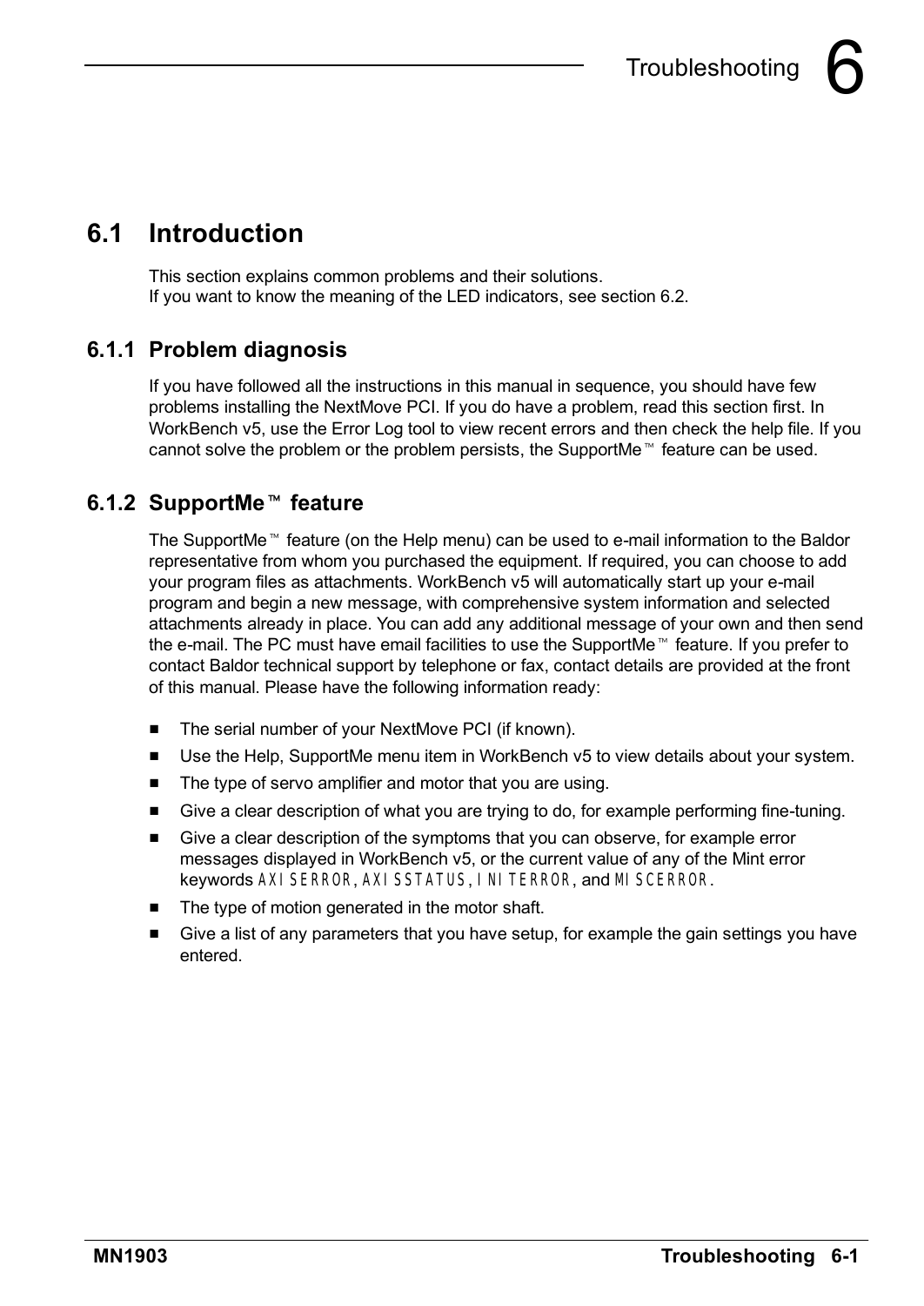# 6 Troubleshooting

## 6.1 Introduction

This section explains common problems and their solutions.
If you want to know the meaning of the LED indicators, see section 6.2.

### 6.1.1 Problem diagnosis

If you have followed all the instructions in this manual in sequence, you should have few problems installing the NextMove PCI. If you do have a problem, read this section first. In WorkBench v5, use the Error Log tool to view recent errors and then check the help file. If you cannot solve the problem or the problem persists, the SupportMe™ feature can be used.

### 6.1.2 SupportMe™ feature

The SupportMe™ feature (on the Help menu) can be used to e-mail information to the Baldor representative from whom you purchased the equipment. If required, you can choose to add your program files as attachments. WorkBench v5 will automatically start up your e-mail program and begin a new message, with comprehensive system information and selected attachments already in place. You can add any additional message of your own and then send the e-mail. The PC must have email facilities to use the SupportMe™ feature. If you prefer to contact Baldor technical support by telephone or fax, contact details are provided at the front of this manual. Please have the following information ready:

- The serial number of your NextMove PCI (if known).
- Use the Help, SupportMe menu item in WorkBench v5 to view details about your system.
- The type of servo amplifier and motor that you are using.
- Give a clear description of what you are trying to do, for example performing fine-tuning.
- Give a clear description of the symptoms that you can observe, for example error messages displayed in WorkBench v5, or the current value of any of the Mint error keywords AXISERROR, AXISSTATUS, INITERROR, and MISCERROR.
- The type of motion generated in the motor shaft.
- Give a list of any parameters that you have setup, for example the gain settings you have entered.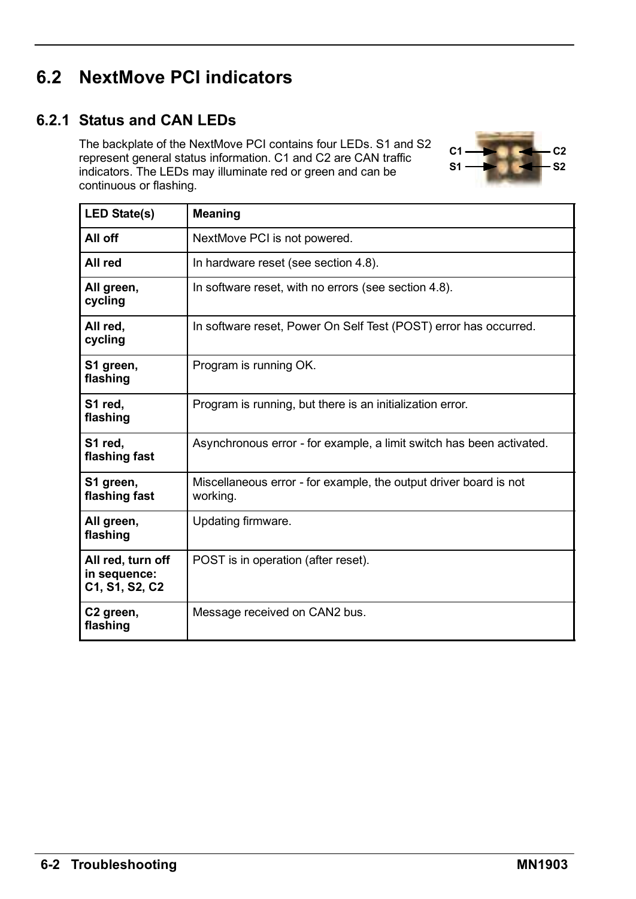## 6.2 NextMove PCI indicators

### 6.2.1 Status and CAN LEDs

The backplate of the NextMove PCI contains four LEDs. S1 and S2 represent general status information. C1 and C2 are CAN traffic indicators. The LEDs may illuminate red or green and can be continuous or flashing.

C1 C2
S1 S2

| LED State(s) | Meaning |
|---|---|
| **All off** | NextMove PCI is not powered. |
| **All red** | In hardware reset (see section 4.8). |
| **All green, cycling** | In software reset, with no errors (see section 4.8). |
| **All red, cycling** | In software reset, Power On Self Test (POST) error has occurred. |
| **S1 green, flashing** | Program is running OK. |
| **S1 red, flashing** | Program is running, but there is an initialization error. |
| **S1 red, flashing fast** | Asynchronous error - for example, a limit switch has been activated. |
| **S1 green, flashing fast** | Miscellaneous error - for example, the output driver board is not working. |
| **All green, flashing** | Updating firmware. |
| **All red, turn off in sequence: C1, S1, S2, C2** | POST is in operation (after reset). |
| **C2 green, flashing** | Message received on CAN2 bus. |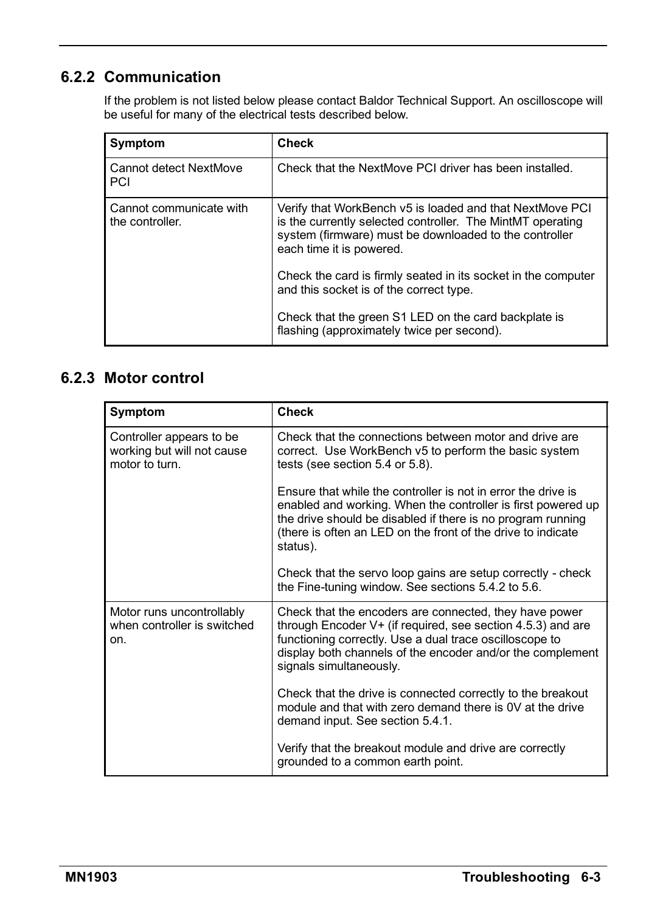### 6.2.2 Communication

If the problem is not listed below please contact Baldor Technical Support. An oscilloscope will be useful for many of the electrical tests described below.

| Symptom | Check |
| --- | --- |
| Cannot detect NextMove PCI | Check that the NextMove PCI driver has been installed. |
| Cannot communicate with the controller. | Verify that WorkBench v5 is loaded and that NextMove PCI is the currently selected controller. The MintMT operating system (firmware) must be downloaded to the controller each time it is powered.<br><br>Check the card is firmly seated in its socket in the computer and this socket is of the correct type.<br><br>Check that the green S1 LED on the card backplate is flashing (approximately twice per second). |

### 6.2.3 Motor control

| Symptom | Check |
| --- | --- |
| Controller appears to be working but will not cause motor to turn. | Check that the connections between motor and drive are correct. Use WorkBench v5 to perform the basic system tests (see section 5.4 or 5.8).<br><br>Ensure that while the controller is not in error the drive is enabled and working. When the controller is first powered up the drive should be disabled if there is no program running (there is often an LED on the front of the drive to indicate status).<br><br>Check that the servo loop gains are setup correctly - check the Fine-tuning window. See sections 5.4.2 to 5.6. |
| Motor runs uncontrollably when controller is switched on. | Check that the encoders are connected, they have power through Encoder V+ (if required, see section 4.5.3) and are functioning correctly. Use a dual trace oscilloscope to display both channels of the encoder and/or the complement signals simultaneously.<br><br>Check that the drive is connected correctly to the breakout module and that with zero demand there is 0V at the drive demand input. See section 5.4.1.<br><br>Verify that the breakout module and drive are correctly grounded to a common earth point. |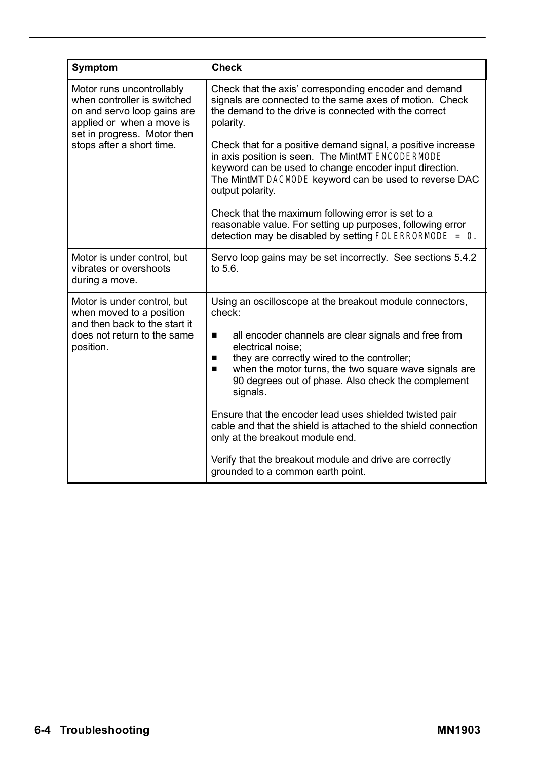| Symptom | Check |
| --- | --- |
| Motor runs uncontrollably when controller is switched on and servo loop gains are applied or when a move is set in progress. Motor then stops after a short time. | Check that the axis' corresponding encoder and demand signals are connected to the same axes of motion. Check the demand to the drive is connected with the correct polarity.<br><br>Check that for a positive demand signal, a positive increase in axis position is seen. The MintMT `ENCODERMODE` keyword can be used to change encoder input direction. The MintMT `DACMODE` keyword can be used to reverse DAC output polarity.<br><br>Check that the maximum following error is set to a reasonable value. For setting up purposes, following error detection may be disabled by setting `FOLERRORMODE = 0`. |
| Motor is under control, but vibrates or overshoots during a move. | Servo loop gains may be set incorrectly. See sections 5.4.2 to 5.6. |
| Motor is under control, but when moved to a position and then back to the start it does not return to the same position. | Using an oscilloscope at the breakout module connectors, check:<br><br>■ all encoder channels are clear signals and free from electrical noise;<br>■ they are correctly wired to the controller;<br>■ when the motor turns, the two square wave signals are 90 degrees out of phase. Also check the complement signals.<br><br>Ensure that the encoder lead uses shielded twisted pair cable and that the shield is attached to the shield connection only at the breakout module end.<br><br>Verify that the breakout module and drive are correctly grounded to a common earth point. |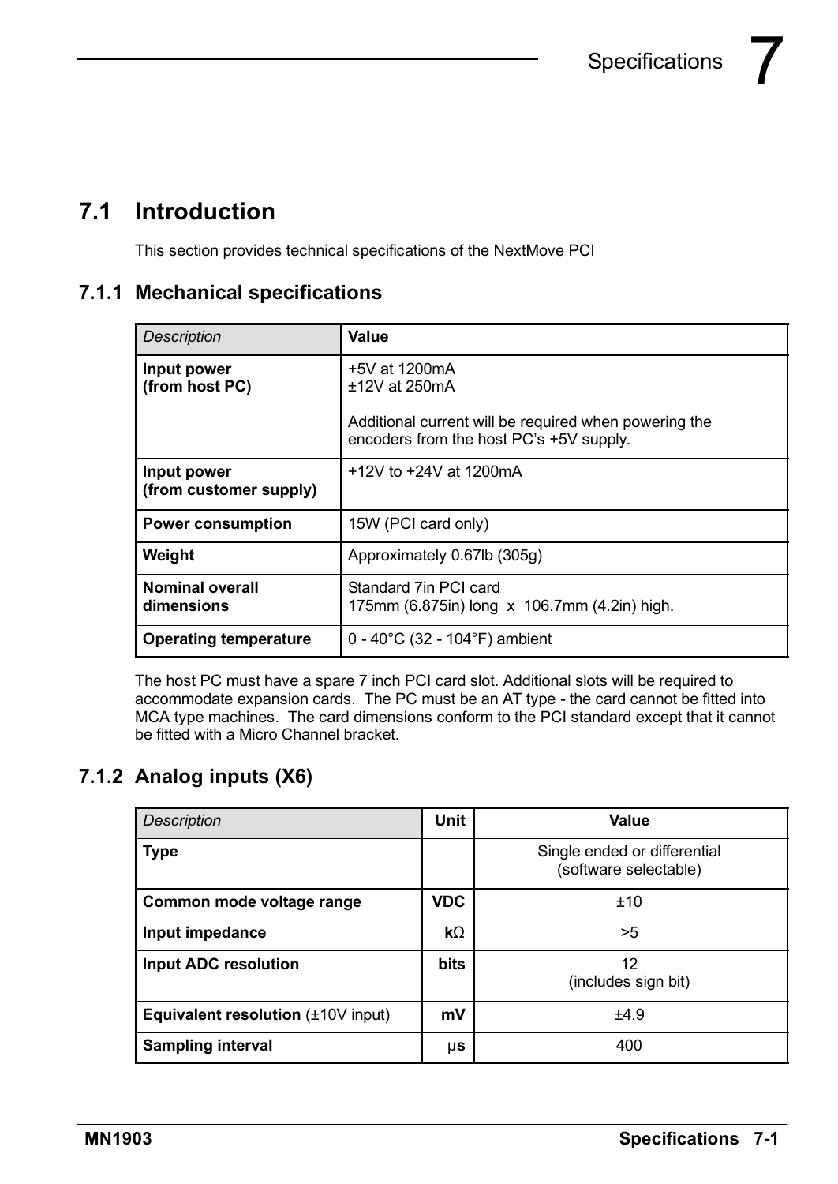# 7.1 Introduction

This section provides technical specifications of the NextMove PCI

## 7.1.1 Mechanical specifications

| *Description* | **Value** |
|---|---|
| **Input power (from host PC)** | +5V at 1200mA<br>±12V at 250mA<br><br>Additional current will be required when powering the encoders from the host PC's +5V supply. |
| **Input power (from customer supply)** | +12V to +24V at 1200mA |
| **Power consumption** | 15W (PCI card only) |
| **Weight** | Approximately 0.67lb (305g) |
| **Nominal overall dimensions** | Standard 7in PCI card<br>175mm (6.875in) long x 106.7mm (4.2in) high. |
| **Operating temperature** | 0 - 40°C (32 - 104°F) ambient |

The host PC must have a spare 7 inch PCI card slot. Additional slots will be required to accommodate expansion cards. The PC must be an AT type - the card cannot be fitted into MCA type machines. The card dimensions conform to the PCI standard except that it cannot be fitted with a Micro Channel bracket.

## 7.1.2 Analog inputs (X6)

| *Description* | **Unit** | **Value** |
|---|---|---|
| **Type** | | Single ended or differential (software selectable) |
| **Common mode voltage range** | **VDC** | ±10 |
| **Input impedance** | **kΩ** | >5 |
| **Input ADC resolution** | **bits** | 12<br>(includes sign bit) |
| **Equivalent resolution** (±10V input) | **mV** | ±4.9 |
| **Sampling interval** | **μs** | 400 |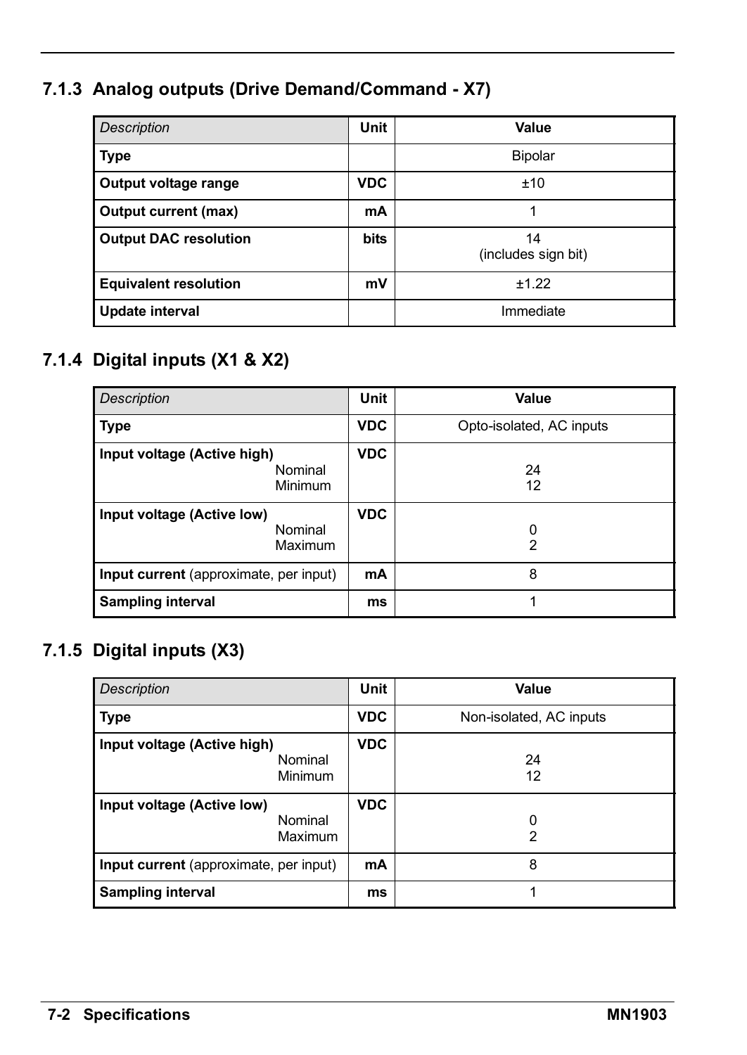### 7.1.3 Analog outputs (Drive Demand/Command - X7)

| *Description* | **Unit** | **Value** |
|---|---|---|
| **Type** | | Bipolar |
| **Output voltage range** | **VDC** | ±10 |
| **Output current (max)** | **mA** | 1 |
| **Output DAC resolution** | **bits** | 14<br>(includes sign bit) |
| **Equivalent resolution** | **mV** | ±1.22 |
| **Update interval** | | Immediate |

### 7.1.4 Digital inputs (X1 & X2)

| *Description* | **Unit** | **Value** |
|---|---|---|
| **Type** | **VDC** | Opto-isolated, AC inputs |
| **Input voltage (Active high)**<br>Nominal<br>Minimum | **VDC** | <br>24<br>12 |
| **Input voltage (Active low)**<br>Nominal<br>Maximum | **VDC** | <br>0<br>2 |
| **Input current** (approximate, per input) | **mA** | 8 |
| **Sampling interval** | **ms** | 1 |

### 7.1.5 Digital inputs (X3)

| *Description* | **Unit** | **Value** |
|---|---|---|
| **Type** | **VDC** | Non-isolated, AC inputs |
| **Input voltage (Active high)**<br>Nominal<br>Minimum | **VDC** | <br>24<br>12 |
| **Input voltage (Active low)**<br>Nominal<br>Maximum | **VDC** | <br>0<br>2 |
| **Input current** (approximate, per input) | **mA** | 8 |
| **Sampling interval** | **ms** | 1 |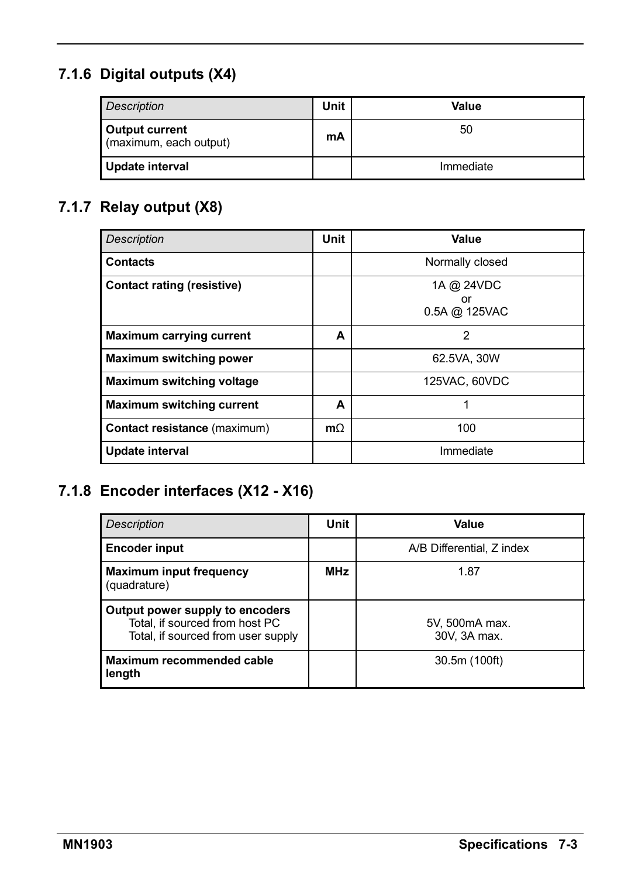### 7.1.6 Digital outputs (X4)

| *Description* | Unit | Value |
|---|---|---|
| **Output current** (maximum, each output) | **mA** | 50 |
| **Update interval** | | Immediate |

### 7.1.7 Relay output (X8)

| *Description* | Unit | Value |
|---|---|---|
| **Contacts** | | Normally closed |
| **Contact rating (resistive)** | | 1A @ 24VDC<br>or<br>0.5A @ 125VAC |
| **Maximum carrying current** | **A** | 2 |
| **Maximum switching power** | | 62.5VA, 30W |
| **Maximum switching voltage** | | 125VAC, 60VDC |
| **Maximum switching current** | **A** | 1 |
| **Contact resistance** (maximum) | **mΩ** | 100 |
| **Update interval** | | Immediate |

### 7.1.8 Encoder interfaces (X12 - X16)

| *Description* | Unit | Value |
|---|---|---|
| **Encoder input** | | A/B Differential, Z index |
| **Maximum input frequency** (quadrature) | **MHz** | 1.87 |
| **Output power supply to encoders**<br>Total, if sourced from host PC<br>Total, if sourced from user supply | | <br>5V, 500mA max.<br>30V, 3A max. |
| **Maximum recommended cable length** | | 30.5m (100ft) |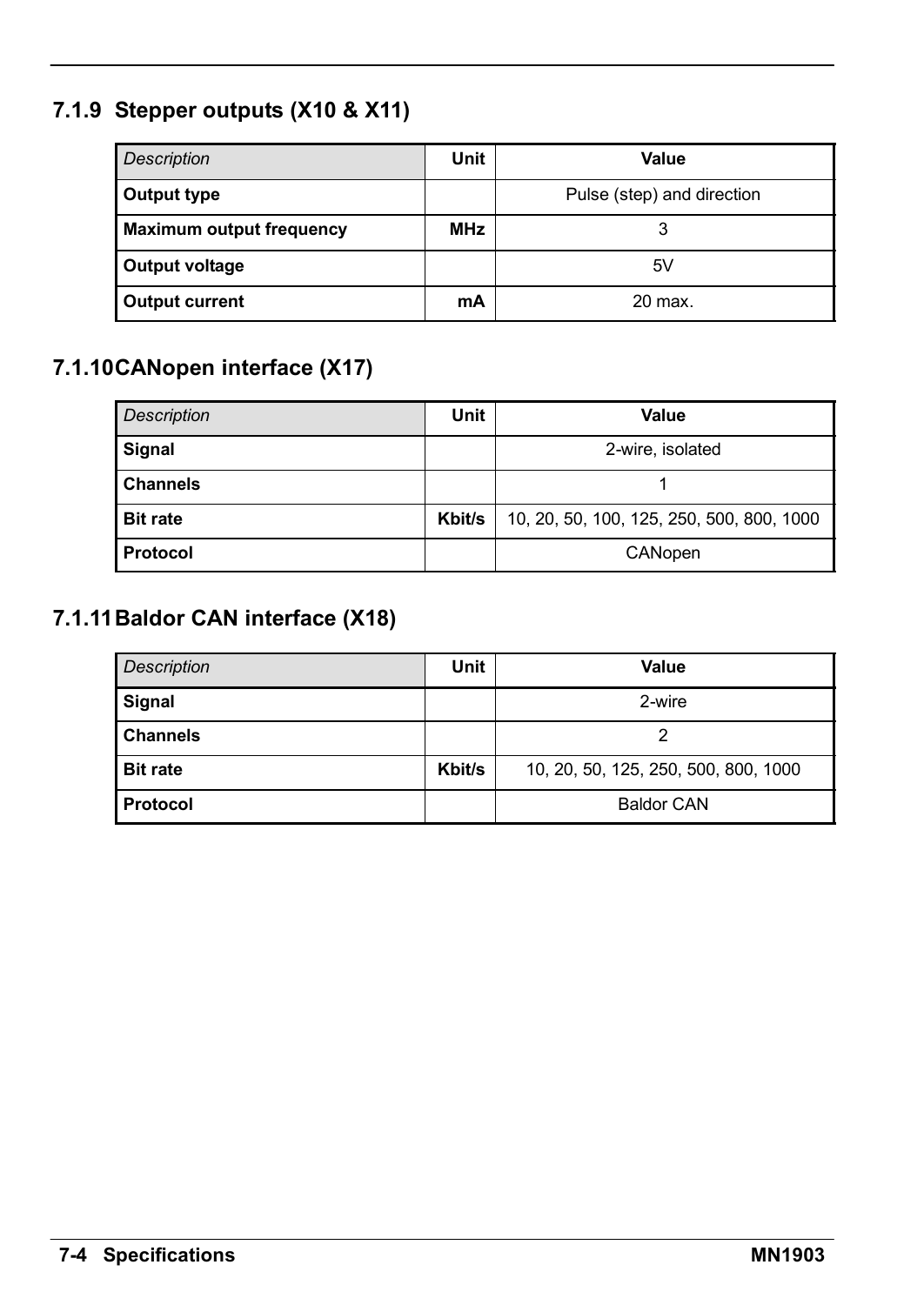### 7.1.9 Stepper outputs (X10 & X11)

| *Description* | Unit | Value |
|---|---|---|
| **Output type** | | Pulse (step) and direction |
| **Maximum output frequency** | **MHz** | 3 |
| **Output voltage** | | 5V |
| **Output current** | **mA** | 20 max. |

### 7.1.10 CANopen interface (X17)

| *Description* | Unit | Value |
|---|---|---|
| **Signal** | | 2-wire, isolated |
| **Channels** | | 1 |
| **Bit rate** | **Kbit/s** | 10, 20, 50, 100, 125, 250, 500, 800, 1000 |
| **Protocol** | | CANopen |

### 7.1.11 Baldor CAN interface (X18)

| *Description* | Unit | Value |
|---|---|---|
| **Signal** | | 2-wire |
| **Channels** | | 2 |
| **Bit rate** | **Kbit/s** | 10, 20, 50, 125, 250, 500, 800, 1000 |
| **Protocol** | | Baldor CAN |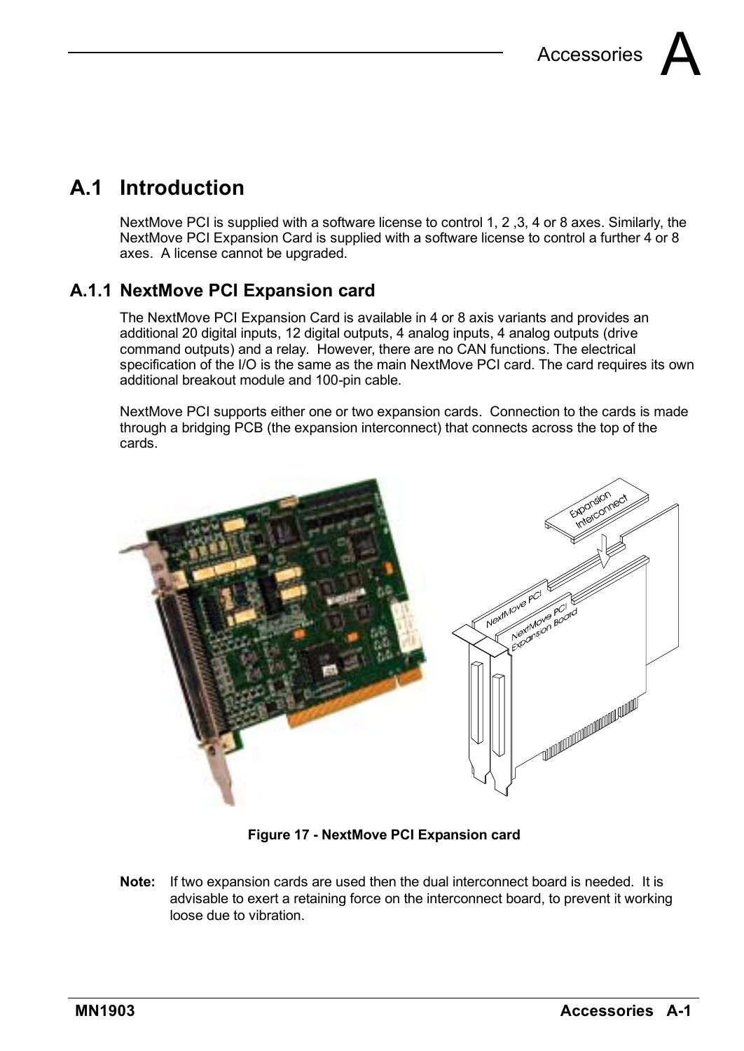## A.1 Introduction

NextMove PCI is supplied with a software license to control 1, 2 ,3, 4 or 8 axes. Similarly, the NextMove PCI Expansion Card is supplied with a software license to control a further 4 or 8 axes. A license cannot be upgraded.

### A.1.1 NextMove PCI Expansion card

The NextMove PCI Expansion Card is available in 4 or 8 axis variants and provides an additional 20 digital inputs, 12 digital outputs, 4 analog inputs, 4 analog outputs (drive command outputs) and a relay. However, there are no CAN functions. The electrical specification of the I/O is the same as the main NextMove PCI card. The card requires its own additional breakout module and 100-pin cable.

NextMove PCI supports either one or two expansion cards. Connection to the cards is made through a bridging PCB (the expansion interconnect) that connects across the top of the cards.

**Figure 17 - NextMove PCI Expansion card**

**Note:** If two expansion cards are used then the dual interconnect board is needed. It is advisable to exert a retaining force on the interconnect board, to prevent it working loose due to vibration.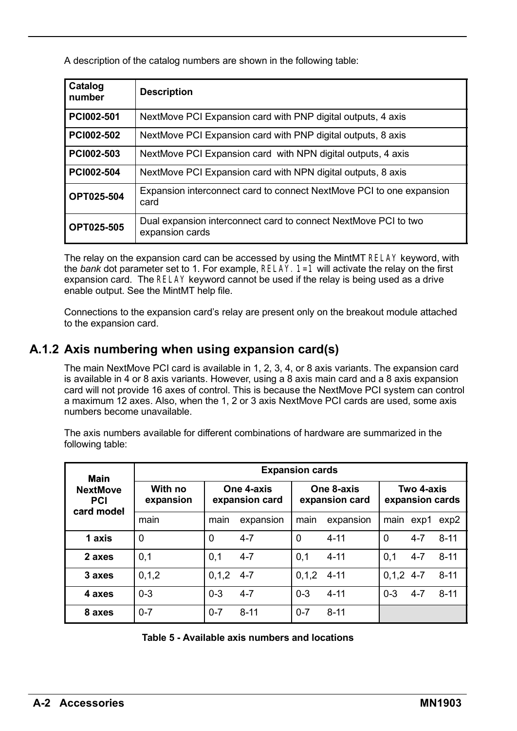A description of the catalog numbers are shown in the following table:

| Catalog number | Description |
|---|---|
| **PCI002-501** | NextMove PCI Expansion card with PNP digital outputs, 4 axis |
| **PCI002-502** | NextMove PCI Expansion card with PNP digital outputs, 8 axis |
| **PCI002-503** | NextMove PCI Expansion card with NPN digital outputs, 4 axis |
| **PCI002-504** | NextMove PCI Expansion card with NPN digital outputs, 8 axis |
| **OPT025-504** | Expansion interconnect card to connect NextMove PCI to one expansion card |
| **OPT025-505** | Dual expansion interconnect card to connect NextMove PCI to two expansion cards |

The relay on the expansion card can be accessed by using the MintMT `RELAY` keyword, with the *bank* dot parameter set to 1. For example, `RELAY.1=1` will activate the relay on the first expansion card. The `RELAY` keyword cannot be used if the relay is being used as a drive enable output. See the MintMT help file.

Connections to the expansion card's relay are present only on the breakout module attached to the expansion card.

## A.1.2 Axis numbering when using expansion card(s)

The main NextMove PCI card is available in 1, 2, 3, 4, or 8 axis variants. The expansion card is available in 4 or 8 axis variants. However, using a 8 axis main card and a 8 axis expansion card will not provide 16 axes of control. This is because the NextMove PCI system can control a maximum 12 axes. Also, when the 1, 2 or 3 axis NextMove PCI cards are used, some axis numbers become unavailable.

The axis numbers available for different combinations of hardware are summarized in the following table:

| Main NextMove PCI card model | Expansion cards | | | | | | | |
|---|---|---|---|---|---|---|---|---|
| | **With no expansion** | **One 4-axis expansion card** | | **One 8-axis expansion card** | | **Two 4-axis expansion cards** | | |
| | main | main | expansion | main | expansion | main | exp1 | exp2 |
| **1 axis** | 0 | 0 | 4-7 | 0 | 4-11 | 0 | 4-7 | 8-11 |
| **2 axes** | 0,1 | 0,1 | 4-7 | 0,1 | 4-11 | 0,1 | 4-7 | 8-11 |
| **3 axes** | 0,1,2 | 0,1,2 | 4-7 | 0,1,2 | 4-11 | 0,1,2 | 4-7 | 8-11 |
| **4 axes** | 0-3 | 0-3 | 4-7 | 0-3 | 4-11 | 0-3 | 4-7 | 8-11 |
| **8 axes** | 0-7 | 0-7 | 8-11 | 0-7 | 8-11 | | | |

**Table 5 - Available axis numbers and locations**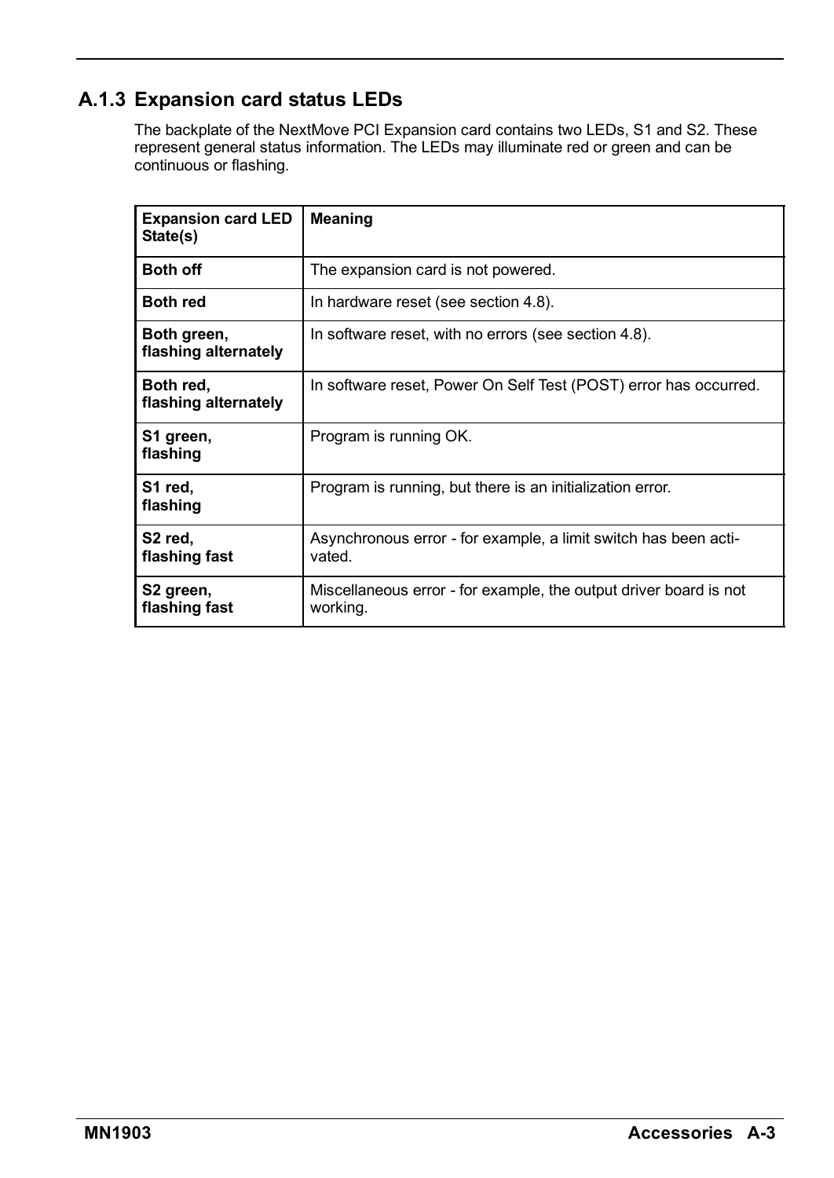### A.1.3 Expansion card status LEDs

The backplate of the NextMove PCI Expansion card contains two LEDs, S1 and S2. These represent general status information. The LEDs may illuminate red or green and can be continuous or flashing.

| Expansion card LED State(s) | Meaning |
|---|---|
| **Both off** | The expansion card is not powered. |
| **Both red** | In hardware reset (see section 4.8). |
| **Both green, flashing alternately** | In software reset, with no errors (see section 4.8). |
| **Both red, flashing alternately** | In software reset, Power On Self Test (POST) error has occurred. |
| **S1 green, flashing** | Program is running OK. |
| **S1 red, flashing** | Program is running, but there is an initialization error. |
| **S2 red, flashing fast** | Asynchronous error - for example, a limit switch has been activated. |
| **S2 green, flashing fast** | Miscellaneous error - for example, the output driver board is not working. |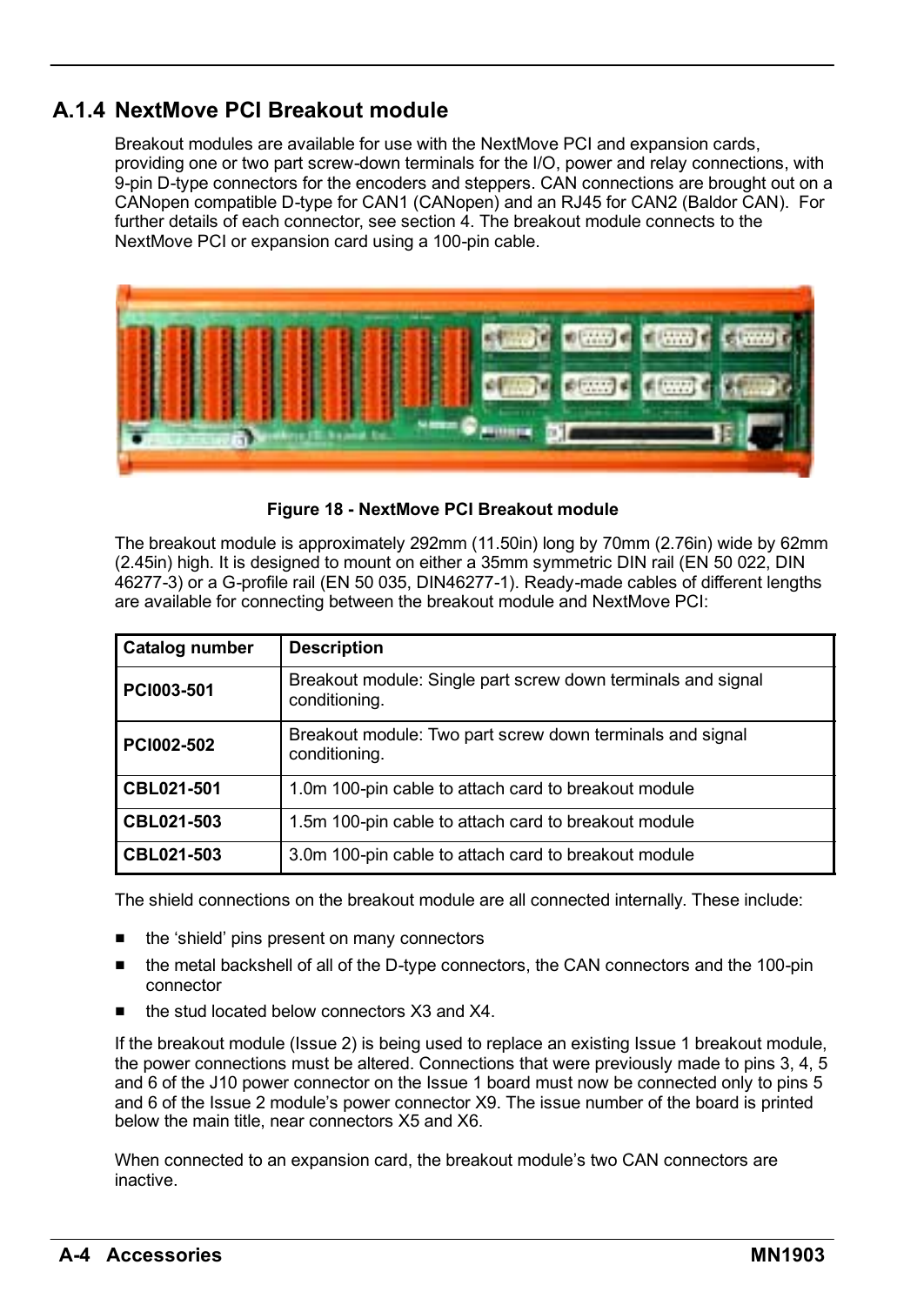## A.1.4 NextMove PCI Breakout module

Breakout modules are available for use with the NextMove PCI and expansion cards, providing one or two part screw-down terminals for the I/O, power and relay connections, with 9-pin D-type connectors for the encoders and steppers. CAN connections are brought out on a CANopen compatible D-type for CAN1 (CANopen) and an RJ45 for CAN2 (Baldor CAN). For further details of each connector, see section 4. The breakout module connects to the NextMove PCI or expansion card using a 100-pin cable.

**Figure 18 - NextMove PCI Breakout module**

The breakout module is approximately 292mm (11.50in) long by 70mm (2.76in) wide by 62mm (2.45in) high. It is designed to mount on either a 35mm symmetric DIN rail (EN 50 022, DIN 46277-3) or a G-profile rail (EN 50 035, DIN46277-1). Ready-made cables of different lengths are available for connecting between the breakout module and NextMove PCI:

| Catalog number | Description |
|---|---|
| **PCI003-501** | Breakout module: Single part screw down terminals and signal conditioning. |
| **PCI002-502** | Breakout module: Two part screw down terminals and signal conditioning. |
| **CBL021-501** | 1.0m 100-pin cable to attach card to breakout module |
| **CBL021-503** | 1.5m 100-pin cable to attach card to breakout module |
| **CBL021-503** | 3.0m 100-pin cable to attach card to breakout module |

The shield connections on the breakout module are all connected internally. These include:

- the 'shield' pins present on many connectors
- the metal backshell of all of the D-type connectors, the CAN connectors and the 100-pin connector
- the stud located below connectors X3 and X4.

If the breakout module (Issue 2) is being used to replace an existing Issue 1 breakout module, the power connections must be altered. Connections that were previously made to pins 3, 4, 5 and 6 of the J10 power connector on the Issue 1 board must now be connected only to pins 5 and 6 of the Issue 2 module's power connector X9. The issue number of the board is printed below the main title, near connectors X5 and X6.

When connected to an expansion card, the breakout module's two CAN connectors are inactive.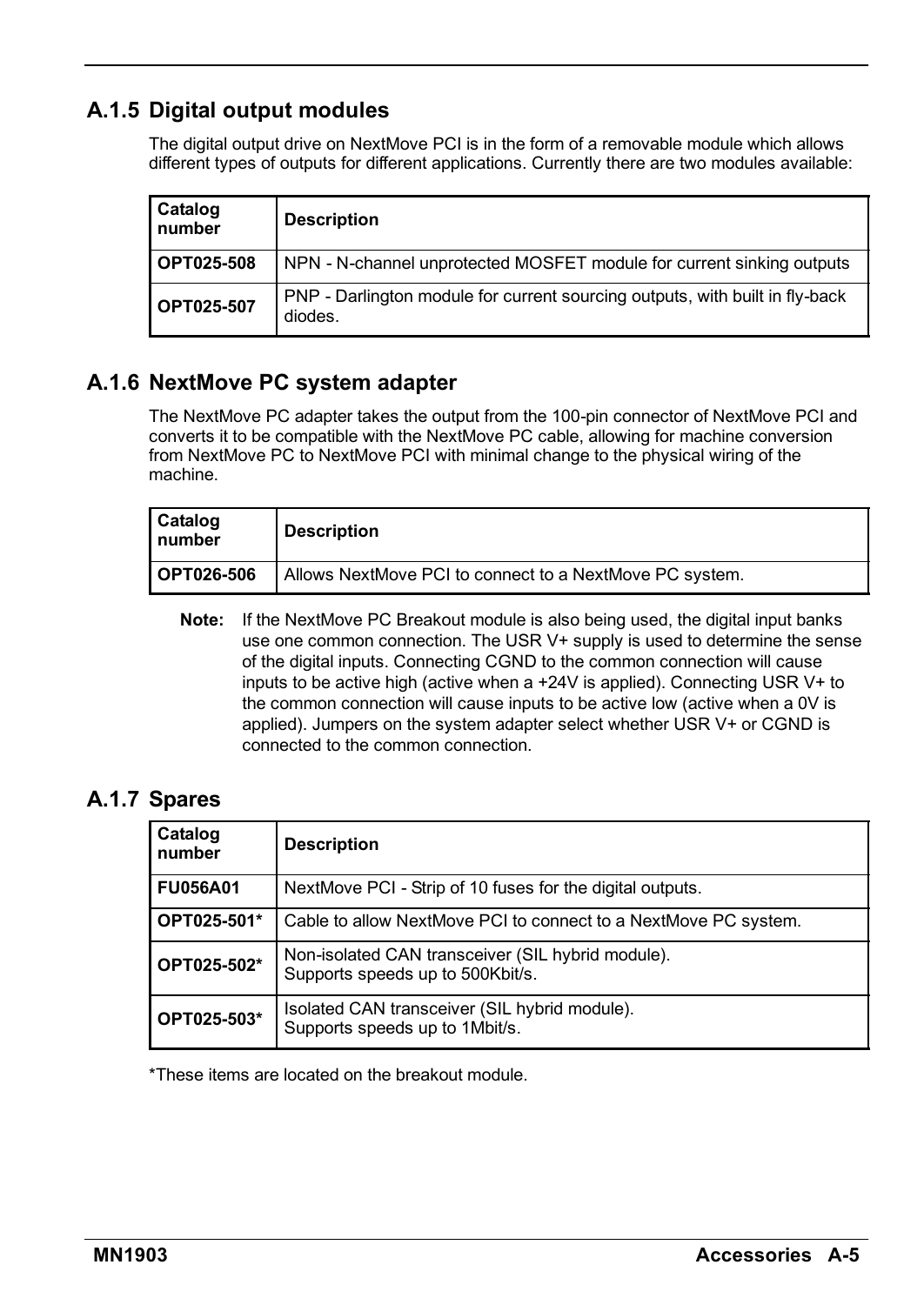### A.1.5 Digital output modules

The digital output drive on NextMove PCI is in the form of a removable module which allows different types of outputs for different applications. Currently there are two modules available:

| Catalog number | Description |
|---|---|
| **OPT025-508** | NPN - N-channel unprotected MOSFET module for current sinking outputs |
| **OPT025-507** | PNP - Darlington module for current sourcing outputs, with built in fly-back diodes. |

### A.1.6 NextMove PC system adapter

The NextMove PC adapter takes the output from the 100-pin connector of NextMove PCI and converts it to be compatible with the NextMove PC cable, allowing for machine conversion from NextMove PC to NextMove PCI with minimal change to the physical wiring of the machine.

| Catalog number | Description |
|---|---|
| **OPT026-506** | Allows NextMove PCI to connect to a NextMove PC system. |

**Note:** If the NextMove PC Breakout module is also being used, the digital input banks use one common connection. The USR V+ supply is used to determine the sense of the digital inputs. Connecting CGND to the common connection will cause inputs to be active high (active when a +24V is applied). Connecting USR V+ to the common connection will cause inputs to be active low (active when a 0V is applied). Jumpers on the system adapter select whether USR V+ or CGND is connected to the common connection.

### A.1.7 Spares

| Catalog number | Description |
|---|---|
| **FU056A01** | NextMove PCI - Strip of 10 fuses for the digital outputs. |
| **OPT025-501*** | Cable to allow NextMove PCI to connect to a NextMove PC system. |
| **OPT025-502*** | Non-isolated CAN transceiver (SIL hybrid module).<br>Supports speeds up to 500Kbit/s. |
| **OPT025-503*** | Isolated CAN transceiver (SIL hybrid module).<br>Supports speeds up to 1Mbit/s. |

*These items are located on the breakout module.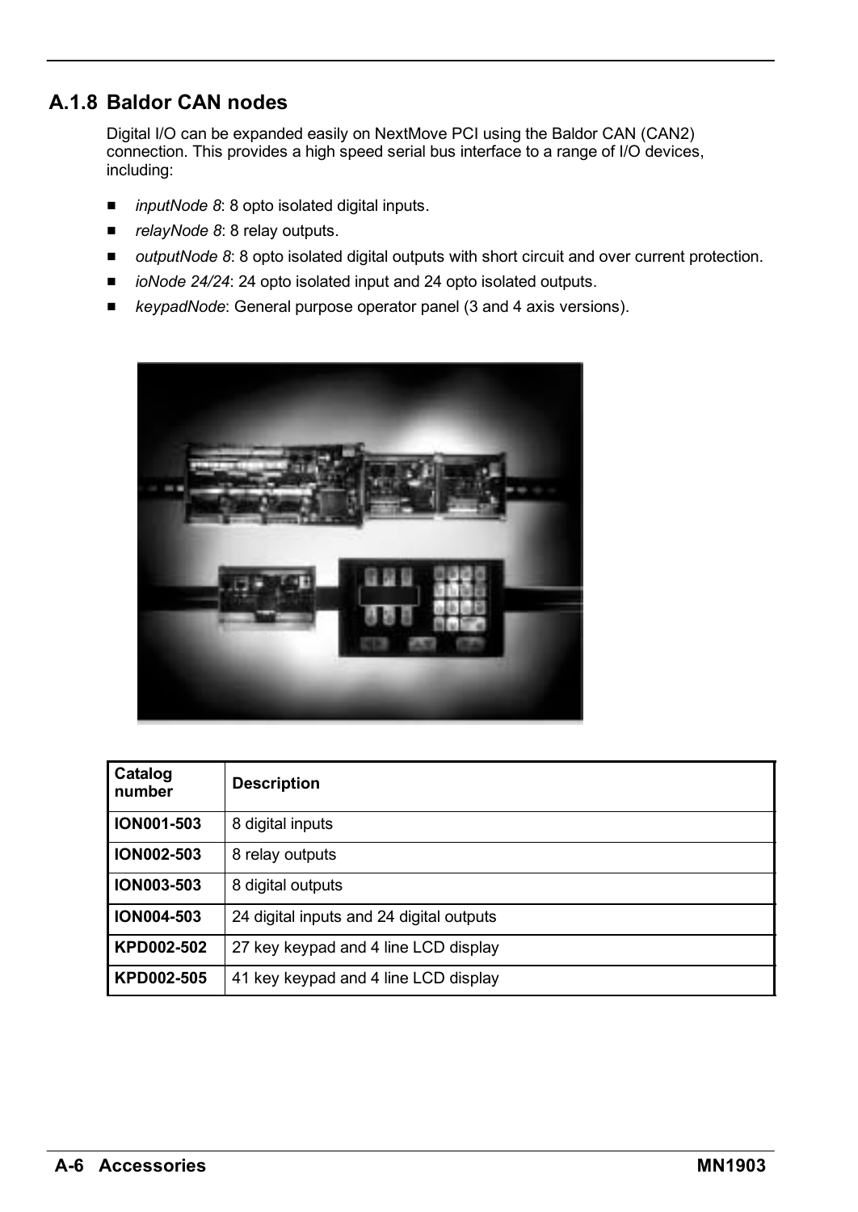## A.1.8 Baldor CAN nodes

Digital I/O can be expanded easily on NextMove PCI using the Baldor CAN (CAN2) connection. This provides a high speed serial bus interface to a range of I/O devices, including:

- *inputNode 8*: 8 opto isolated digital inputs.
- *relayNode 8*: 8 relay outputs.
- *outputNode 8*: 8 opto isolated digital outputs with short circuit and over current protection.
- *ioNode 24/24*: 24 opto isolated input and 24 opto isolated outputs.
- *keypadNode*: General purpose operator panel (3 and 4 axis versions).

| Catalog number | Description |
|---|---|
| **ION001-503** | 8 digital inputs |
| **ION002-503** | 8 relay outputs |
| **ION003-503** | 8 digital outputs |
| **ION004-503** | 24 digital inputs and 24 digital outputs |
| **KPD002-502** | 27 key keypad and 4 line LCD display |
| **KPD002-505** | 41 key keypad and 4 line LCD display |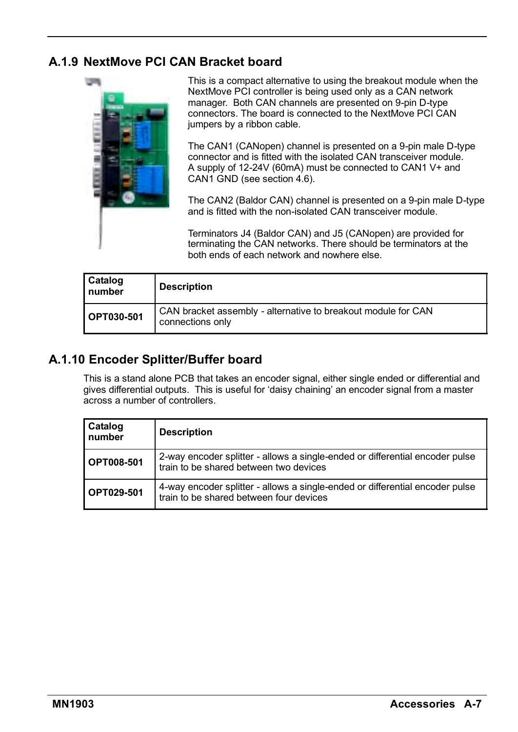## A.1.9 NextMove PCI CAN Bracket board

This is a compact alternative to using the breakout module when the NextMove PCI controller is being used only as a CAN network manager. Both CAN channels are presented on 9-pin D-type connectors. The board is connected to the NextMove PCI CAN jumpers by a ribbon cable.

The CAN1 (CANopen) channel is presented on a 9-pin male D-type connector and is fitted with the isolated CAN transceiver module. A supply of 12-24V (60mA) must be connected to CAN1 V+ and CAN1 GND (see section 4.6).

The CAN2 (Baldor CAN) channel is presented on a 9-pin male D-type and is fitted with the non-isolated CAN transceiver module.

Terminators J4 (Baldor CAN) and J5 (CANopen) are provided for terminating the CAN networks. There should be terminators at the both ends of each network and nowhere else.

| Catalog number | Description |
|---|---|
| **OPT030-501** | CAN bracket assembly - alternative to breakout module for CAN connections only |

## A.1.10 Encoder Splitter/Buffer board

This is a stand alone PCB that takes an encoder signal, either single ended or differential and gives differential outputs. This is useful for ‘daisy chaining’ an encoder signal from a master across a number of controllers.

| Catalog number | Description |
|---|---|
| **OPT008-501** | 2-way encoder splitter - allows a single-ended or differential encoder pulse train to be shared between two devices |
| **OPT029-501** | 4-way encoder splitter - allows a single-ended or differential encoder pulse train to be shared between four devices |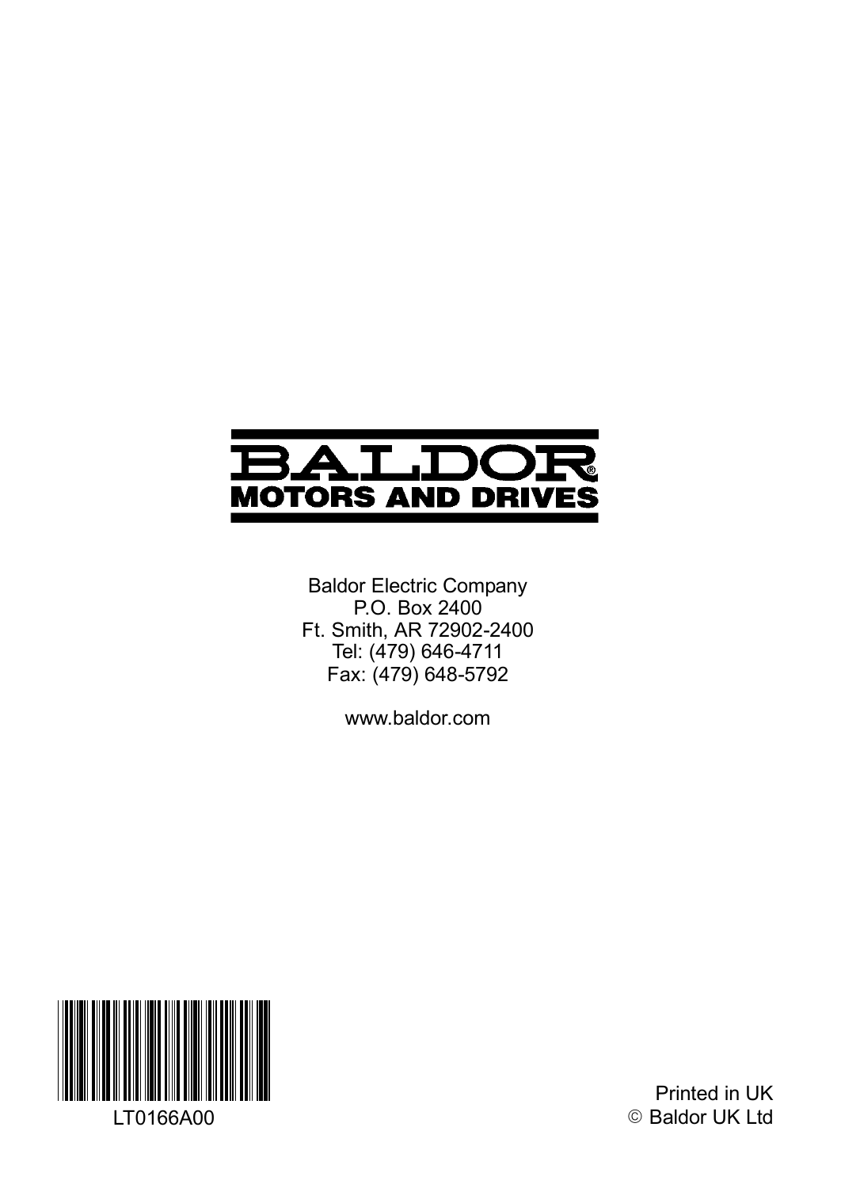BALDOR®
MOTORS AND DRIVES

Baldor Electric Company
P.O. Box 2400
Ft. Smith, AR 72902-2400
Tel: (479) 646-4711
Fax: (479) 648-5792

www.baldor.com

LT0166A00

Printed in UK
© Baldor UK Ltd